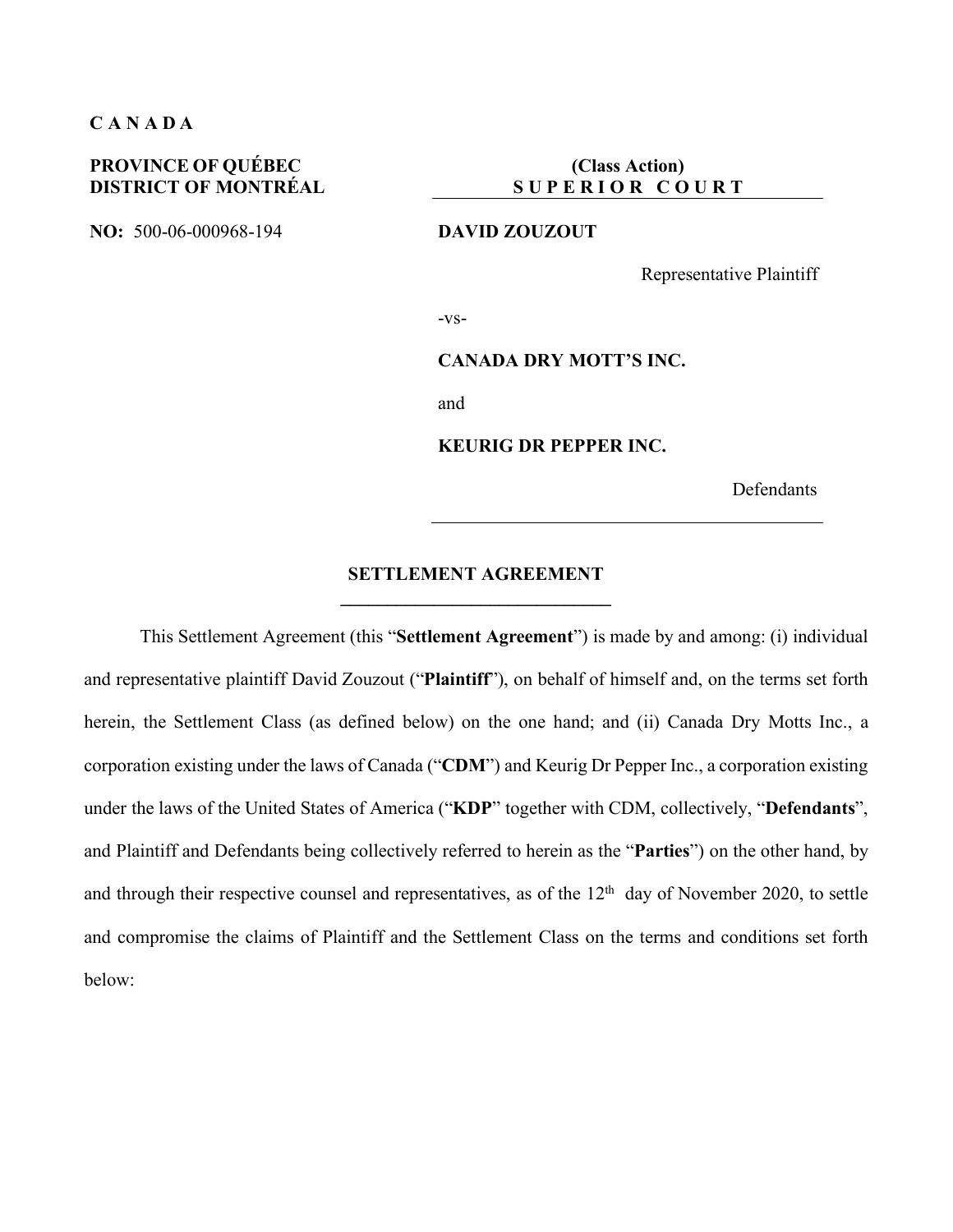**C A N A D A**

**PROVINCE OF QUÉBEC**
**DISTRICT OF MONTRÉAL**

**NO:** 500-06-000968-194

**(Class Action)**
**S U P E R I O R  C O U R T**

**DAVID ZOUZOUT**

Representative Plaintiff

-vs-

**CANADA DRY MOTT'S INC.**

and

**KEURIG DR PEPPER INC.**

Defendants

## SETTLEMENT AGREEMENT

This Settlement Agreement (this "**Settlement Agreement**") is made by and among: (i) individual and representative plaintiff David Zouzout ("**Plaintiff**"), on behalf of himself and, on the terms set forth herein, the Settlement Class (as defined below) on the one hand; and (ii) Canada Dry Motts Inc., a corporation existing under the laws of Canada ("**CDM**") and Keurig Dr Pepper Inc., a corporation existing under the laws of the United States of America ("**KDP**" together with CDM, collectively, "**Defendants**", and Plaintiff and Defendants being collectively referred to herein as the "**Parties**") on the other hand, by and through their respective counsel and representatives, as of the 12th day of November 2020, to settle and compromise the claims of Plaintiff and the Settlement Class on the terms and conditions set forth below: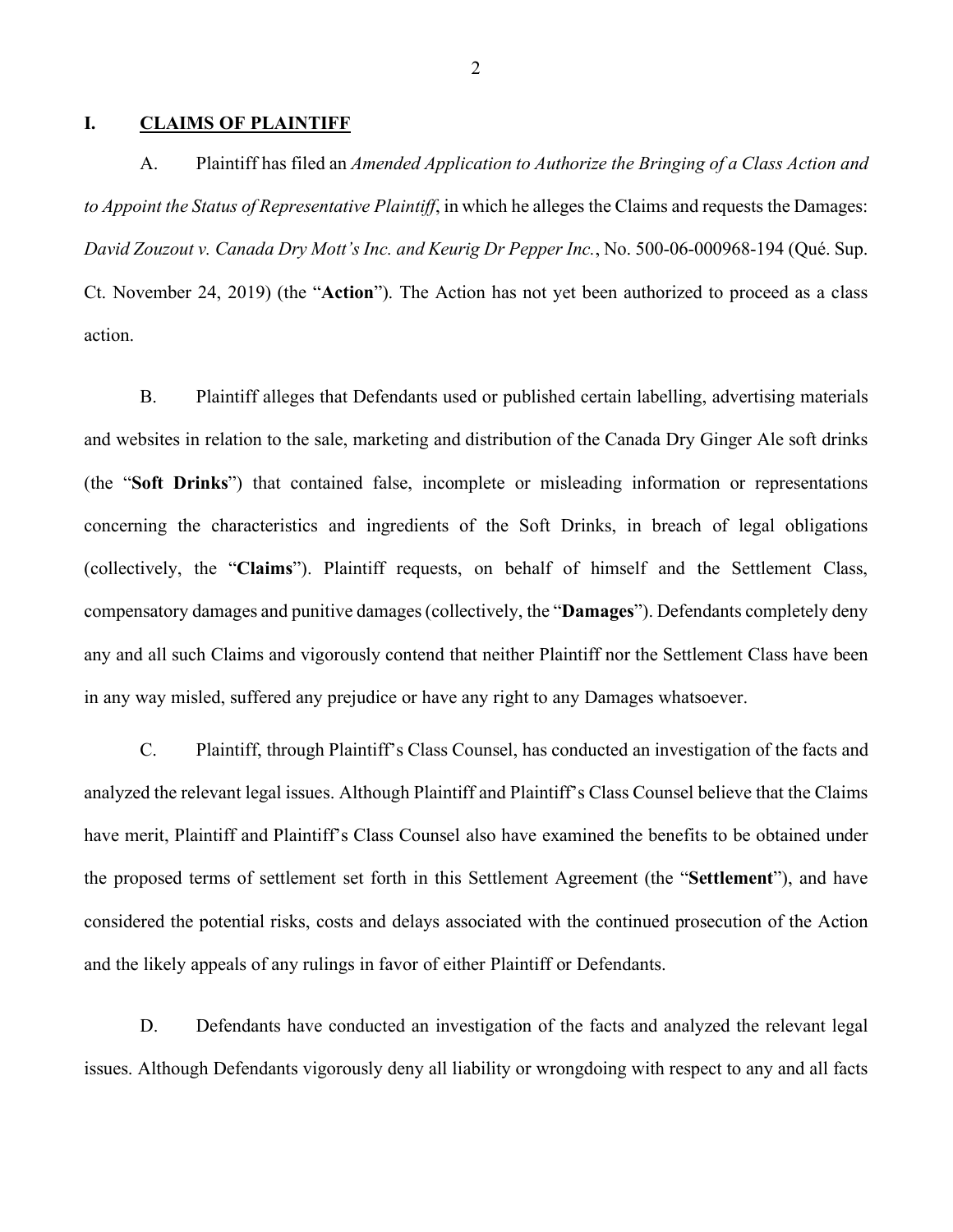## I. CLAIMS OF PLAINTIFF

A. Plaintiff has filed an *Amended Application to Authorize the Bringing of a Class Action and to Appoint the Status of Representative Plaintiff*, in which he alleges the Claims and requests the Damages: *David Zouzout v. Canada Dry Mott's Inc. and Keurig Dr Pepper Inc.*, No. 500-06-000968-194 (Qué. Sup. Ct. November 24, 2019) (the "**Action**"). The Action has not yet been authorized to proceed as a class action.

B. Plaintiff alleges that Defendants used or published certain labelling, advertising materials and websites in relation to the sale, marketing and distribution of the Canada Dry Ginger Ale soft drinks (the "**Soft Drinks**") that contained false, incomplete or misleading information or representations concerning the characteristics and ingredients of the Soft Drinks, in breach of legal obligations (collectively, the "**Claims**"). Plaintiff requests, on behalf of himself and the Settlement Class, compensatory damages and punitive damages (collectively, the "**Damages**"). Defendants completely deny any and all such Claims and vigorously contend that neither Plaintiff nor the Settlement Class have been in any way misled, suffered any prejudice or have any right to any Damages whatsoever.

C. Plaintiff, through Plaintiff's Class Counsel, has conducted an investigation of the facts and analyzed the relevant legal issues. Although Plaintiff and Plaintiff's Class Counsel believe that the Claims have merit, Plaintiff and Plaintiff's Class Counsel also have examined the benefits to be obtained under the proposed terms of settlement set forth in this Settlement Agreement (the "**Settlement**"), and have considered the potential risks, costs and delays associated with the continued prosecution of the Action and the likely appeals of any rulings in favor of either Plaintiff or Defendants.

D. Defendants have conducted an investigation of the facts and analyzed the relevant legal issues. Although Defendants vigorously deny all liability or wrongdoing with respect to any and all facts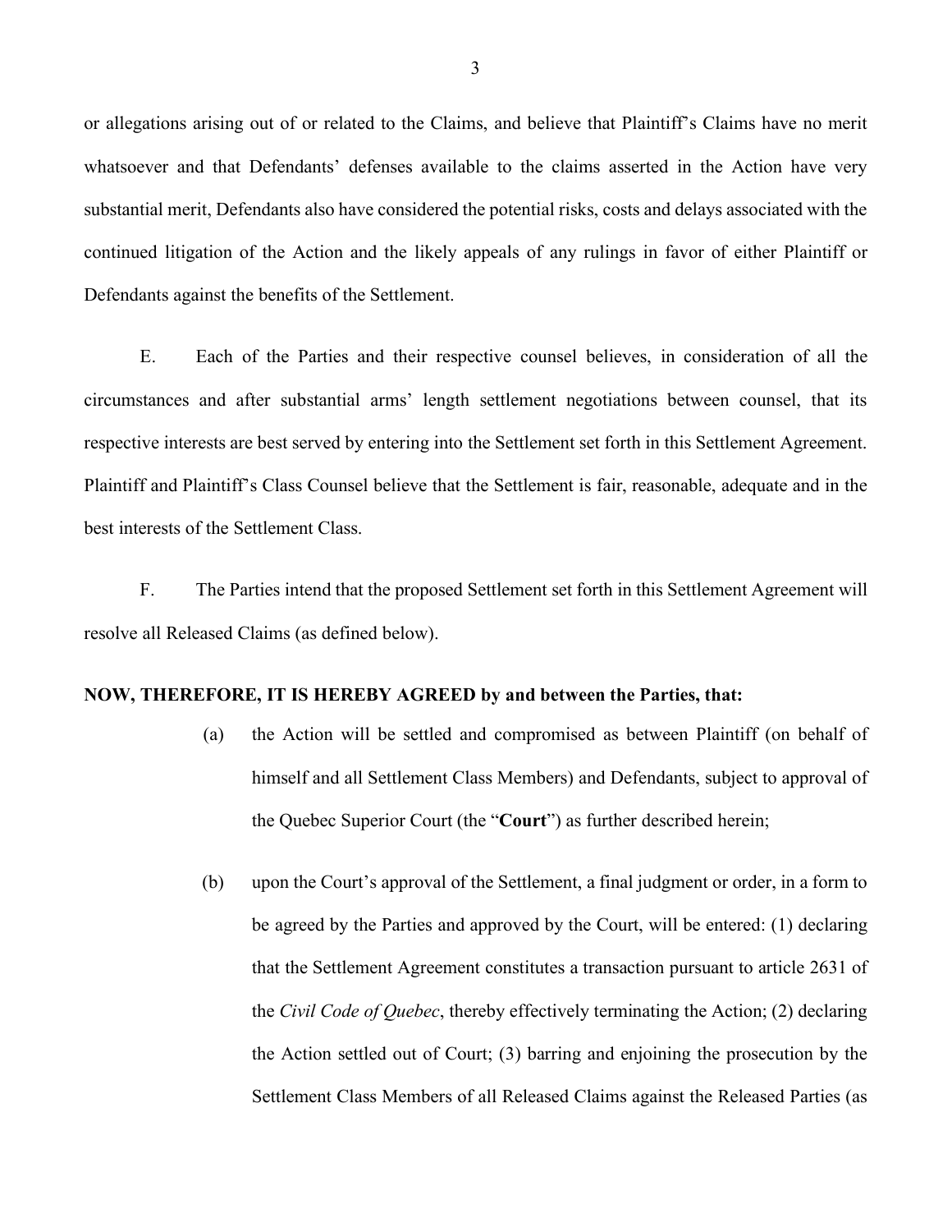or allegations arising out of or related to the Claims, and believe that Plaintiff's Claims have no merit whatsoever and that Defendants' defenses available to the claims asserted in the Action have very substantial merit, Defendants also have considered the potential risks, costs and delays associated with the continued litigation of the Action and the likely appeals of any rulings in favor of either Plaintiff or Defendants against the benefits of the Settlement.

E. Each of the Parties and their respective counsel believes, in consideration of all the circumstances and after substantial arms' length settlement negotiations between counsel, that its respective interests are best served by entering into the Settlement set forth in this Settlement Agreement. Plaintiff and Plaintiff's Class Counsel believe that the Settlement is fair, reasonable, adequate and in the best interests of the Settlement Class.

F. The Parties intend that the proposed Settlement set forth in this Settlement Agreement will resolve all Released Claims (as defined below).

**NOW, THEREFORE, IT IS HEREBY AGREED by and between the Parties, that:**

(a) the Action will be settled and compromised as between Plaintiff (on behalf of himself and all Settlement Class Members) and Defendants, subject to approval of the Quebec Superior Court (the "**Court**") as further described herein;

(b) upon the Court's approval of the Settlement, a final judgment or order, in a form to be agreed by the Parties and approved by the Court, will be entered: (1) declaring that the Settlement Agreement constitutes a transaction pursuant to article 2631 of the *Civil Code of Quebec*, thereby effectively terminating the Action; (2) declaring the Action settled out of Court; (3) barring and enjoining the prosecution by the Settlement Class Members of all Released Claims against the Released Parties (as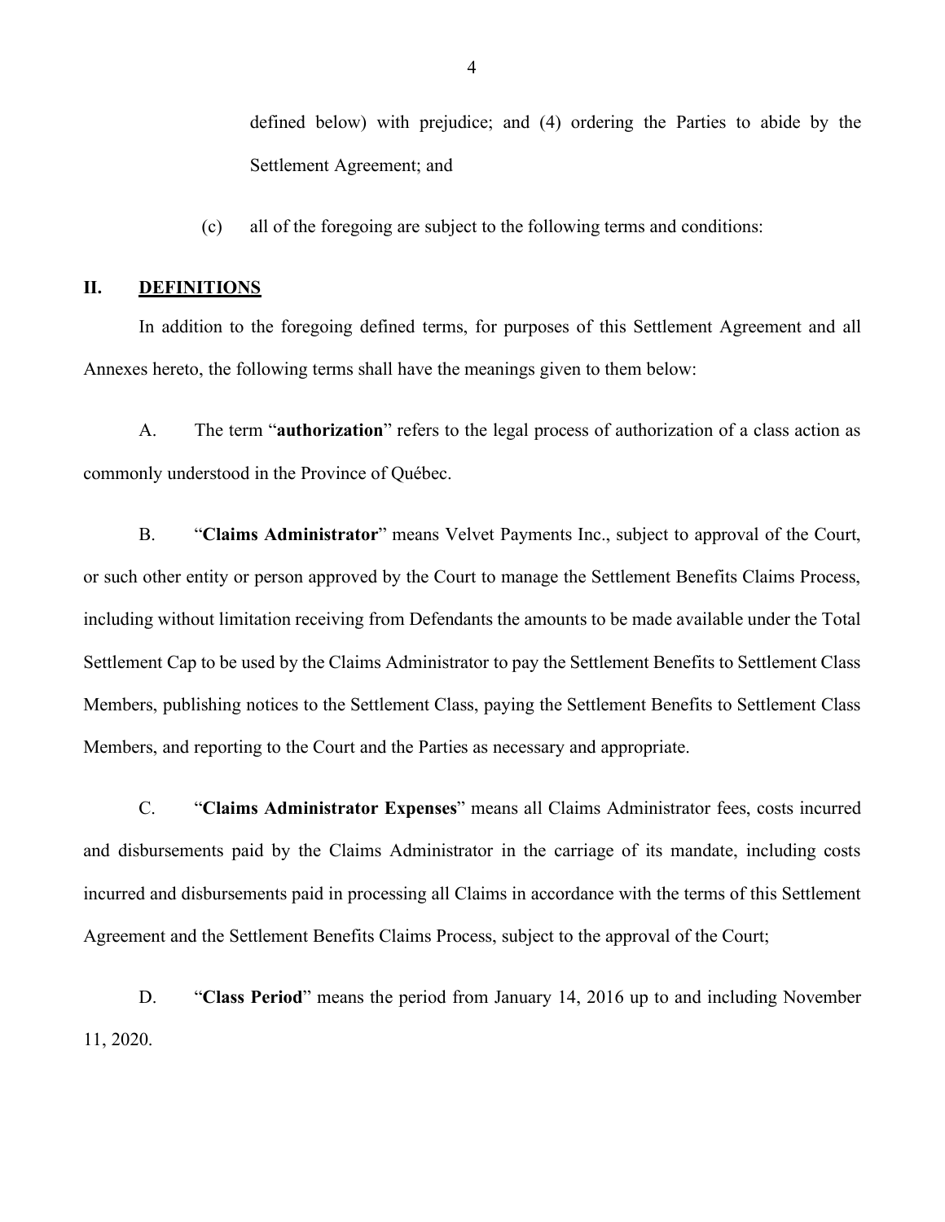defined below) with prejudice; and (4) ordering the Parties to abide by the Settlement Agreement; and

(c) all of the foregoing are subject to the following terms and conditions:

## II. DEFINITIONS

In addition to the foregoing defined terms, for purposes of this Settlement Agreement and all Annexes hereto, the following terms shall have the meanings given to them below:

A. The term "**authorization**" refers to the legal process of authorization of a class action as commonly understood in the Province of Québec.

B. "**Claims Administrator**" means Velvet Payments Inc., subject to approval of the Court, or such other entity or person approved by the Court to manage the Settlement Benefits Claims Process, including without limitation receiving from Defendants the amounts to be made available under the Total Settlement Cap to be used by the Claims Administrator to pay the Settlement Benefits to Settlement Class Members, publishing notices to the Settlement Class, paying the Settlement Benefits to Settlement Class Members, and reporting to the Court and the Parties as necessary and appropriate.

C. "**Claims Administrator Expenses**" means all Claims Administrator fees, costs incurred and disbursements paid by the Claims Administrator in the carriage of its mandate, including costs incurred and disbursements paid in processing all Claims in accordance with the terms of this Settlement Agreement and the Settlement Benefits Claims Process, subject to the approval of the Court;

D. "**Class Period**" means the period from January 14, 2016 up to and including November 11, 2020.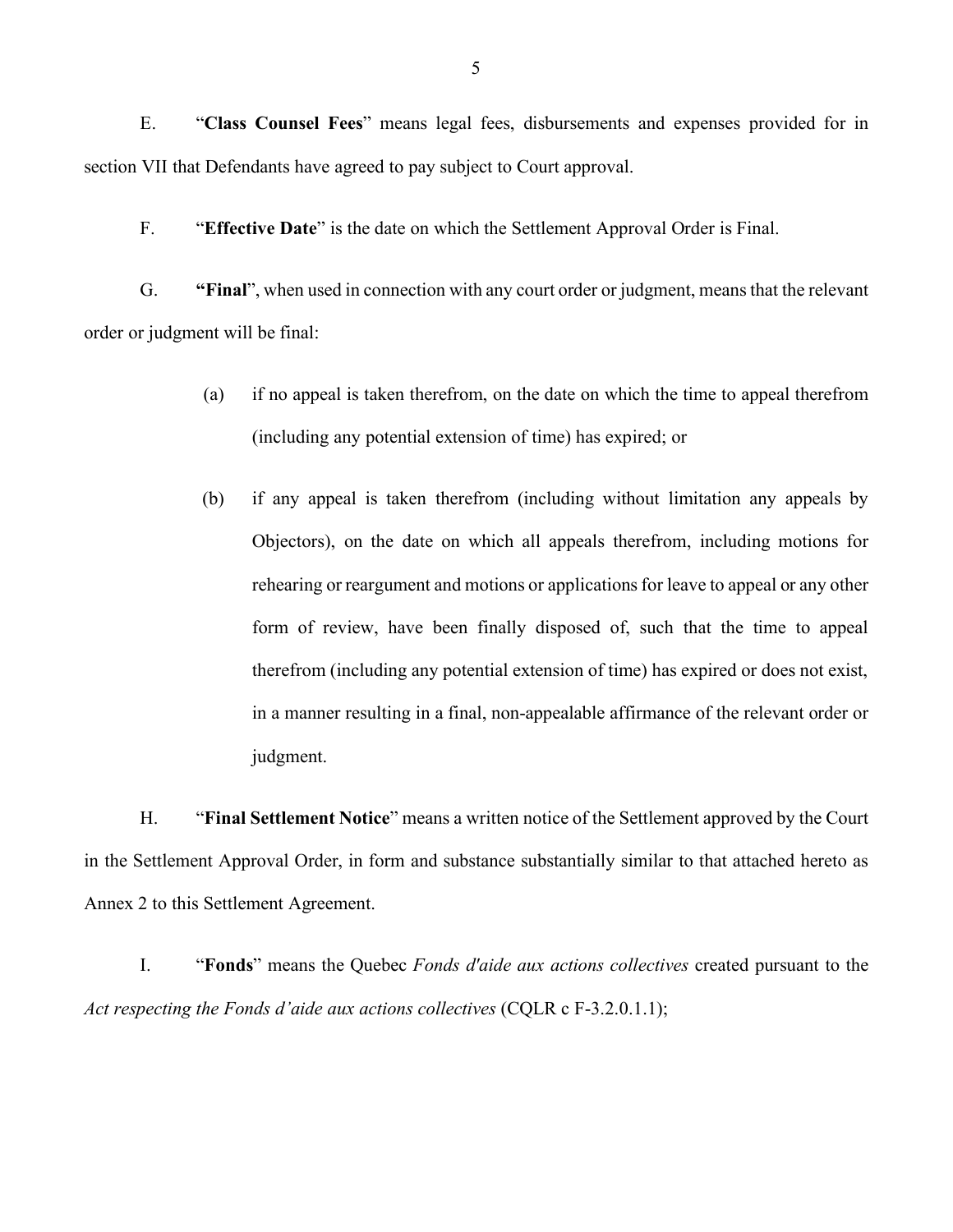E. "**Class Counsel Fees**" means legal fees, disbursements and expenses provided for in section VII that Defendants have agreed to pay subject to Court approval.

F. "**Effective Date**" is the date on which the Settlement Approval Order is Final.

G. **"Final**", when used in connection with any court order or judgment, means that the relevant order or judgment will be final:

> (a) if no appeal is taken therefrom, on the date on which the time to appeal therefrom (including any potential extension of time) has expired; or
>
> (b) if any appeal is taken therefrom (including without limitation any appeals by Objectors), on the date on which all appeals therefrom, including motions for rehearing or reargument and motions or applications for leave to appeal or any other form of review, have been finally disposed of, such that the time to appeal therefrom (including any potential extension of time) has expired or does not exist, in a manner resulting in a final, non-appealable affirmance of the relevant order or judgment.

H. "**Final Settlement Notice**" means a written notice of the Settlement approved by the Court in the Settlement Approval Order, in form and substance substantially similar to that attached hereto as Annex 2 to this Settlement Agreement.

I. "**Fonds**" means the Quebec *Fonds d'aide aux actions collectives* created pursuant to the *Act respecting the Fonds d'aide aux actions collectives* (CQLR c F-3.2.0.1.1);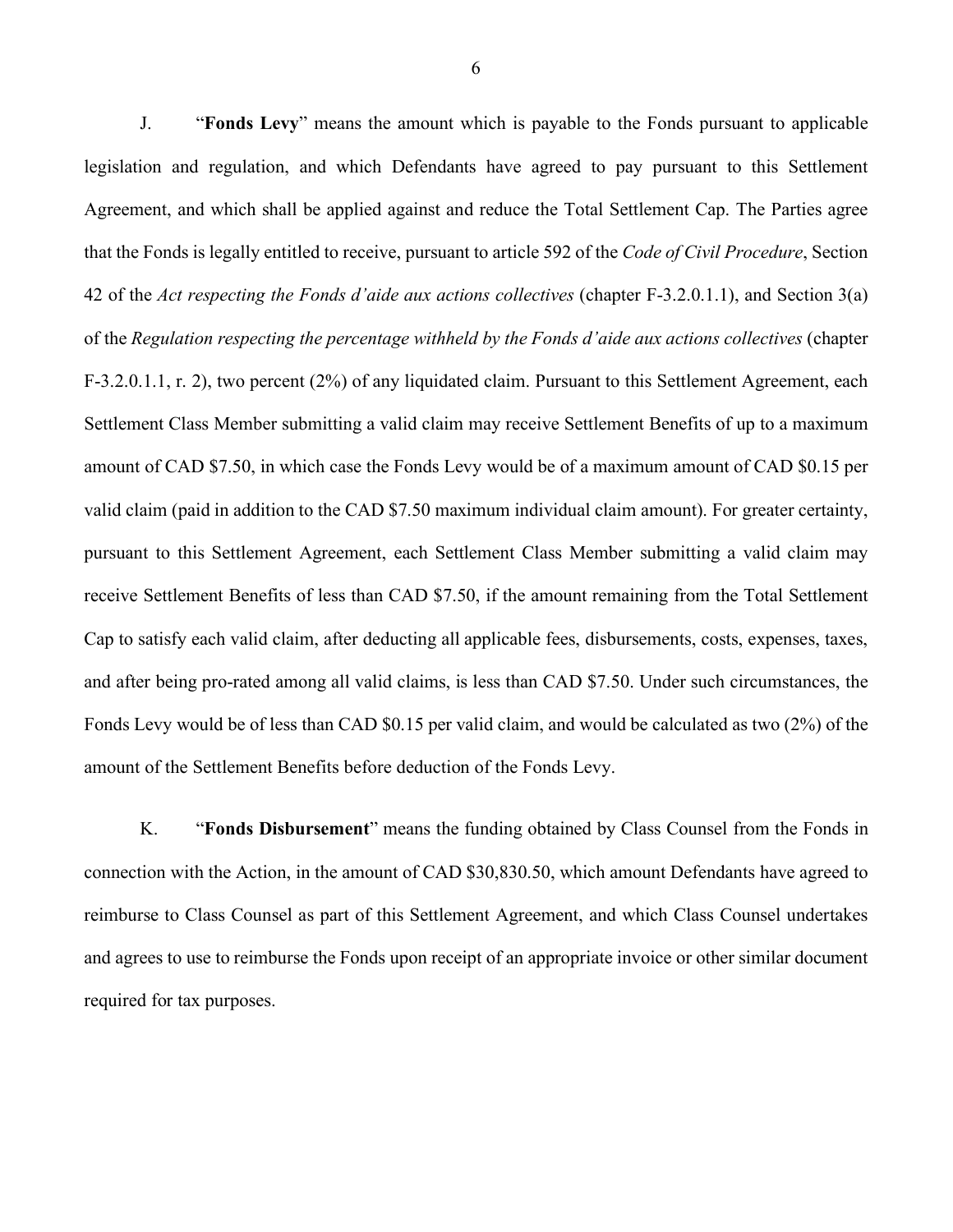J. "**Fonds Levy**" means the amount which is payable to the Fonds pursuant to applicable legislation and regulation, and which Defendants have agreed to pay pursuant to this Settlement Agreement, and which shall be applied against and reduce the Total Settlement Cap. The Parties agree that the Fonds is legally entitled to receive, pursuant to article 592 of the *Code of Civil Procedure*, Section 42 of the *Act respecting the Fonds d'aide aux actions collectives* (chapter F-3.2.0.1.1), and Section 3(a) of the *Regulation respecting the percentage withheld by the Fonds d'aide aux actions collectives* (chapter F-3.2.0.1.1, r. 2), two percent (2%) of any liquidated claim. Pursuant to this Settlement Agreement, each Settlement Class Member submitting a valid claim may receive Settlement Benefits of up to a maximum amount of CAD $7.50, in which case the Fonds Levy would be of a maximum amount of CAD $0.15 per valid claim (paid in addition to the CAD $7.50 maximum individual claim amount). For greater certainty, pursuant to this Settlement Agreement, each Settlement Class Member submitting a valid claim may receive Settlement Benefits of less than CAD $7.50, if the amount remaining from the Total Settlement Cap to satisfy each valid claim, after deducting all applicable fees, disbursements, costs, expenses, taxes, and after being pro-rated among all valid claims, is less than CAD $7.50. Under such circumstances, the Fonds Levy would be of less than CAD $0.15 per valid claim, and would be calculated as two (2%) of the amount of the Settlement Benefits before deduction of the Fonds Levy.

K. "**Fonds Disbursement**" means the funding obtained by Class Counsel from the Fonds in connection with the Action, in the amount of CAD $30,830.50, which amount Defendants have agreed to reimburse to Class Counsel as part of this Settlement Agreement, and which Class Counsel undertakes and agrees to use to reimburse the Fonds upon receipt of an appropriate invoice or other similar document required for tax purposes.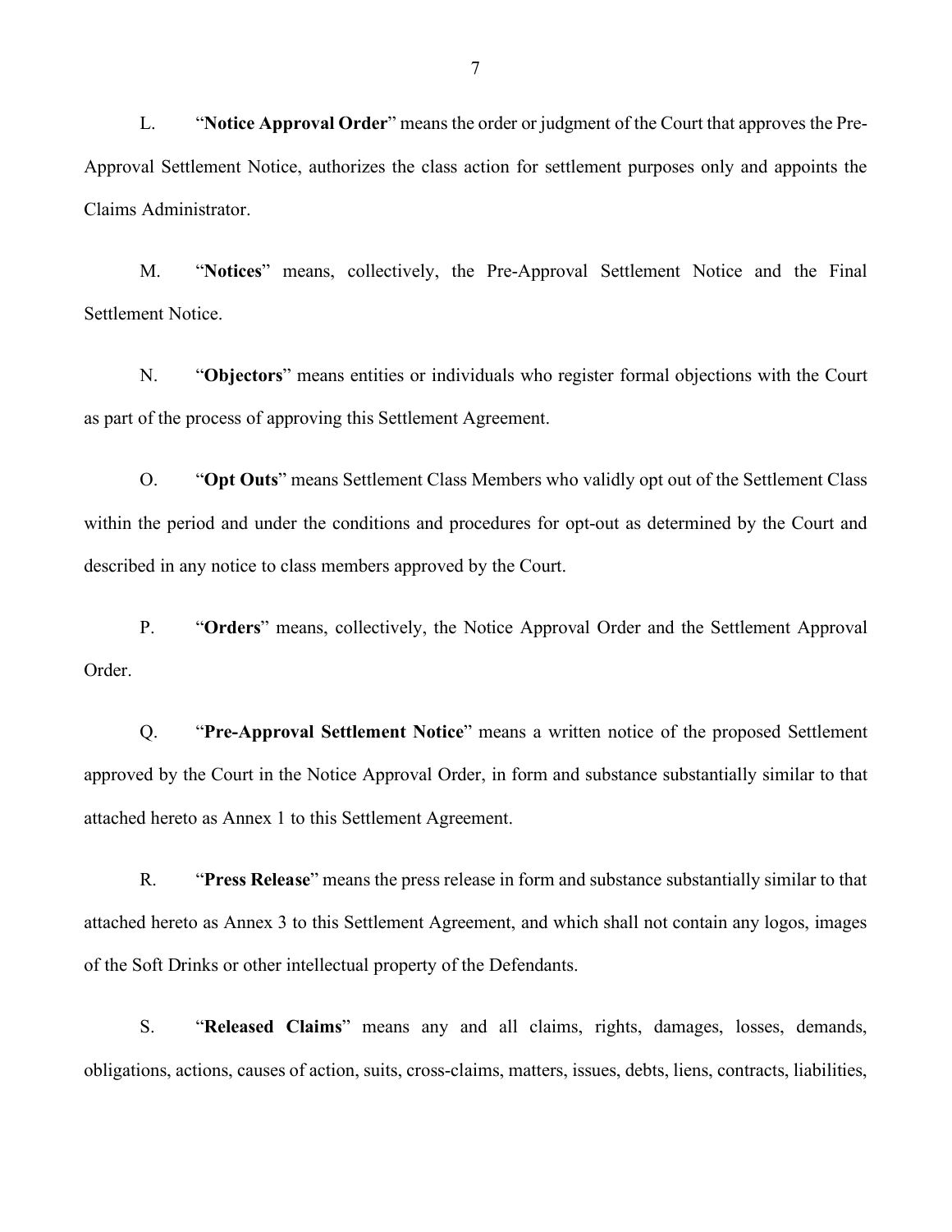L. "**Notice Approval Order**" means the order or judgment of the Court that approves the Pre-Approval Settlement Notice, authorizes the class action for settlement purposes only and appoints the Claims Administrator.

M. "**Notices**" means, collectively, the Pre-Approval Settlement Notice and the Final Settlement Notice.

N. "**Objectors**" means entities or individuals who register formal objections with the Court as part of the process of approving this Settlement Agreement.

O. "**Opt Outs**" means Settlement Class Members who validly opt out of the Settlement Class within the period and under the conditions and procedures for opt-out as determined by the Court and described in any notice to class members approved by the Court.

P. "**Orders**" means, collectively, the Notice Approval Order and the Settlement Approval Order.

Q. "**Pre-Approval Settlement Notice**" means a written notice of the proposed Settlement approved by the Court in the Notice Approval Order, in form and substance substantially similar to that attached hereto as Annex 1 to this Settlement Agreement.

R. "**Press Release**" means the press release in form and substance substantially similar to that attached hereto as Annex 3 to this Settlement Agreement, and which shall not contain any logos, images of the Soft Drinks or other intellectual property of the Defendants.

S. "**Released Claims**" means any and all claims, rights, damages, losses, demands, obligations, actions, causes of action, suits, cross-claims, matters, issues, debts, liens, contracts, liabilities,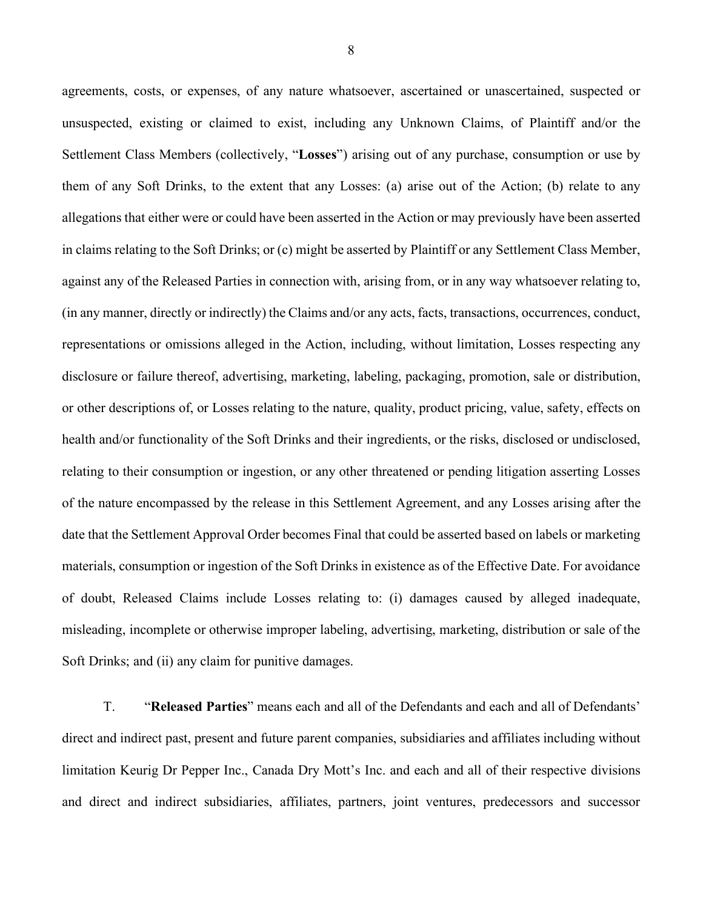agreements, costs, or expenses, of any nature whatsoever, ascertained or unascertained, suspected or unsuspected, existing or claimed to exist, including any Unknown Claims, of Plaintiff and/or the Settlement Class Members (collectively, "**Losses**") arising out of any purchase, consumption or use by them of any Soft Drinks, to the extent that any Losses: (a) arise out of the Action; (b) relate to any allegations that either were or could have been asserted in the Action or may previously have been asserted in claims relating to the Soft Drinks; or (c) might be asserted by Plaintiff or any Settlement Class Member, against any of the Released Parties in connection with, arising from, or in any way whatsoever relating to, (in any manner, directly or indirectly) the Claims and/or any acts, facts, transactions, occurrences, conduct, representations or omissions alleged in the Action, including, without limitation, Losses respecting any disclosure or failure thereof, advertising, marketing, labeling, packaging, promotion, sale or distribution, or other descriptions of, or Losses relating to the nature, quality, product pricing, value, safety, effects on health and/or functionality of the Soft Drinks and their ingredients, or the risks, disclosed or undisclosed, relating to their consumption or ingestion, or any other threatened or pending litigation asserting Losses of the nature encompassed by the release in this Settlement Agreement, and any Losses arising after the date that the Settlement Approval Order becomes Final that could be asserted based on labels or marketing materials, consumption or ingestion of the Soft Drinks in existence as of the Effective Date. For avoidance of doubt, Released Claims include Losses relating to: (i) damages caused by alleged inadequate, misleading, incomplete or otherwise improper labeling, advertising, marketing, distribution or sale of the Soft Drinks; and (ii) any claim for punitive damages.

T. "**Released Parties**" means each and all of the Defendants and each and all of Defendants' direct and indirect past, present and future parent companies, subsidiaries and affiliates including without limitation Keurig Dr Pepper Inc., Canada Dry Mott's Inc. and each and all of their respective divisions and direct and indirect subsidiaries, affiliates, partners, joint ventures, predecessors and successor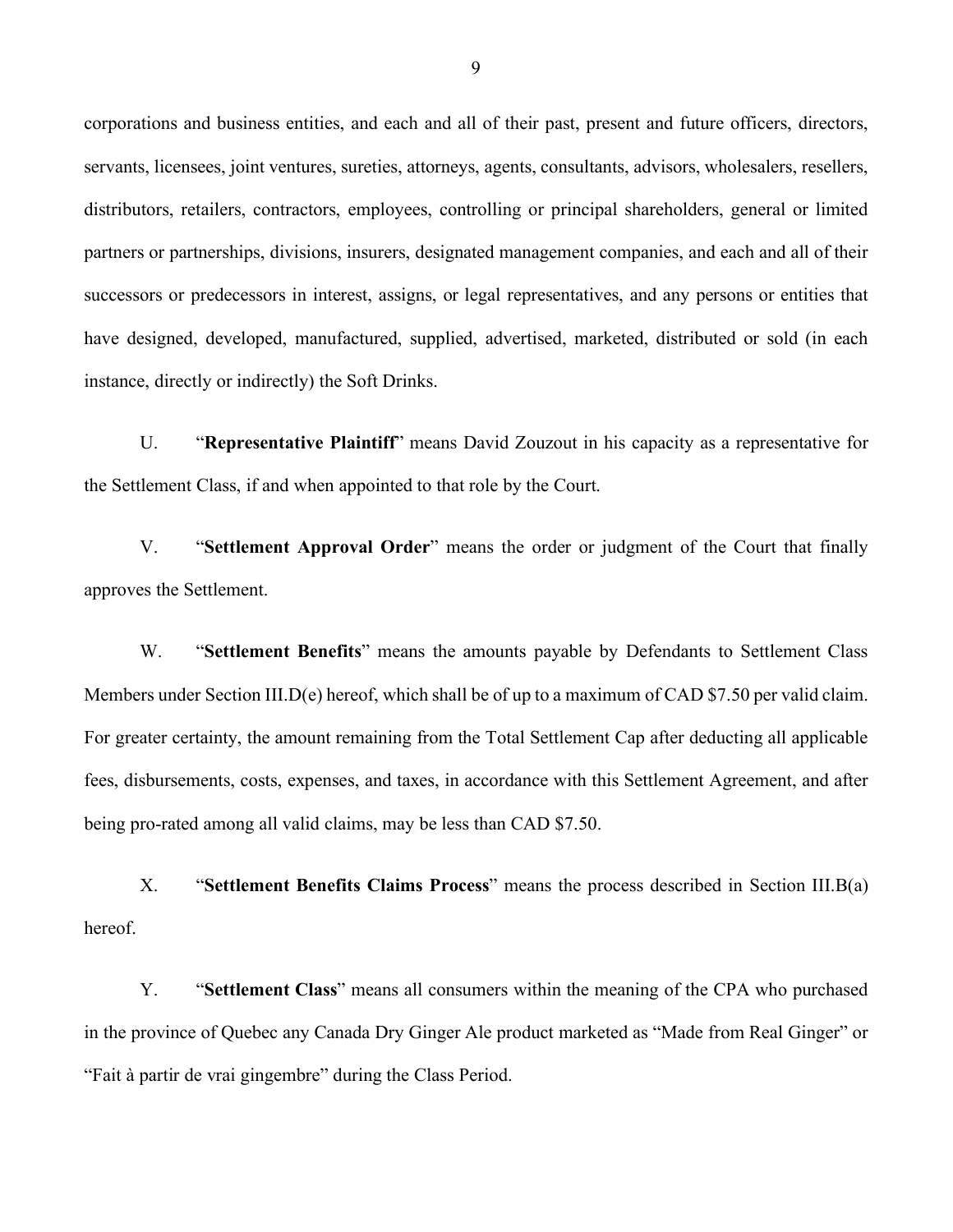corporations and business entities, and each and all of their past, present and future officers, directors, servants, licensees, joint ventures, sureties, attorneys, agents, consultants, advisors, wholesalers, resellers, distributors, retailers, contractors, employees, controlling or principal shareholders, general or limited partners or partnerships, divisions, insurers, designated management companies, and each and all of their successors or predecessors in interest, assigns, or legal representatives, and any persons or entities that have designed, developed, manufactured, supplied, advertised, marketed, distributed or sold (in each instance, directly or indirectly) the Soft Drinks.

U. "**Representative Plaintiff**" means David Zouzout in his capacity as a representative for the Settlement Class, if and when appointed to that role by the Court.

V. "**Settlement Approval Order**" means the order or judgment of the Court that finally approves the Settlement.

W. "**Settlement Benefits**" means the amounts payable by Defendants to Settlement Class Members under Section III.D(e) hereof, which shall be of up to a maximum of CAD $7.50 per valid claim. For greater certainty, the amount remaining from the Total Settlement Cap after deducting all applicable fees, disbursements, costs, expenses, and taxes, in accordance with this Settlement Agreement, and after being pro-rated among all valid claims, may be less than CAD $7.50.

X. "**Settlement Benefits Claims Process**" means the process described in Section III.B(a) hereof.

Y. "**Settlement Class**" means all consumers within the meaning of the CPA who purchased in the province of Quebec any Canada Dry Ginger Ale product marketed as "Made from Real Ginger" or "Fait à partir de vrai gingembre" during the Class Period.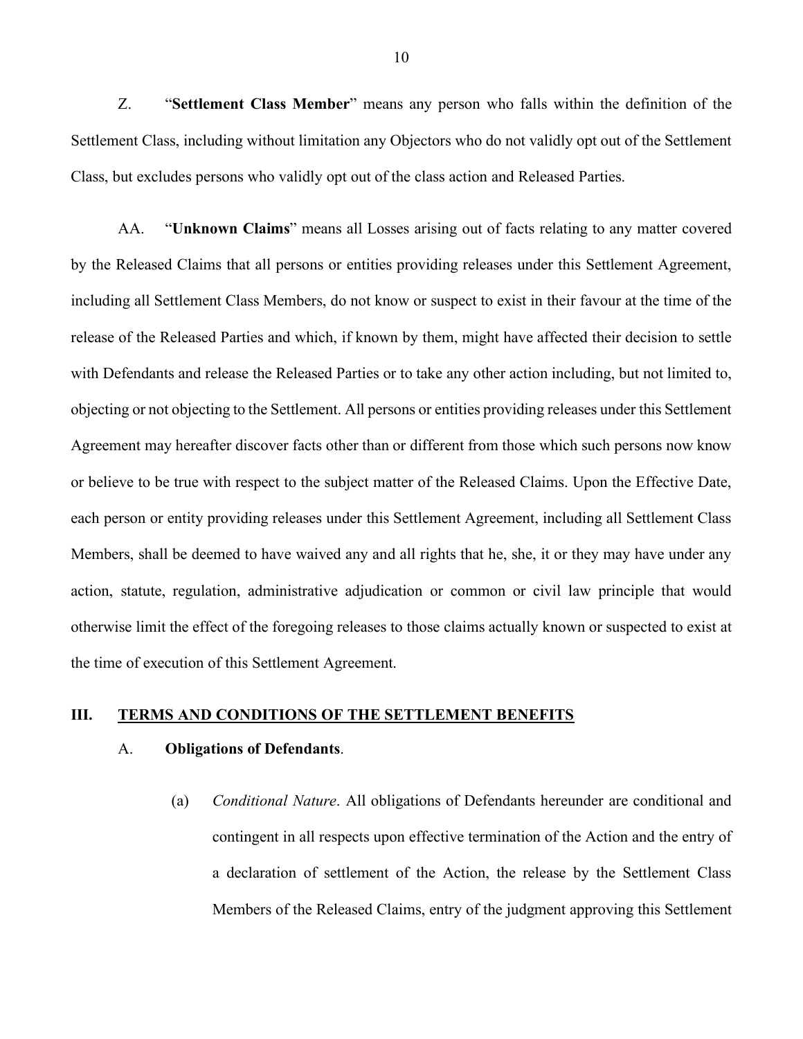Z. "**Settlement Class Member**" means any person who falls within the definition of the Settlement Class, including without limitation any Objectors who do not validly opt out of the Settlement Class, but excludes persons who validly opt out of the class action and Released Parties.

AA. "**Unknown Claims**" means all Losses arising out of facts relating to any matter covered by the Released Claims that all persons or entities providing releases under this Settlement Agreement, including all Settlement Class Members, do not know or suspect to exist in their favour at the time of the release of the Released Parties and which, if known by them, might have affected their decision to settle with Defendants and release the Released Parties or to take any other action including, but not limited to, objecting or not objecting to the Settlement. All persons or entities providing releases under this Settlement Agreement may hereafter discover facts other than or different from those which such persons now know or believe to be true with respect to the subject matter of the Released Claims. Upon the Effective Date, each person or entity providing releases under this Settlement Agreement, including all Settlement Class Members, shall be deemed to have waived any and all rights that he, she, it or they may have under any action, statute, regulation, administrative adjudication or common or civil law principle that would otherwise limit the effect of the foregoing releases to those claims actually known or suspected to exist at the time of execution of this Settlement Agreement.

## III. TERMS AND CONDITIONS OF THE SETTLEMENT BENEFITS

### A. Obligations of Defendants.

(a) *Conditional Nature*. All obligations of Defendants hereunder are conditional and contingent in all respects upon effective termination of the Action and the entry of a declaration of settlement of the Action, the release by the Settlement Class Members of the Released Claims, entry of the judgment approving this Settlement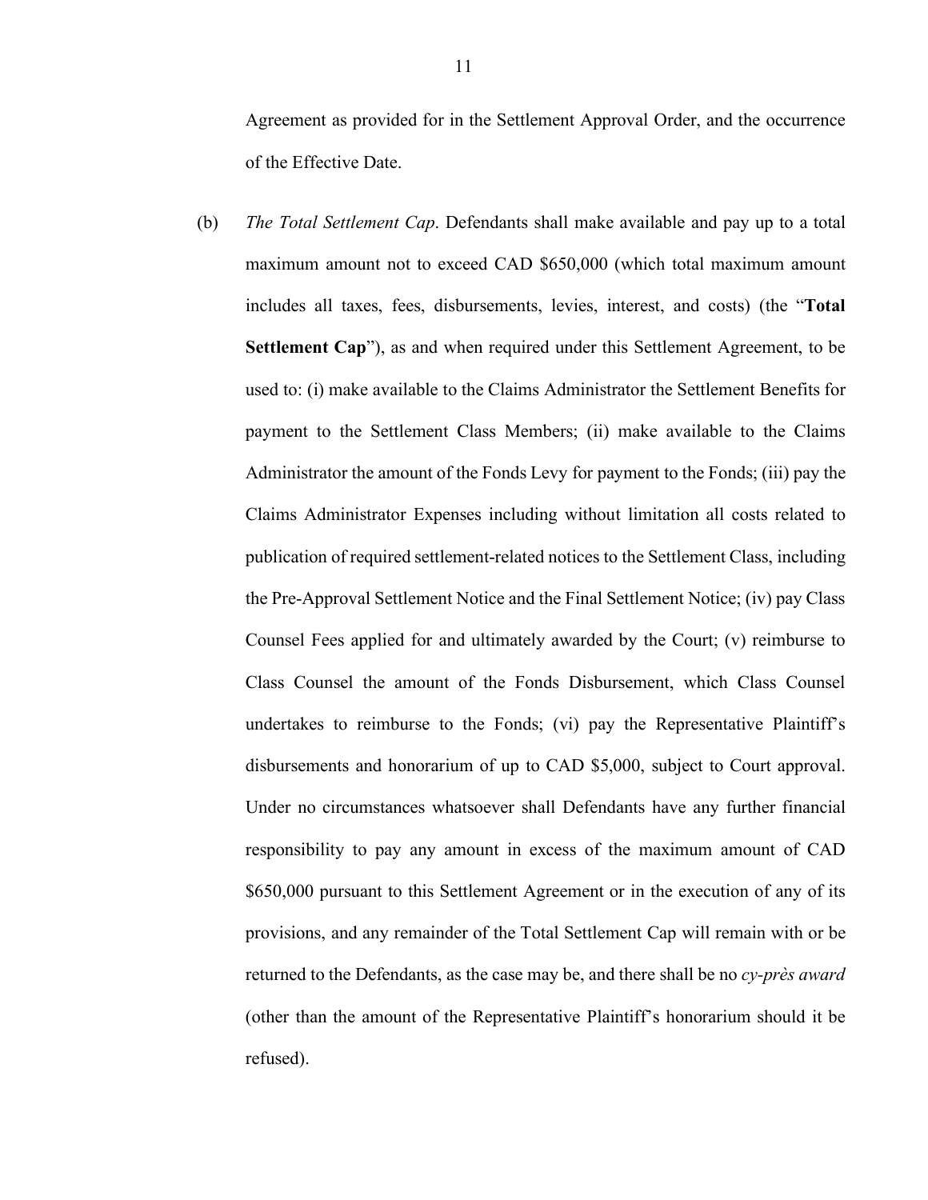Agreement as provided for in the Settlement Approval Order, and the occurrence of the Effective Date.

(b) *The Total Settlement Cap*. Defendants shall make available and pay up to a total maximum amount not to exceed CAD $650,000 (which total maximum amount includes all taxes, fees, disbursements, levies, interest, and costs) (the "**Total Settlement Cap**"), as and when required under this Settlement Agreement, to be used to: (i) make available to the Claims Administrator the Settlement Benefits for payment to the Settlement Class Members; (ii) make available to the Claims Administrator the amount of the Fonds Levy for payment to the Fonds; (iii) pay the Claims Administrator Expenses including without limitation all costs related to publication of required settlement-related notices to the Settlement Class, including the Pre-Approval Settlement Notice and the Final Settlement Notice; (iv) pay Class Counsel Fees applied for and ultimately awarded by the Court; (v) reimburse to Class Counsel the amount of the Fonds Disbursement, which Class Counsel undertakes to reimburse to the Fonds; (vi) pay the Representative Plaintiff's disbursements and honorarium of up to CAD $5,000, subject to Court approval. Under no circumstances whatsoever shall Defendants have any further financial responsibility to pay any amount in excess of the maximum amount of CAD $650,000 pursuant to this Settlement Agreement or in the execution of any of its provisions, and any remainder of the Total Settlement Cap will remain with or be returned to the Defendants, as the case may be, and there shall be no *cy-près award* (other than the amount of the Representative Plaintiff's honorarium should it be refused).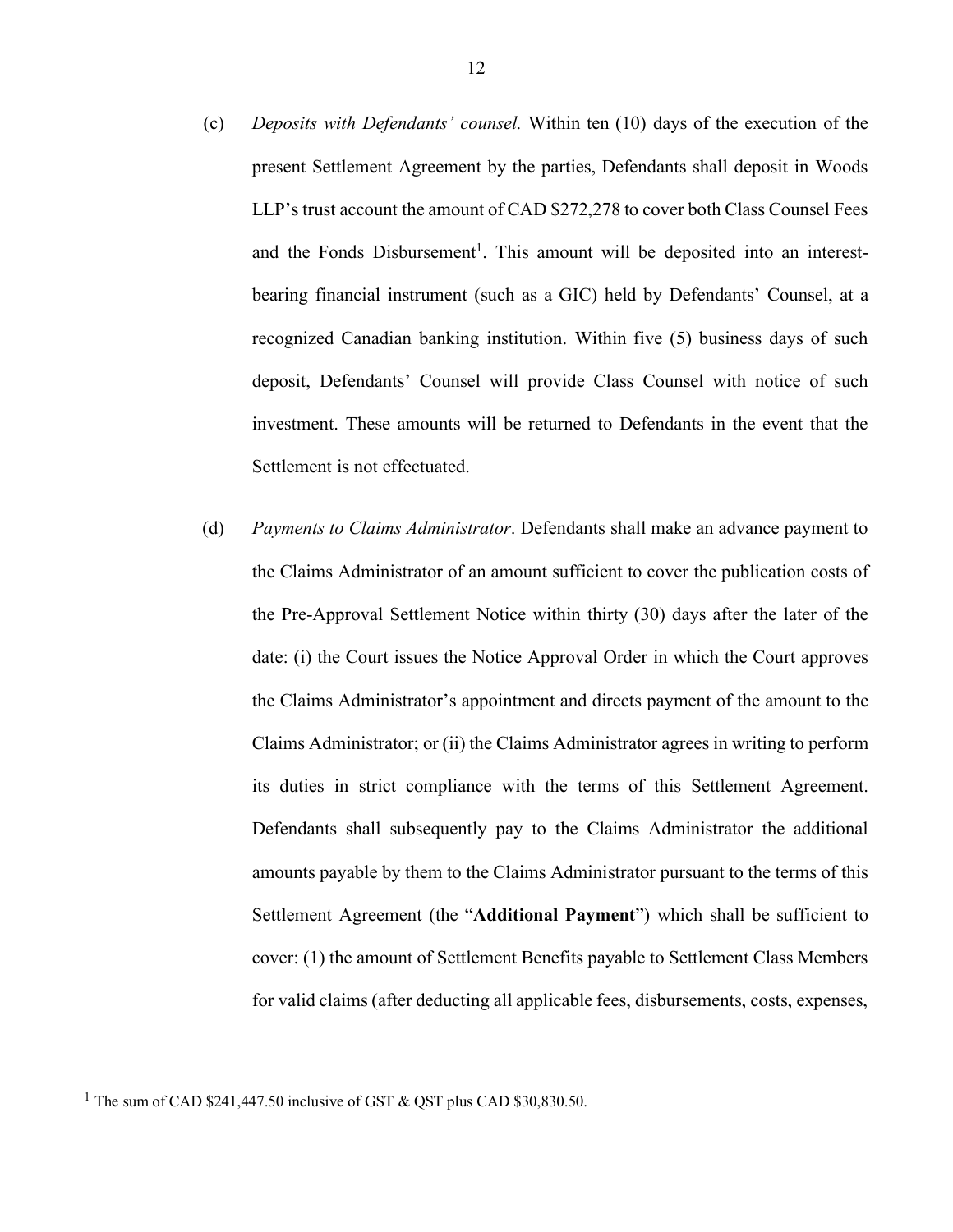(c) *Deposits with Defendants' counsel.* Within ten (10) days of the execution of the present Settlement Agreement by the parties, Defendants shall deposit in Woods LLP's trust account the amount of CAD $272,278 to cover both Class Counsel Fees and the Fonds Disbursement[1]. This amount will be deposited into an interest-bearing financial instrument (such as a GIC) held by Defendants' Counsel, at a recognized Canadian banking institution. Within five (5) business days of such deposit, Defendants' Counsel will provide Class Counsel with notice of such investment. These amounts will be returned to Defendants in the event that the Settlement is not effectuated.

(d) *Payments to Claims Administrator*. Defendants shall make an advance payment to the Claims Administrator of an amount sufficient to cover the publication costs of the Pre-Approval Settlement Notice within thirty (30) days after the later of the date: (i) the Court issues the Notice Approval Order in which the Court approves the Claims Administrator's appointment and directs payment of the amount to the Claims Administrator; or (ii) the Claims Administrator agrees in writing to perform its duties in strict compliance with the terms of this Settlement Agreement. Defendants shall subsequently pay to the Claims Administrator the additional amounts payable by them to the Claims Administrator pursuant to the terms of this Settlement Agreement (the "**Additional Payment**") which shall be sufficient to cover: (1) the amount of Settlement Benefits payable to Settlement Class Members for valid claims (after deducting all applicable fees, disbursements, costs, expenses,

---

[1] The sum of CAD $241,447.50 inclusive of GST & QST plus CAD $30,830.50.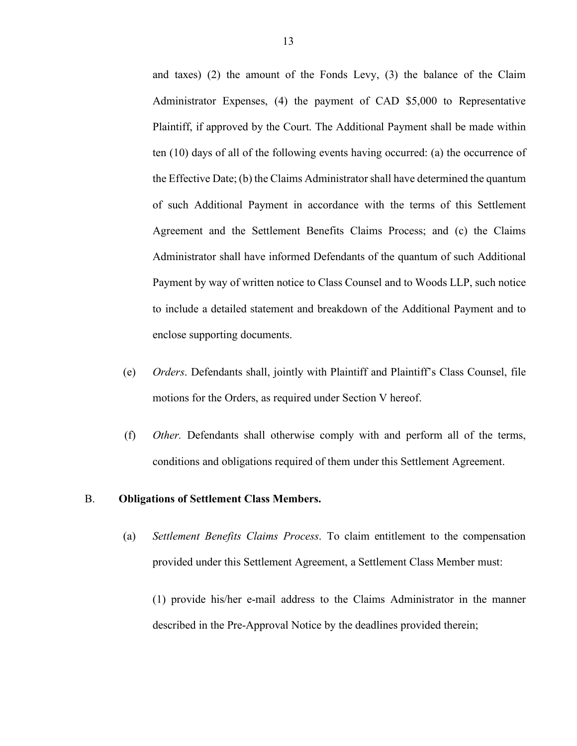and taxes) (2) the amount of the Fonds Levy, (3) the balance of the Claim Administrator Expenses, (4) the payment of CAD $5,000 to Representative Plaintiff, if approved by the Court. The Additional Payment shall be made within ten (10) days of all of the following events having occurred: (a) the occurrence of the Effective Date; (b) the Claims Administrator shall have determined the quantum of such Additional Payment in accordance with the terms of this Settlement Agreement and the Settlement Benefits Claims Process; and (c) the Claims Administrator shall have informed Defendants of the quantum of such Additional Payment by way of written notice to Class Counsel and to Woods LLP, such notice to include a detailed statement and breakdown of the Additional Payment and to enclose supporting documents.

(e) *Orders*. Defendants shall, jointly with Plaintiff and Plaintiff's Class Counsel, file motions for the Orders, as required under Section V hereof.

(f) *Other.* Defendants shall otherwise comply with and perform all of the terms, conditions and obligations required of them under this Settlement Agreement.

## B. Obligations of Settlement Class Members.

(a) *Settlement Benefits Claims Process*. To claim entitlement to the compensation provided under this Settlement Agreement, a Settlement Class Member must:

(1) provide his/her e-mail address to the Claims Administrator in the manner described in the Pre-Approval Notice by the deadlines provided therein;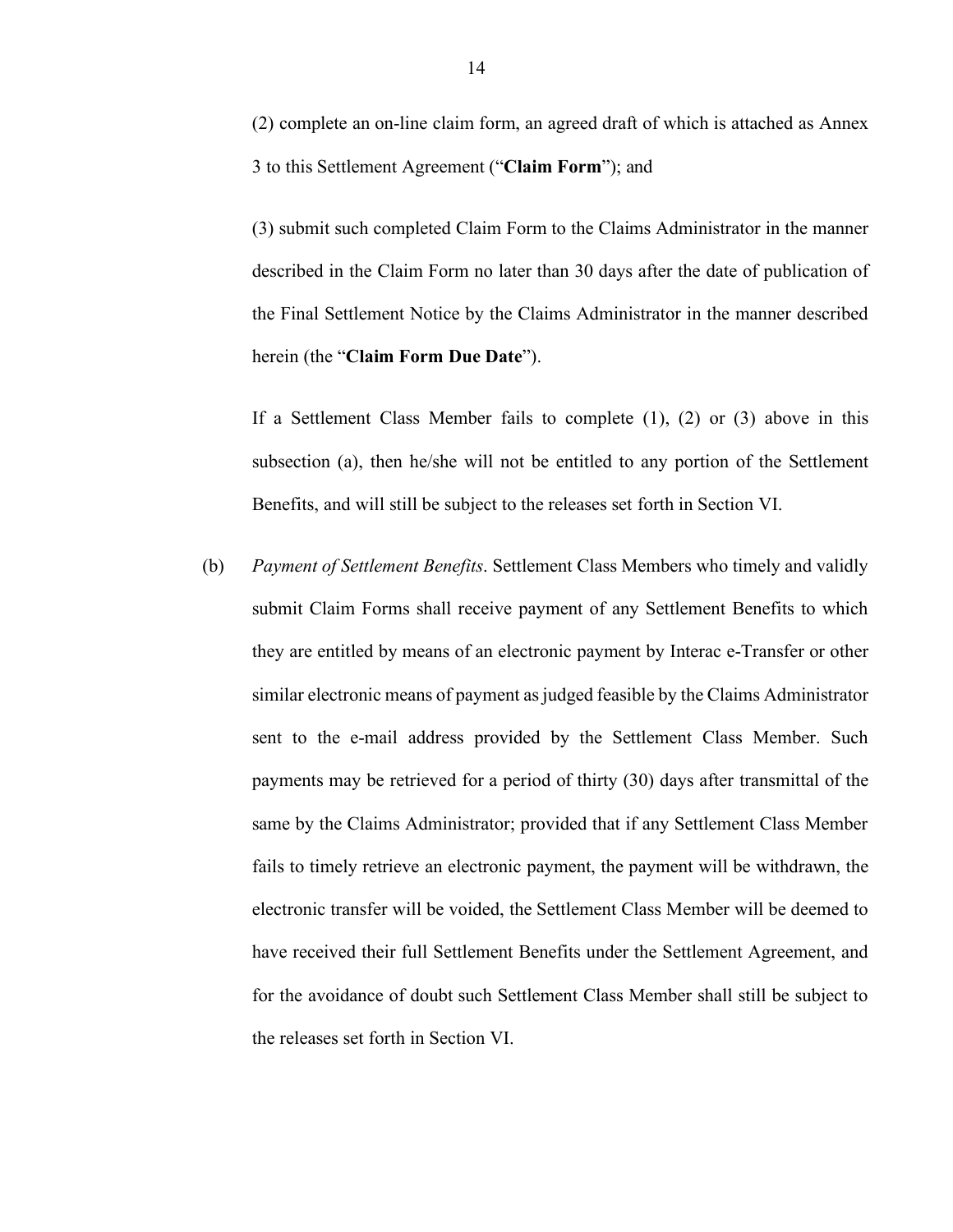(2) complete an on-line claim form, an agreed draft of which is attached as Annex 3 to this Settlement Agreement ("**Claim Form**"); and

(3) submit such completed Claim Form to the Claims Administrator in the manner described in the Claim Form no later than 30 days after the date of publication of the Final Settlement Notice by the Claims Administrator in the manner described herein (the "**Claim Form Due Date**").

If a Settlement Class Member fails to complete (1), (2) or (3) above in this subsection (a), then he/she will not be entitled to any portion of the Settlement Benefits, and will still be subject to the releases set forth in Section VI.

(b) *Payment of Settlement Benefits*. Settlement Class Members who timely and validly submit Claim Forms shall receive payment of any Settlement Benefits to which they are entitled by means of an electronic payment by Interac e-Transfer or other similar electronic means of payment as judged feasible by the Claims Administrator sent to the e-mail address provided by the Settlement Class Member. Such payments may be retrieved for a period of thirty (30) days after transmittal of the same by the Claims Administrator; provided that if any Settlement Class Member fails to timely retrieve an electronic payment, the payment will be withdrawn, the electronic transfer will be voided, the Settlement Class Member will be deemed to have received their full Settlement Benefits under the Settlement Agreement, and for the avoidance of doubt such Settlement Class Member shall still be subject to the releases set forth in Section VI.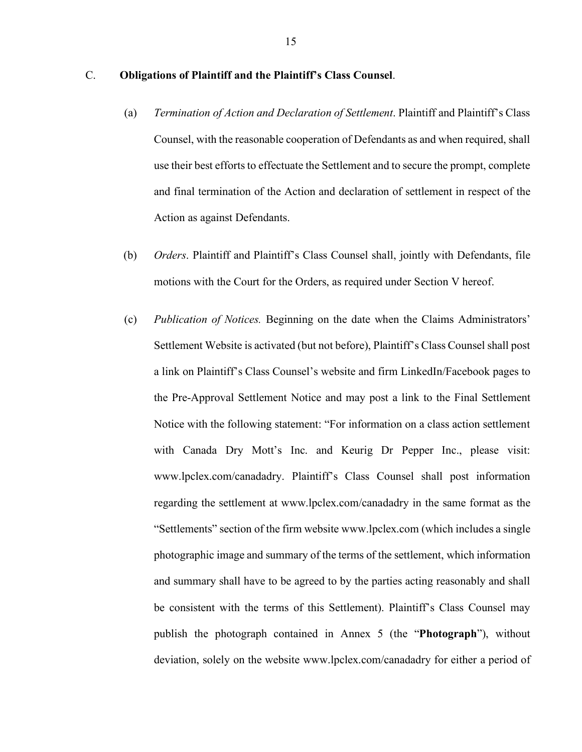C. **Obligations of Plaintiff and the Plaintiff's Class Counsel**.

(a) *Termination of Action and Declaration of Settlement*. Plaintiff and Plaintiff's Class Counsel, with the reasonable cooperation of Defendants as and when required, shall use their best efforts to effectuate the Settlement and to secure the prompt, complete and final termination of the Action and declaration of settlement in respect of the Action as against Defendants.

(b) *Orders*. Plaintiff and Plaintiff's Class Counsel shall, jointly with Defendants, file motions with the Court for the Orders, as required under Section V hereof.

(c) *Publication of Notices.* Beginning on the date when the Claims Administrators' Settlement Website is activated (but not before), Plaintiff's Class Counsel shall post a link on Plaintiff's Class Counsel's website and firm LinkedIn/Facebook pages to the Pre-Approval Settlement Notice and may post a link to the Final Settlement Notice with the following statement: "For information on a class action settlement with Canada Dry Mott's Inc. and Keurig Dr Pepper Inc., please visit: www.lpclex.com/canadadry. Plaintiff's Class Counsel shall post information regarding the settlement at www.lpclex.com/canadadry in the same format as the "Settlements" section of the firm website www.lpclex.com (which includes a single photographic image and summary of the terms of the settlement, which information and summary shall have to be agreed to by the parties acting reasonably and shall be consistent with the terms of this Settlement). Plaintiff's Class Counsel may publish the photograph contained in Annex 5 (the "**Photograph**"), without deviation, solely on the website www.lpclex.com/canadadry for either a period of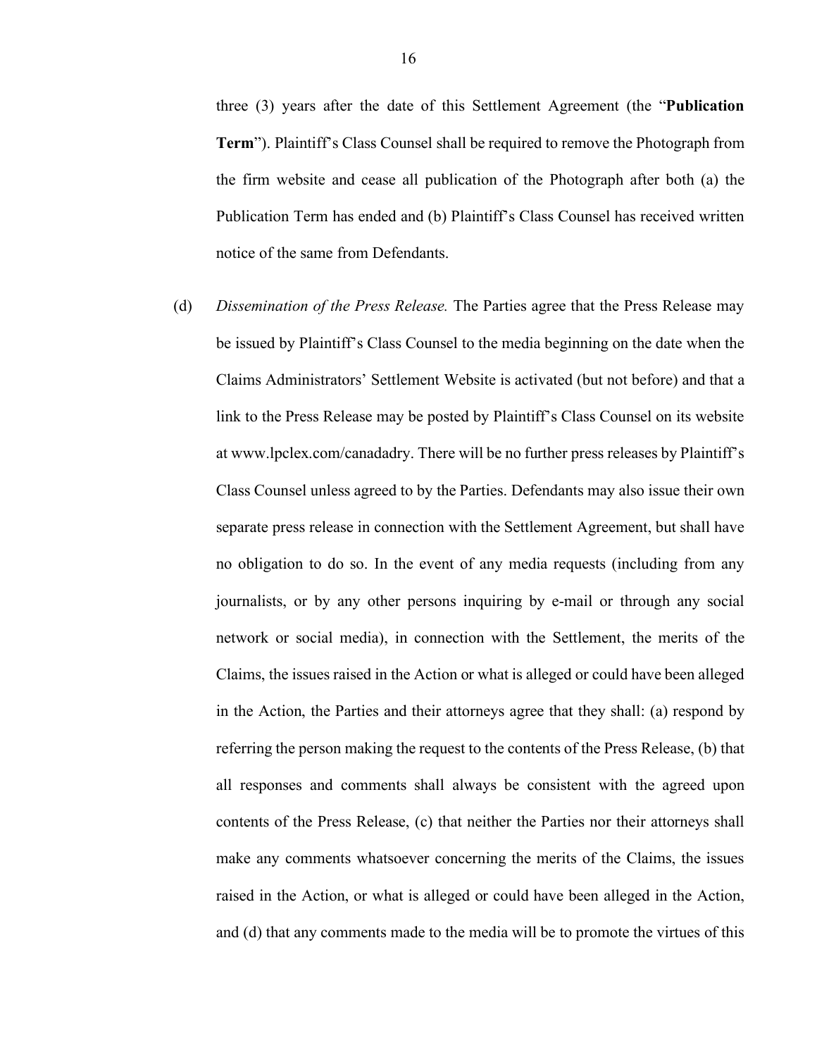three (3) years after the date of this Settlement Agreement (the "**Publication Term**"). Plaintiff's Class Counsel shall be required to remove the Photograph from the firm website and cease all publication of the Photograph after both (a) the Publication Term has ended and (b) Plaintiff's Class Counsel has received written notice of the same from Defendants.

(d) *Dissemination of the Press Release.* The Parties agree that the Press Release may be issued by Plaintiff's Class Counsel to the media beginning on the date when the Claims Administrators' Settlement Website is activated (but not before) and that a link to the Press Release may be posted by Plaintiff's Class Counsel on its website at www.lpclex.com/canadadry. There will be no further press releases by Plaintiff's Class Counsel unless agreed to by the Parties. Defendants may also issue their own separate press release in connection with the Settlement Agreement, but shall have no obligation to do so. In the event of any media requests (including from any journalists, or by any other persons inquiring by e-mail or through any social network or social media), in connection with the Settlement, the merits of the Claims, the issues raised in the Action or what is alleged or could have been alleged in the Action, the Parties and their attorneys agree that they shall: (a) respond by referring the person making the request to the contents of the Press Release, (b) that all responses and comments shall always be consistent with the agreed upon contents of the Press Release, (c) that neither the Parties nor their attorneys shall make any comments whatsoever concerning the merits of the Claims, the issues raised in the Action, or what is alleged or could have been alleged in the Action, and (d) that any comments made to the media will be to promote the virtues of this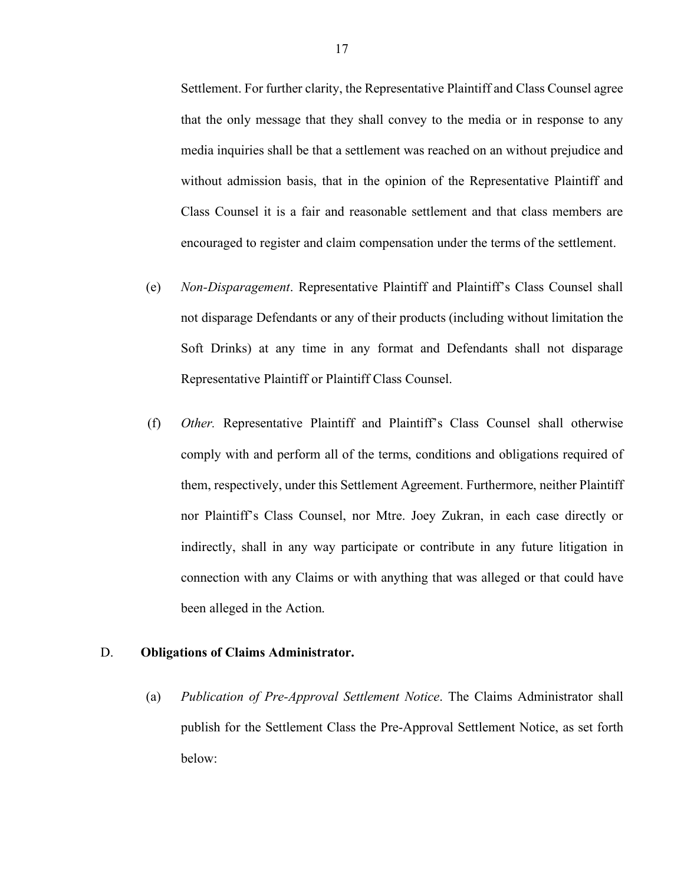Settlement. For further clarity, the Representative Plaintiff and Class Counsel agree that the only message that they shall convey to the media or in response to any media inquiries shall be that a settlement was reached on an without prejudice and without admission basis, that in the opinion of the Representative Plaintiff and Class Counsel it is a fair and reasonable settlement and that class members are encouraged to register and claim compensation under the terms of the settlement.

(e) *Non-Disparagement*. Representative Plaintiff and Plaintiff's Class Counsel shall not disparage Defendants or any of their products (including without limitation the Soft Drinks) at any time in any format and Defendants shall not disparage Representative Plaintiff or Plaintiff Class Counsel.

(f) *Other.* Representative Plaintiff and Plaintiff's Class Counsel shall otherwise comply with and perform all of the terms, conditions and obligations required of them, respectively, under this Settlement Agreement. Furthermore, neither Plaintiff nor Plaintiff's Class Counsel, nor Mtre. Joey Zukran, in each case directly or indirectly, shall in any way participate or contribute in any future litigation in connection with any Claims or with anything that was alleged or that could have been alleged in the Action.

D. **Obligations of Claims Administrator.**

(a) *Publication of Pre-Approval Settlement Notice*. The Claims Administrator shall publish for the Settlement Class the Pre-Approval Settlement Notice, as set forth below: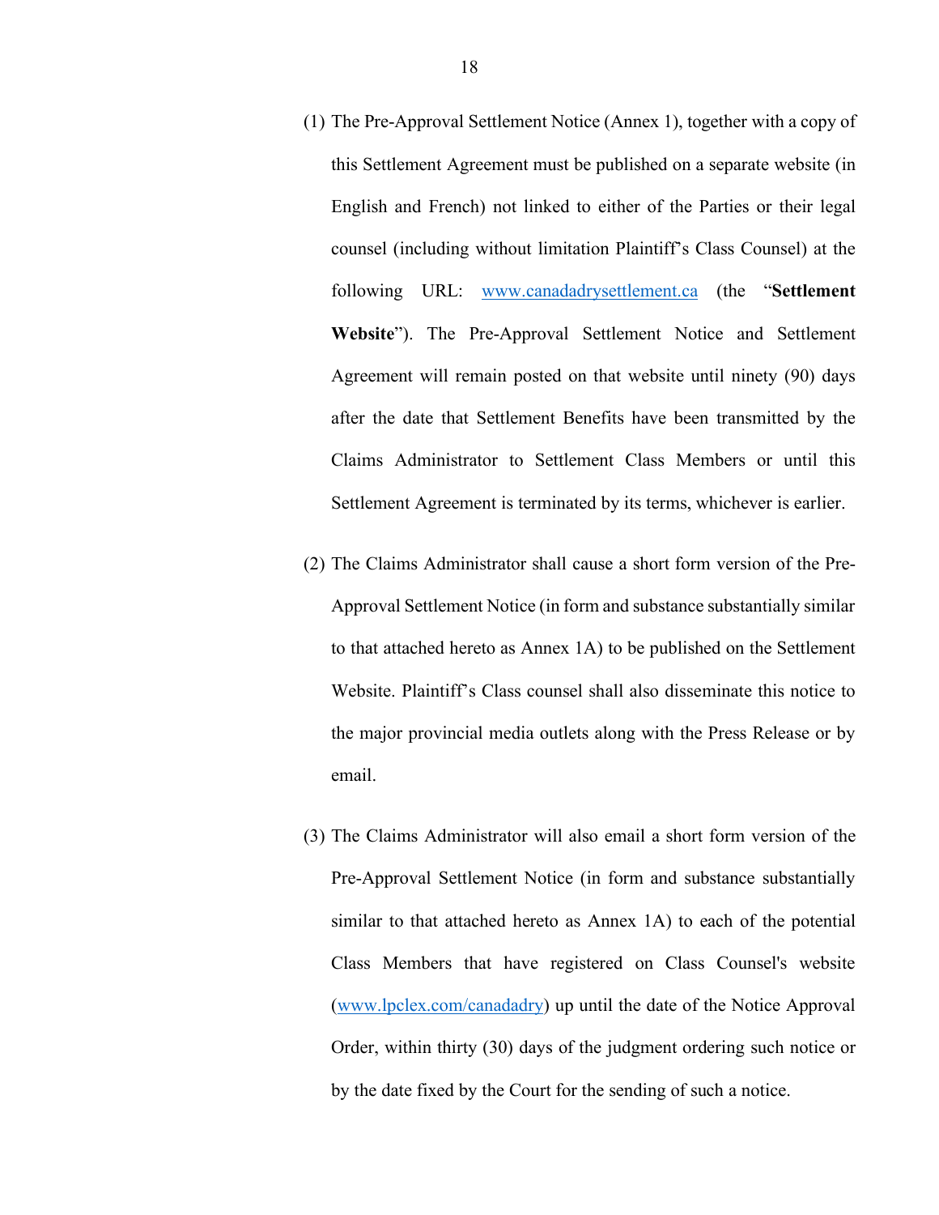(1) The Pre-Approval Settlement Notice (Annex 1), together with a copy of this Settlement Agreement must be published on a separate website (in English and French) not linked to either of the Parties or their legal counsel (including without limitation Plaintiff's Class Counsel) at the following URL: www.canadadrysettlement.ca (the "**Settlement Website**"). The Pre-Approval Settlement Notice and Settlement Agreement will remain posted on that website until ninety (90) days after the date that Settlement Benefits have been transmitted by the Claims Administrator to Settlement Class Members or until this Settlement Agreement is terminated by its terms, whichever is earlier.

(2) The Claims Administrator shall cause a short form version of the Pre-Approval Settlement Notice (in form and substance substantially similar to that attached hereto as Annex 1A) to be published on the Settlement Website. Plaintiff's Class counsel shall also disseminate this notice to the major provincial media outlets along with the Press Release or by email.

(3) The Claims Administrator will also email a short form version of the Pre-Approval Settlement Notice (in form and substance substantially similar to that attached hereto as Annex 1A) to each of the potential Class Members that have registered on Class Counsel's website (www.lpclex.com/canadadry) up until the date of the Notice Approval Order, within thirty (30) days of the judgment ordering such notice or by the date fixed by the Court for the sending of such a notice.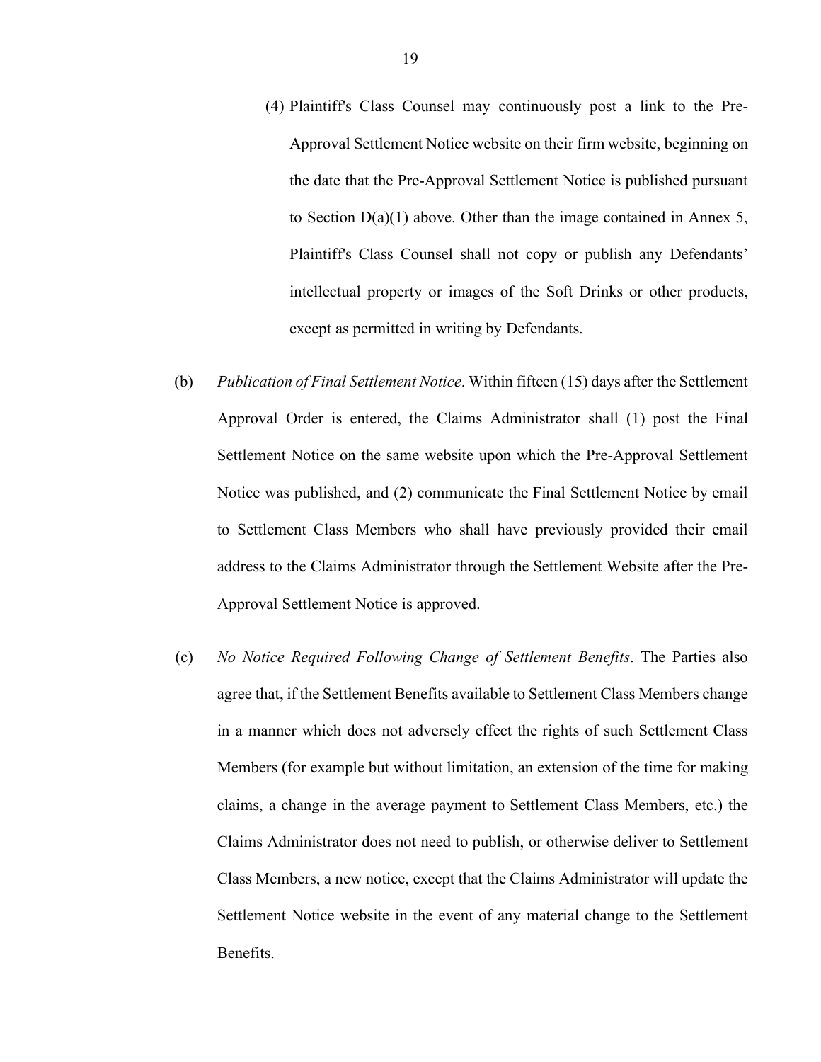(4) Plaintiff's Class Counsel may continuously post a link to the Pre-Approval Settlement Notice website on their firm website, beginning on the date that the Pre-Approval Settlement Notice is published pursuant to Section D(a)(1) above. Other than the image contained in Annex 5, Plaintiff's Class Counsel shall not copy or publish any Defendants' intellectual property or images of the Soft Drinks or other products, except as permitted in writing by Defendants.

(b) *Publication of Final Settlement Notice*. Within fifteen (15) days after the Settlement Approval Order is entered, the Claims Administrator shall (1) post the Final Settlement Notice on the same website upon which the Pre-Approval Settlement Notice was published, and (2) communicate the Final Settlement Notice by email to Settlement Class Members who shall have previously provided their email address to the Claims Administrator through the Settlement Website after the Pre-Approval Settlement Notice is approved.

(c) *No Notice Required Following Change of Settlement Benefits*. The Parties also agree that, if the Settlement Benefits available to Settlement Class Members change in a manner which does not adversely effect the rights of such Settlement Class Members (for example but without limitation, an extension of the time for making claims, a change in the average payment to Settlement Class Members, etc.) the Claims Administrator does not need to publish, or otherwise deliver to Settlement Class Members, a new notice, except that the Claims Administrator will update the Settlement Notice website in the event of any material change to the Settlement Benefits.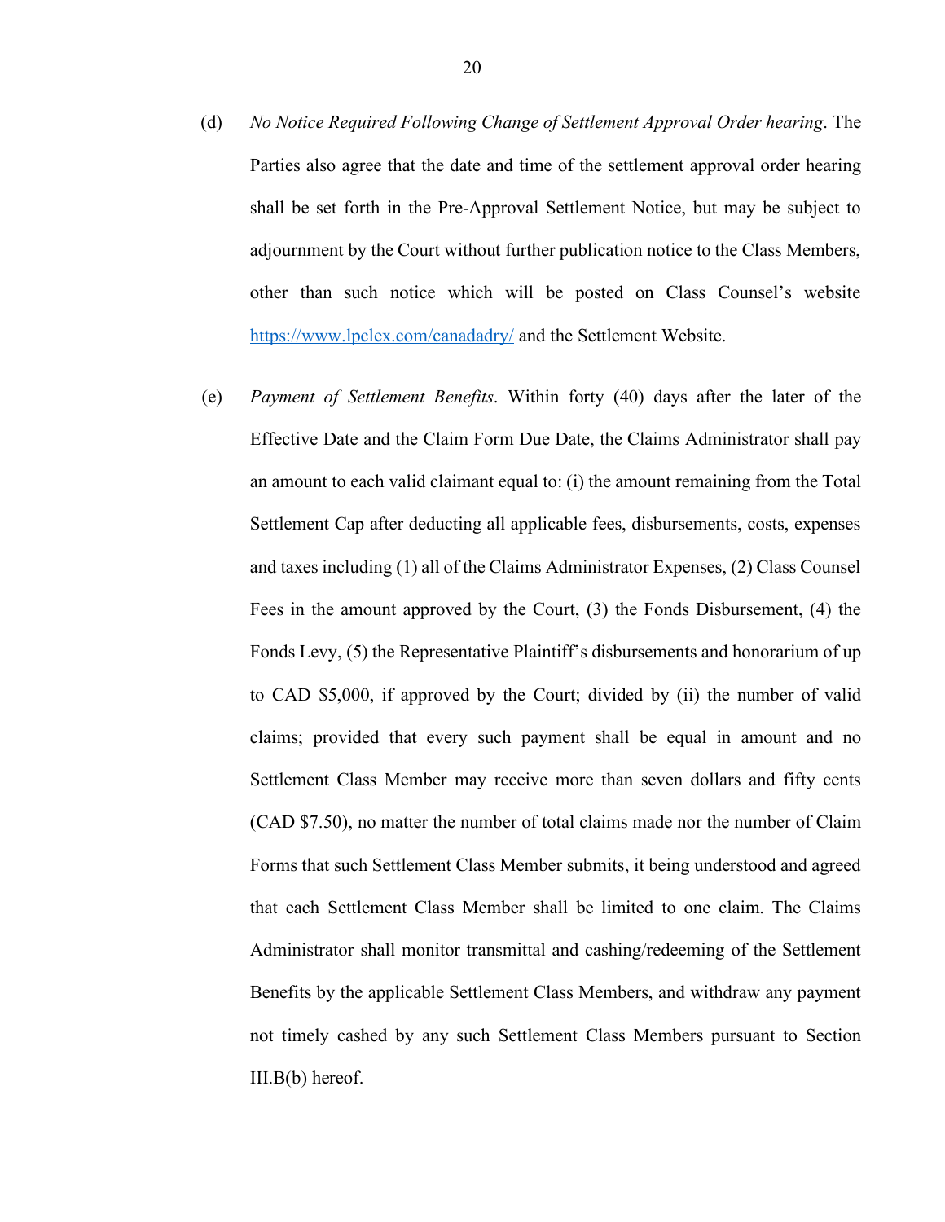(d) *No Notice Required Following Change of Settlement Approval Order hearing*. The Parties also agree that the date and time of the settlement approval order hearing shall be set forth in the Pre-Approval Settlement Notice, but may be subject to adjournment by the Court without further publication notice to the Class Members, other than such notice which will be posted on Class Counsel's website [https://www.lpclex.com/canadadry/](https://www.lpclex.com/canadadry/) and the Settlement Website.

(e) *Payment of Settlement Benefits*. Within forty (40) days after the later of the Effective Date and the Claim Form Due Date, the Claims Administrator shall pay an amount to each valid claimant equal to: (i) the amount remaining from the Total Settlement Cap after deducting all applicable fees, disbursements, costs, expenses and taxes including (1) all of the Claims Administrator Expenses, (2) Class Counsel Fees in the amount approved by the Court, (3) the Fonds Disbursement, (4) the Fonds Levy, (5) the Representative Plaintiff's disbursements and honorarium of up to CAD $5,000, if approved by the Court; divided by (ii) the number of valid claims; provided that every such payment shall be equal in amount and no Settlement Class Member may receive more than seven dollars and fifty cents (CAD $7.50), no matter the number of total claims made nor the number of Claim Forms that such Settlement Class Member submits, it being understood and agreed that each Settlement Class Member shall be limited to one claim. The Claims Administrator shall monitor transmittal and cashing/redeeming of the Settlement Benefits by the applicable Settlement Class Members, and withdraw any payment not timely cashed by any such Settlement Class Members pursuant to Section III.B(b) hereof.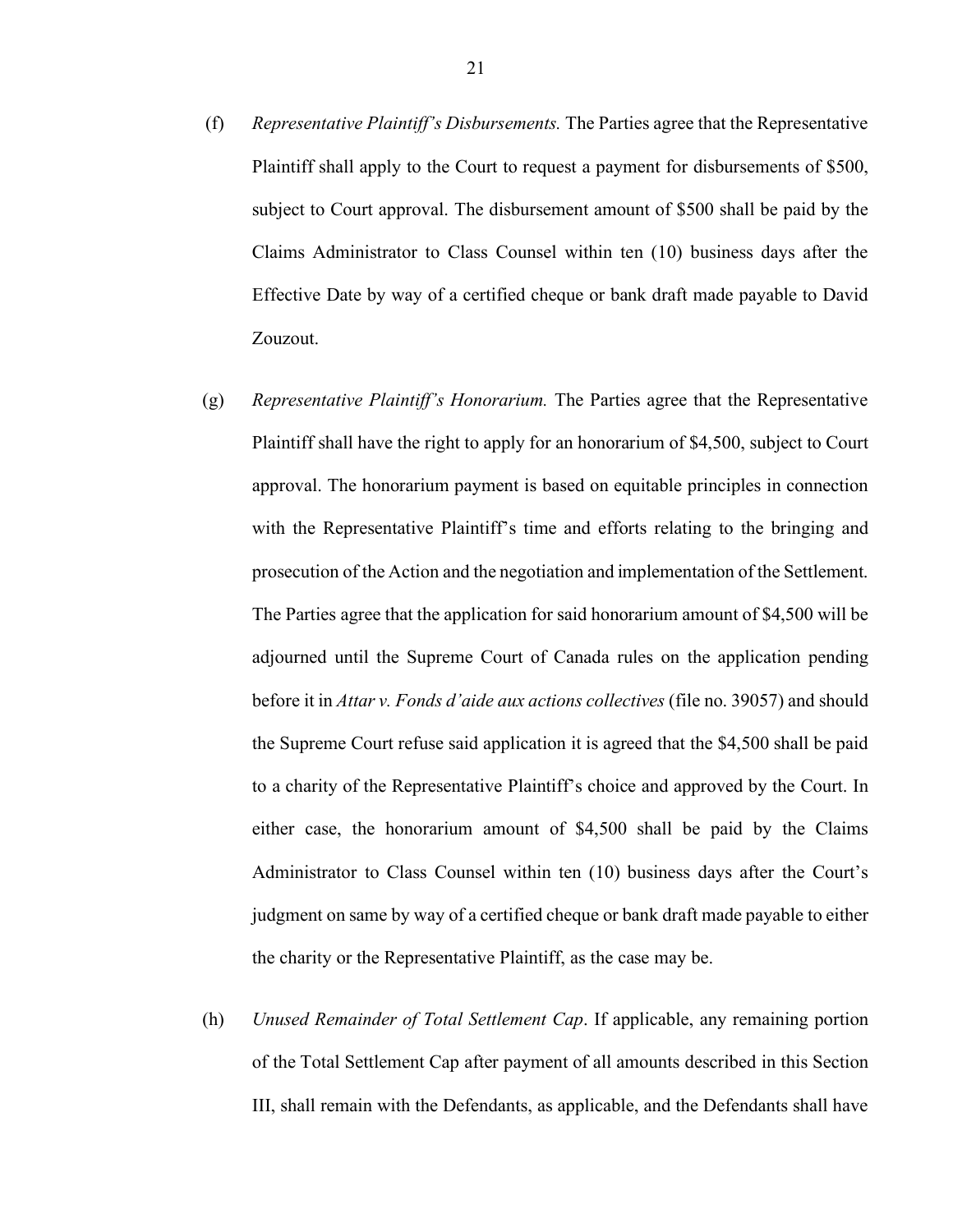(f) *Representative Plaintiff's Disbursements.* The Parties agree that the Representative Plaintiff shall apply to the Court to request a payment for disbursements of $500, subject to Court approval. The disbursement amount of $500 shall be paid by the Claims Administrator to Class Counsel within ten (10) business days after the Effective Date by way of a certified cheque or bank draft made payable to David Zouzout.

(g) *Representative Plaintiff's Honorarium.* The Parties agree that the Representative Plaintiff shall have the right to apply for an honorarium of $4,500, subject to Court approval. The honorarium payment is based on equitable principles in connection with the Representative Plaintiff's time and efforts relating to the bringing and prosecution of the Action and the negotiation and implementation of the Settlement. The Parties agree that the application for said honorarium amount of $4,500 will be adjourned until the Supreme Court of Canada rules on the application pending before it in *Attar v. Fonds d'aide aux actions collectives* (file no. 39057) and should the Supreme Court refuse said application it is agreed that the $4,500 shall be paid to a charity of the Representative Plaintiff's choice and approved by the Court. In either case, the honorarium amount of $4,500 shall be paid by the Claims Administrator to Class Counsel within ten (10) business days after the Court's judgment on same by way of a certified cheque or bank draft made payable to either the charity or the Representative Plaintiff, as the case may be.

(h) *Unused Remainder of Total Settlement Cap*. If applicable, any remaining portion of the Total Settlement Cap after payment of all amounts described in this Section III, shall remain with the Defendants, as applicable, and the Defendants shall have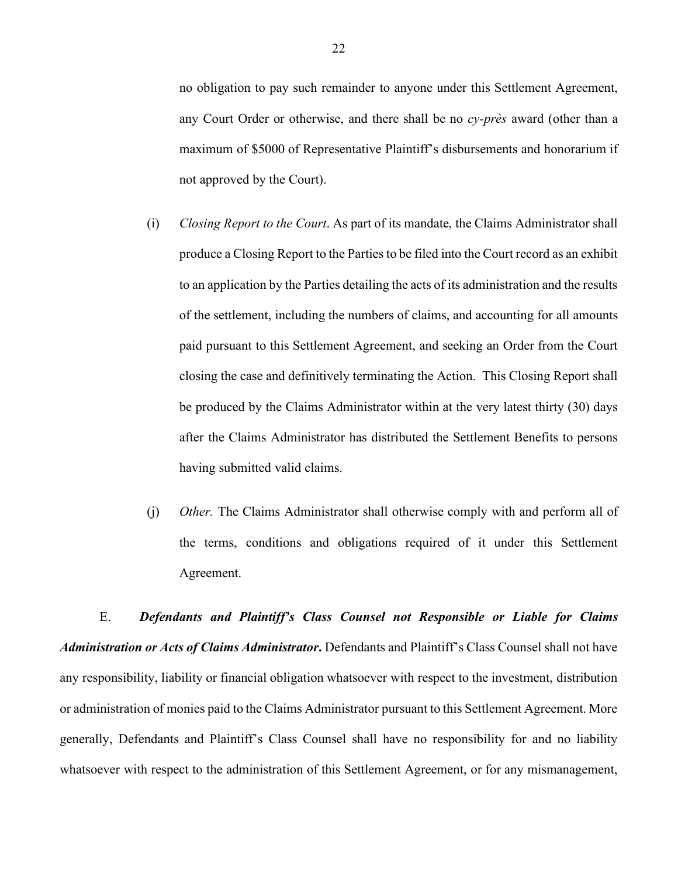no obligation to pay such remainder to anyone under this Settlement Agreement, any Court Order or otherwise, and there shall be no *cy-près* award (other than a maximum of $5000 of Representative Plaintiff's disbursements and honorarium if not approved by the Court).

(i) *Closing Report to the Court*. As part of its mandate, the Claims Administrator shall produce a Closing Report to the Parties to be filed into the Court record as an exhibit to an application by the Parties detailing the acts of its administration and the results of the settlement, including the numbers of claims, and accounting for all amounts paid pursuant to this Settlement Agreement, and seeking an Order from the Court closing the case and definitively terminating the Action. This Closing Report shall be produced by the Claims Administrator within at the very latest thirty (30) days after the Claims Administrator has distributed the Settlement Benefits to persons having submitted valid claims.

(j) *Other.* The Claims Administrator shall otherwise comply with and perform all of the terms, conditions and obligations required of it under this Settlement Agreement.

E. ***Defendants and Plaintiff's Class Counsel not Responsible or Liable for Claims Administration or Acts of Claims Administrator***. Defendants and Plaintiff's Class Counsel shall not have any responsibility, liability or financial obligation whatsoever with respect to the investment, distribution or administration of monies paid to the Claims Administrator pursuant to this Settlement Agreement. More generally, Defendants and Plaintiff's Class Counsel shall have no responsibility for and no liability whatsoever with respect to the administration of this Settlement Agreement, or for any mismanagement,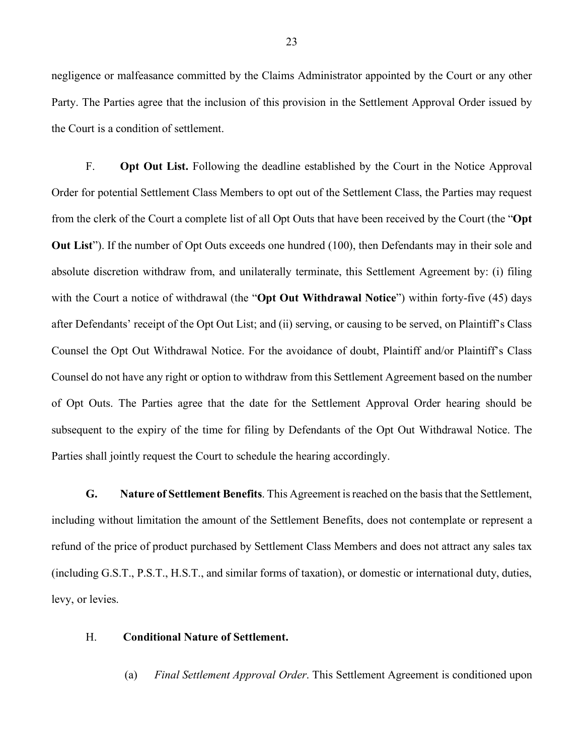negligence or malfeasance committed by the Claims Administrator appointed by the Court or any other Party. The Parties agree that the inclusion of this provision in the Settlement Approval Order issued by the Court is a condition of settlement.

F. **Opt Out List.** Following the deadline established by the Court in the Notice Approval Order for potential Settlement Class Members to opt out of the Settlement Class, the Parties may request from the clerk of the Court a complete list of all Opt Outs that have been received by the Court (the "**Opt Out List**"). If the number of Opt Outs exceeds one hundred (100), then Defendants may in their sole and absolute discretion withdraw from, and unilaterally terminate, this Settlement Agreement by: (i) filing with the Court a notice of withdrawal (the "**Opt Out Withdrawal Notice**") within forty-five (45) days after Defendants' receipt of the Opt Out List; and (ii) serving, or causing to be served, on Plaintiff's Class Counsel the Opt Out Withdrawal Notice. For the avoidance of doubt, Plaintiff and/or Plaintiff's Class Counsel do not have any right or option to withdraw from this Settlement Agreement based on the number of Opt Outs. The Parties agree that the date for the Settlement Approval Order hearing should be subsequent to the expiry of the time for filing by Defendants of the Opt Out Withdrawal Notice. The Parties shall jointly request the Court to schedule the hearing accordingly.

**G. Nature of Settlement Benefits**. This Agreement is reached on the basis that the Settlement, including without limitation the amount of the Settlement Benefits, does not contemplate or represent a refund of the price of product purchased by Settlement Class Members and does not attract any sales tax (including G.S.T., P.S.T., H.S.T., and similar forms of taxation), or domestic or international duty, duties, levy, or levies.

H. **Conditional Nature of Settlement.**

(a) *Final Settlement Approval Order*. This Settlement Agreement is conditioned upon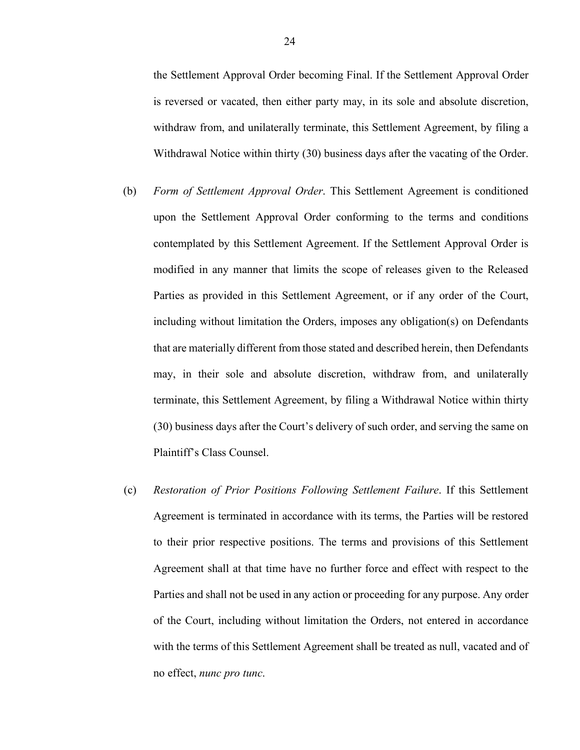the Settlement Approval Order becoming Final. If the Settlement Approval Order is reversed or vacated, then either party may, in its sole and absolute discretion, withdraw from, and unilaterally terminate, this Settlement Agreement, by filing a Withdrawal Notice within thirty (30) business days after the vacating of the Order.

(b) *Form of Settlement Approval Order*. This Settlement Agreement is conditioned upon the Settlement Approval Order conforming to the terms and conditions contemplated by this Settlement Agreement. If the Settlement Approval Order is modified in any manner that limits the scope of releases given to the Released Parties as provided in this Settlement Agreement, or if any order of the Court, including without limitation the Orders, imposes any obligation(s) on Defendants that are materially different from those stated and described herein, then Defendants may, in their sole and absolute discretion, withdraw from, and unilaterally terminate, this Settlement Agreement, by filing a Withdrawal Notice within thirty (30) business days after the Court's delivery of such order, and serving the same on Plaintiff's Class Counsel.

(c) *Restoration of Prior Positions Following Settlement Failure*. If this Settlement Agreement is terminated in accordance with its terms, the Parties will be restored to their prior respective positions. The terms and provisions of this Settlement Agreement shall at that time have no further force and effect with respect to the Parties and shall not be used in any action or proceeding for any purpose. Any order of the Court, including without limitation the Orders, not entered in accordance with the terms of this Settlement Agreement shall be treated as null, vacated and of no effect, *nunc pro tunc*.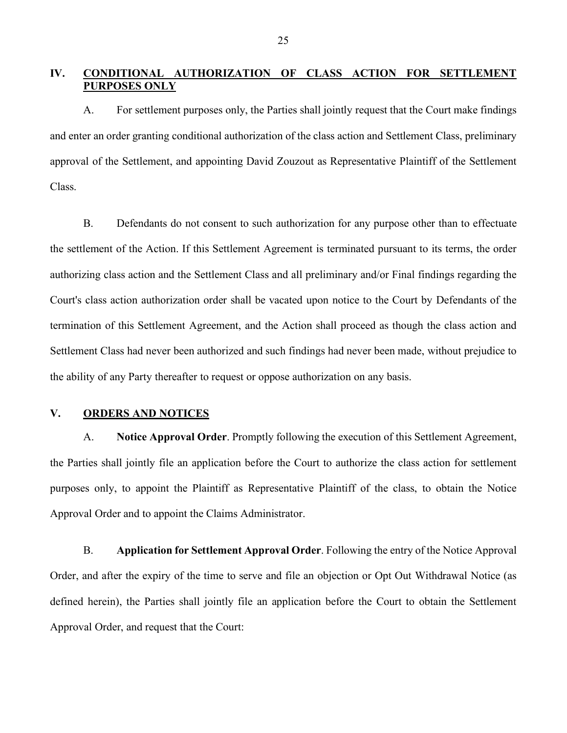## IV. <u>CONDITIONAL AUTHORIZATION OF CLASS ACTION FOR SETTLEMENT PURPOSES ONLY</u>

A. For settlement purposes only, the Parties shall jointly request that the Court make findings and enter an order granting conditional authorization of the class action and Settlement Class, preliminary approval of the Settlement, and appointing David Zouzout as Representative Plaintiff of the Settlement Class.

B. Defendants do not consent to such authorization for any purpose other than to effectuate the settlement of the Action. If this Settlement Agreement is terminated pursuant to its terms, the order authorizing class action and the Settlement Class and all preliminary and/or Final findings regarding the Court's class action authorization order shall be vacated upon notice to the Court by Defendants of the termination of this Settlement Agreement, and the Action shall proceed as though the class action and Settlement Class had never been authorized and such findings had never been made, without prejudice to the ability of any Party thereafter to request or oppose authorization on any basis.

## V. <u>ORDERS AND NOTICES</u>

A. **Notice Approval Order**. Promptly following the execution of this Settlement Agreement, the Parties shall jointly file an application before the Court to authorize the class action for settlement purposes only, to appoint the Plaintiff as Representative Plaintiff of the class, to obtain the Notice Approval Order and to appoint the Claims Administrator.

B. **Application for Settlement Approval Order**. Following the entry of the Notice Approval Order, and after the expiry of the time to serve and file an objection or Opt Out Withdrawal Notice (as defined herein), the Parties shall jointly file an application before the Court to obtain the Settlement Approval Order, and request that the Court: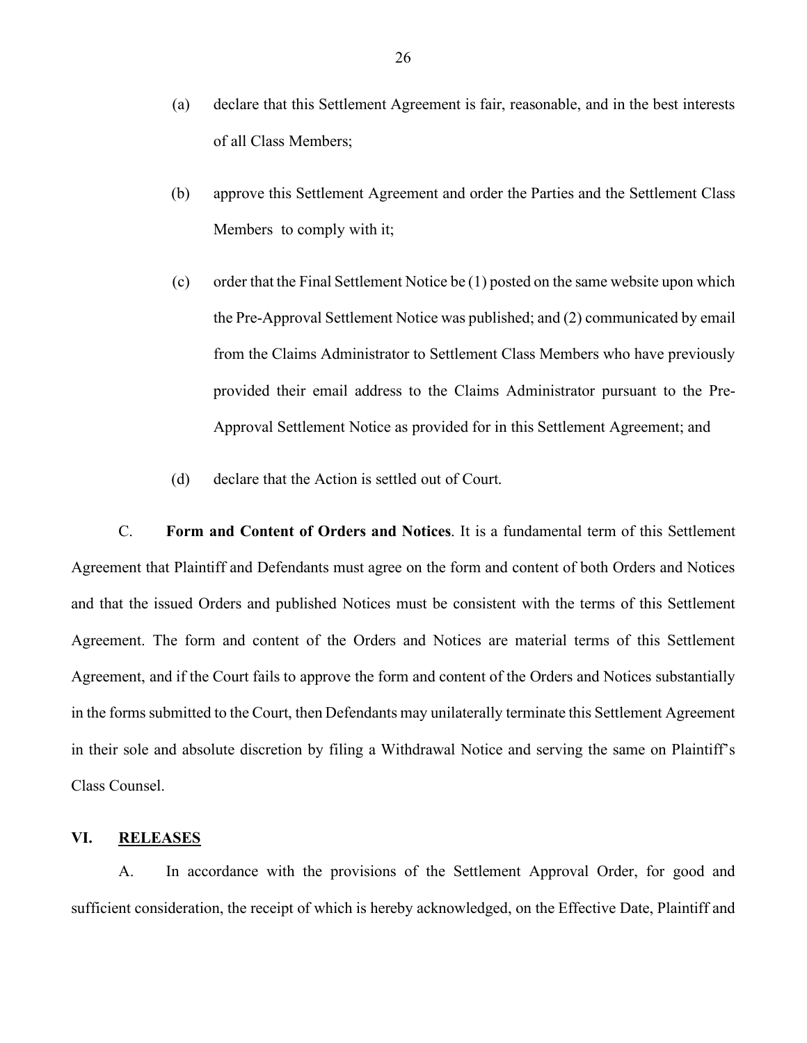(a) declare that this Settlement Agreement is fair, reasonable, and in the best interests of all Class Members;

(b) approve this Settlement Agreement and order the Parties and the Settlement Class Members to comply with it;

(c) order that the Final Settlement Notice be (1) posted on the same website upon which the Pre-Approval Settlement Notice was published; and (2) communicated by email from the Claims Administrator to Settlement Class Members who have previously provided their email address to the Claims Administrator pursuant to the Pre-Approval Settlement Notice as provided for in this Settlement Agreement; and

(d) declare that the Action is settled out of Court.

C. **Form and Content of Orders and Notices**. It is a fundamental term of this Settlement Agreement that Plaintiff and Defendants must agree on the form and content of both Orders and Notices and that the issued Orders and published Notices must be consistent with the terms of this Settlement Agreement. The form and content of the Orders and Notices are material terms of this Settlement Agreement, and if the Court fails to approve the form and content of the Orders and Notices substantially in the forms submitted to the Court, then Defendants may unilaterally terminate this Settlement Agreement in their sole and absolute discretion by filing a Withdrawal Notice and serving the same on Plaintiff's Class Counsel.

## VI. RELEASES

A. In accordance with the provisions of the Settlement Approval Order, for good and sufficient consideration, the receipt of which is hereby acknowledged, on the Effective Date, Plaintiff and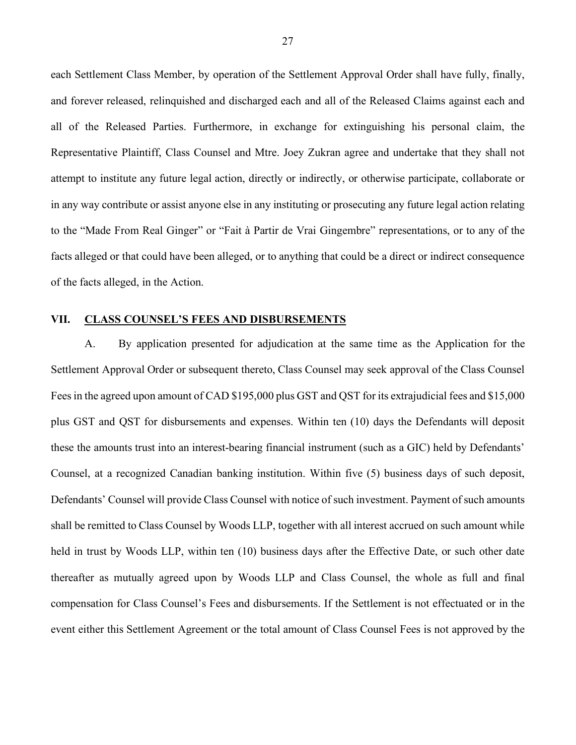each Settlement Class Member, by operation of the Settlement Approval Order shall have fully, finally, and forever released, relinquished and discharged each and all of the Released Claims against each and all of the Released Parties. Furthermore, in exchange for extinguishing his personal claim, the Representative Plaintiff, Class Counsel and Mtre. Joey Zukran agree and undertake that they shall not attempt to institute any future legal action, directly or indirectly, or otherwise participate, collaborate or in any way contribute or assist anyone else in any instituting or prosecuting any future legal action relating to the "Made From Real Ginger" or "Fait à Partir de Vrai Gingembre" representations, or to any of the facts alleged or that could have been alleged, or to anything that could be a direct or indirect consequence of the facts alleged, in the Action.

## VII. CLASS COUNSEL'S FEES AND DISBURSEMENTS

A. By application presented for adjudication at the same time as the Application for the Settlement Approval Order or subsequent thereto, Class Counsel may seek approval of the Class Counsel Fees in the agreed upon amount of CAD $195,000 plus GST and QST for its extrajudicial fees and $15,000 plus GST and QST for disbursements and expenses. Within ten (10) days the Defendants will deposit these the amounts trust into an interest-bearing financial instrument (such as a GIC) held by Defendants' Counsel, at a recognized Canadian banking institution. Within five (5) business days of such deposit, Defendants' Counsel will provide Class Counsel with notice of such investment. Payment of such amounts shall be remitted to Class Counsel by Woods LLP, together with all interest accrued on such amount while held in trust by Woods LLP, within ten (10) business days after the Effective Date, or such other date thereafter as mutually agreed upon by Woods LLP and Class Counsel, the whole as full and final compensation for Class Counsel's Fees and disbursements. If the Settlement is not effectuated or in the event either this Settlement Agreement or the total amount of Class Counsel Fees is not approved by the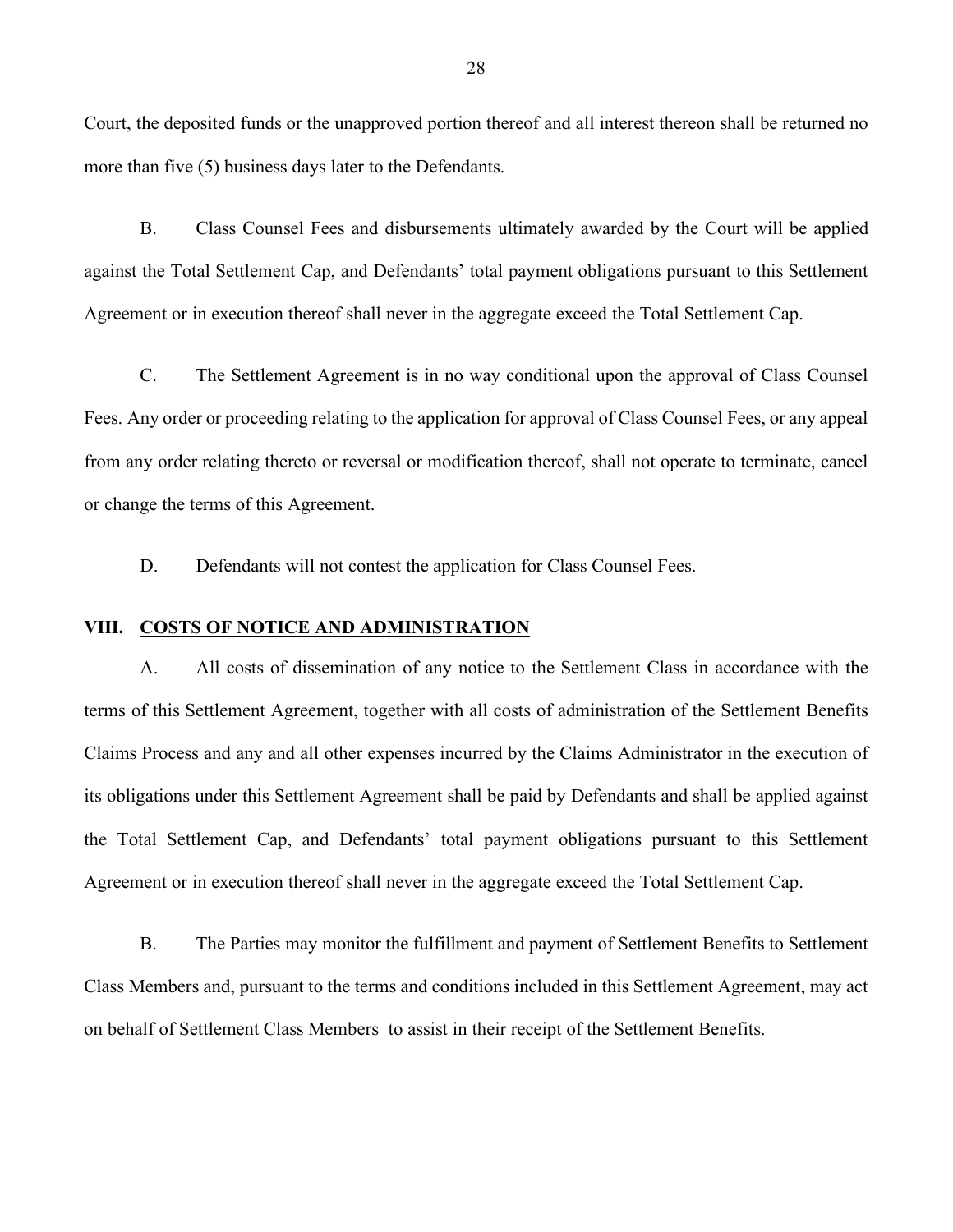Court, the deposited funds or the unapproved portion thereof and all interest thereon shall be returned no more than five (5) business days later to the Defendants.

B. Class Counsel Fees and disbursements ultimately awarded by the Court will be applied against the Total Settlement Cap, and Defendants' total payment obligations pursuant to this Settlement Agreement or in execution thereof shall never in the aggregate exceed the Total Settlement Cap.

C. The Settlement Agreement is in no way conditional upon the approval of Class Counsel Fees. Any order or proceeding relating to the application for approval of Class Counsel Fees, or any appeal from any order relating thereto or reversal or modification thereof, shall not operate to terminate, cancel or change the terms of this Agreement.

D. Defendants will not contest the application for Class Counsel Fees.

## VIII. <u>COSTS OF NOTICE AND ADMINISTRATION</u>

A. All costs of dissemination of any notice to the Settlement Class in accordance with the terms of this Settlement Agreement, together with all costs of administration of the Settlement Benefits Claims Process and any and all other expenses incurred by the Claims Administrator in the execution of its obligations under this Settlement Agreement shall be paid by Defendants and shall be applied against the Total Settlement Cap, and Defendants' total payment obligations pursuant to this Settlement Agreement or in execution thereof shall never in the aggregate exceed the Total Settlement Cap.

B. The Parties may monitor the fulfillment and payment of Settlement Benefits to Settlement Class Members and, pursuant to the terms and conditions included in this Settlement Agreement, may act on behalf of Settlement Class Members to assist in their receipt of the Settlement Benefits.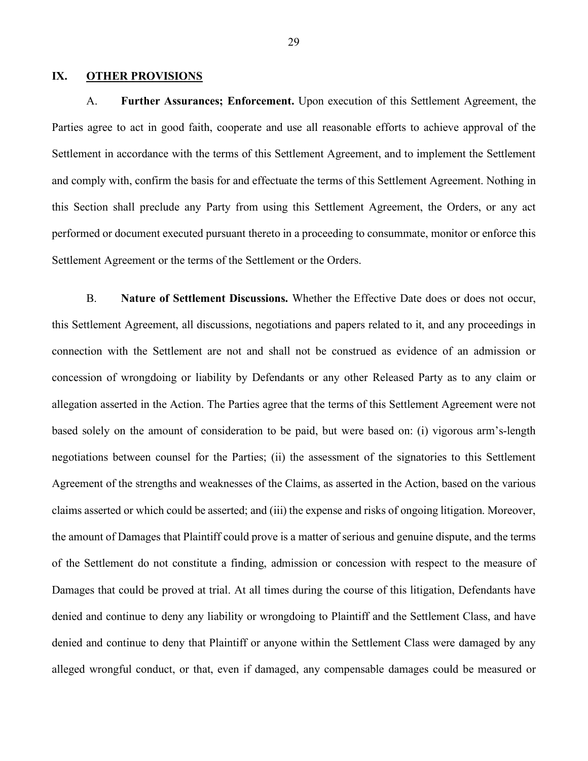## IX. OTHER PROVISIONS

A. **Further Assurances; Enforcement.** Upon execution of this Settlement Agreement, the Parties agree to act in good faith, cooperate and use all reasonable efforts to achieve approval of the Settlement in accordance with the terms of this Settlement Agreement, and to implement the Settlement and comply with, confirm the basis for and effectuate the terms of this Settlement Agreement. Nothing in this Section shall preclude any Party from using this Settlement Agreement, the Orders, or any act performed or document executed pursuant thereto in a proceeding to consummate, monitor or enforce this Settlement Agreement or the terms of the Settlement or the Orders.

B. **Nature of Settlement Discussions.** Whether the Effective Date does or does not occur, this Settlement Agreement, all discussions, negotiations and papers related to it, and any proceedings in connection with the Settlement are not and shall not be construed as evidence of an admission or concession of wrongdoing or liability by Defendants or any other Released Party as to any claim or allegation asserted in the Action. The Parties agree that the terms of this Settlement Agreement were not based solely on the amount of consideration to be paid, but were based on: (i) vigorous arm's-length negotiations between counsel for the Parties; (ii) the assessment of the signatories to this Settlement Agreement of the strengths and weaknesses of the Claims, as asserted in the Action, based on the various claims asserted or which could be asserted; and (iii) the expense and risks of ongoing litigation. Moreover, the amount of Damages that Plaintiff could prove is a matter of serious and genuine dispute, and the terms of the Settlement do not constitute a finding, admission or concession with respect to the measure of Damages that could be proved at trial. At all times during the course of this litigation, Defendants have denied and continue to deny any liability or wrongdoing to Plaintiff and the Settlement Class, and have denied and continue to deny that Plaintiff or anyone within the Settlement Class were damaged by any alleged wrongful conduct, or that, even if damaged, any compensable damages could be measured or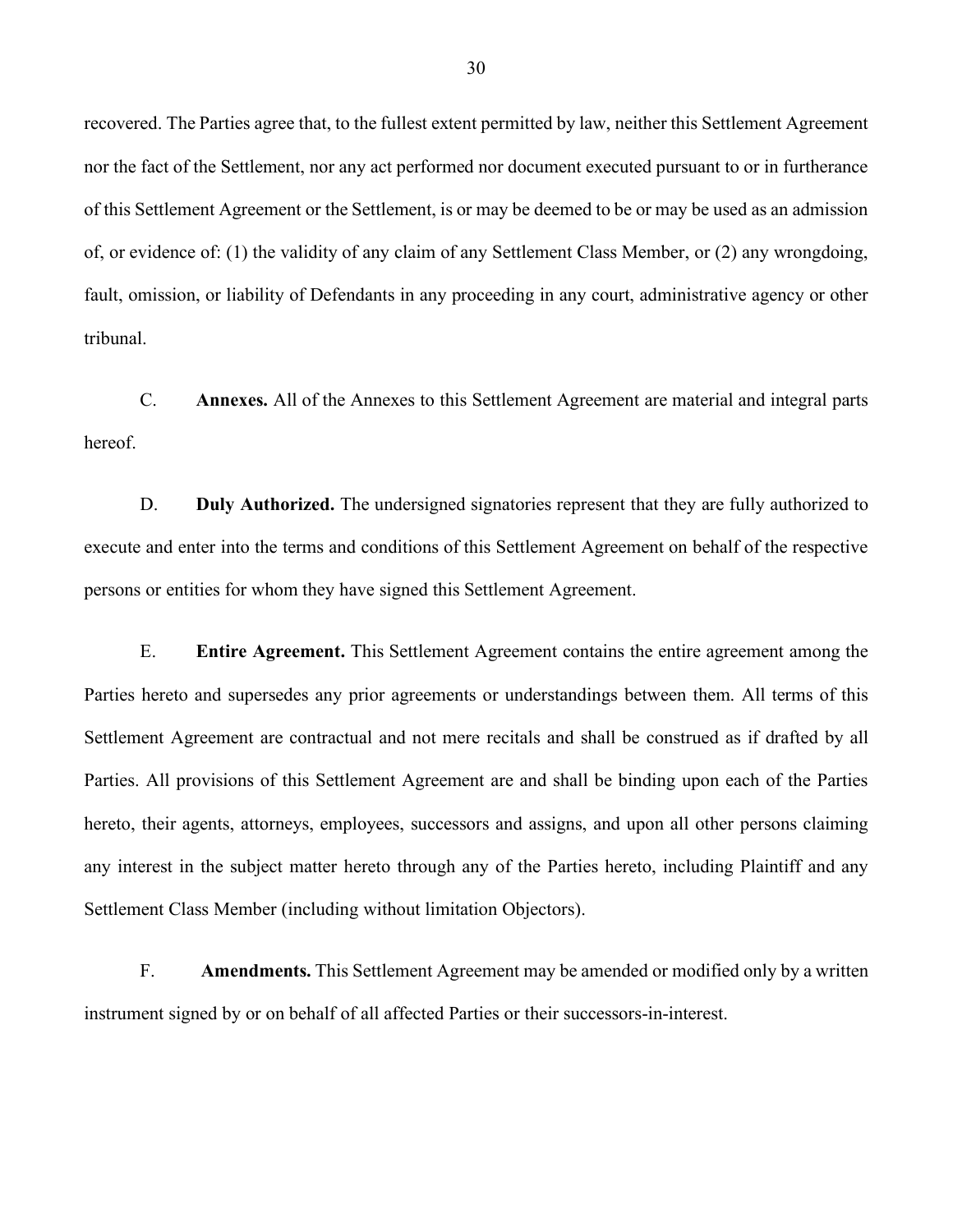recovered. The Parties agree that, to the fullest extent permitted by law, neither this Settlement Agreement nor the fact of the Settlement, nor any act performed nor document executed pursuant to or in furtherance of this Settlement Agreement or the Settlement, is or may be deemed to be or may be used as an admission of, or evidence of: (1) the validity of any claim of any Settlement Class Member, or (2) any wrongdoing, fault, omission, or liability of Defendants in any proceeding in any court, administrative agency or other tribunal.

C. **Annexes.** All of the Annexes to this Settlement Agreement are material and integral parts hereof.

D. **Duly Authorized.** The undersigned signatories represent that they are fully authorized to execute and enter into the terms and conditions of this Settlement Agreement on behalf of the respective persons or entities for whom they have signed this Settlement Agreement.

E. **Entire Agreement.** This Settlement Agreement contains the entire agreement among the Parties hereto and supersedes any prior agreements or understandings between them. All terms of this Settlement Agreement are contractual and not mere recitals and shall be construed as if drafted by all Parties. All provisions of this Settlement Agreement are and shall be binding upon each of the Parties hereto, their agents, attorneys, employees, successors and assigns, and upon all other persons claiming any interest in the subject matter hereto through any of the Parties hereto, including Plaintiff and any Settlement Class Member (including without limitation Objectors).

F. **Amendments.** This Settlement Agreement may be amended or modified only by a written instrument signed by or on behalf of all affected Parties or their successors-in-interest.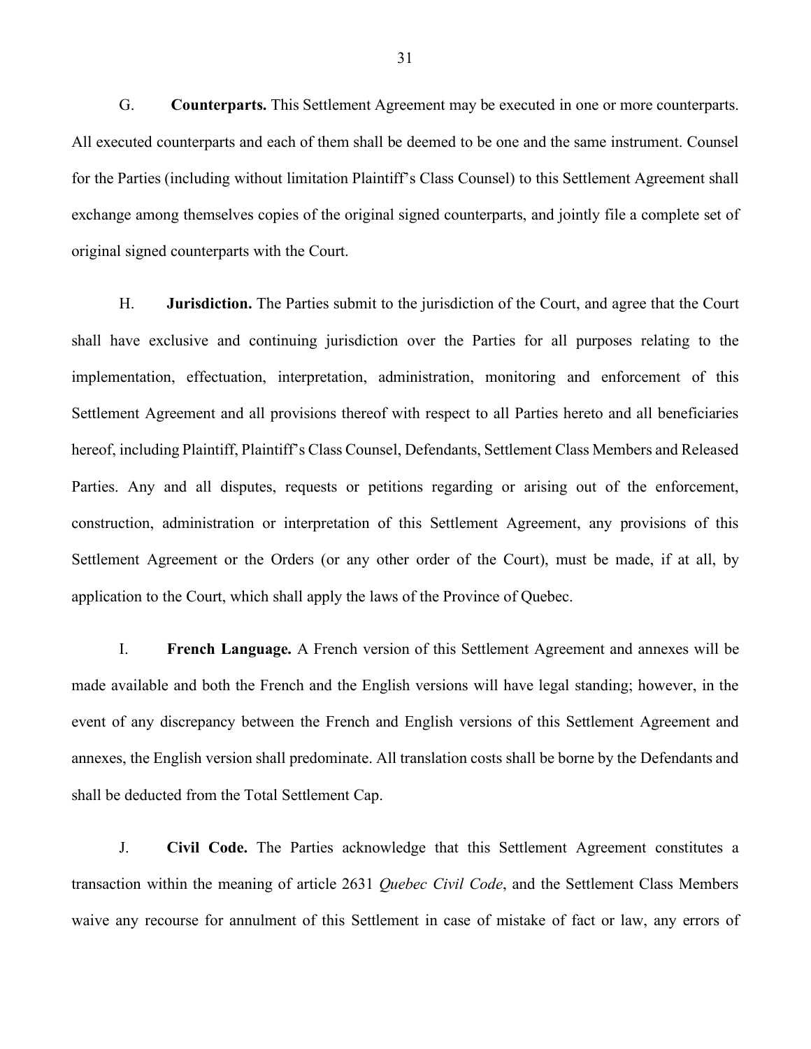G. **Counterparts.** This Settlement Agreement may be executed in one or more counterparts. All executed counterparts and each of them shall be deemed to be one and the same instrument. Counsel for the Parties (including without limitation Plaintiff's Class Counsel) to this Settlement Agreement shall exchange among themselves copies of the original signed counterparts, and jointly file a complete set of original signed counterparts with the Court.

H. **Jurisdiction.** The Parties submit to the jurisdiction of the Court, and agree that the Court shall have exclusive and continuing jurisdiction over the Parties for all purposes relating to the implementation, effectuation, interpretation, administration, monitoring and enforcement of this Settlement Agreement and all provisions thereof with respect to all Parties hereto and all beneficiaries hereof, including Plaintiff, Plaintiff's Class Counsel, Defendants, Settlement Class Members and Released Parties. Any and all disputes, requests or petitions regarding or arising out of the enforcement, construction, administration or interpretation of this Settlement Agreement, any provisions of this Settlement Agreement or the Orders (or any other order of the Court), must be made, if at all, by application to the Court, which shall apply the laws of the Province of Quebec.

I. **French Language.** A French version of this Settlement Agreement and annexes will be made available and both the French and the English versions will have legal standing; however, in the event of any discrepancy between the French and English versions of this Settlement Agreement and annexes, the English version shall predominate. All translation costs shall be borne by the Defendants and shall be deducted from the Total Settlement Cap.

J. **Civil Code.** The Parties acknowledge that this Settlement Agreement constitutes a transaction within the meaning of article 2631 *Quebec Civil Code*, and the Settlement Class Members waive any recourse for annulment of this Settlement in case of mistake of fact or law, any errors of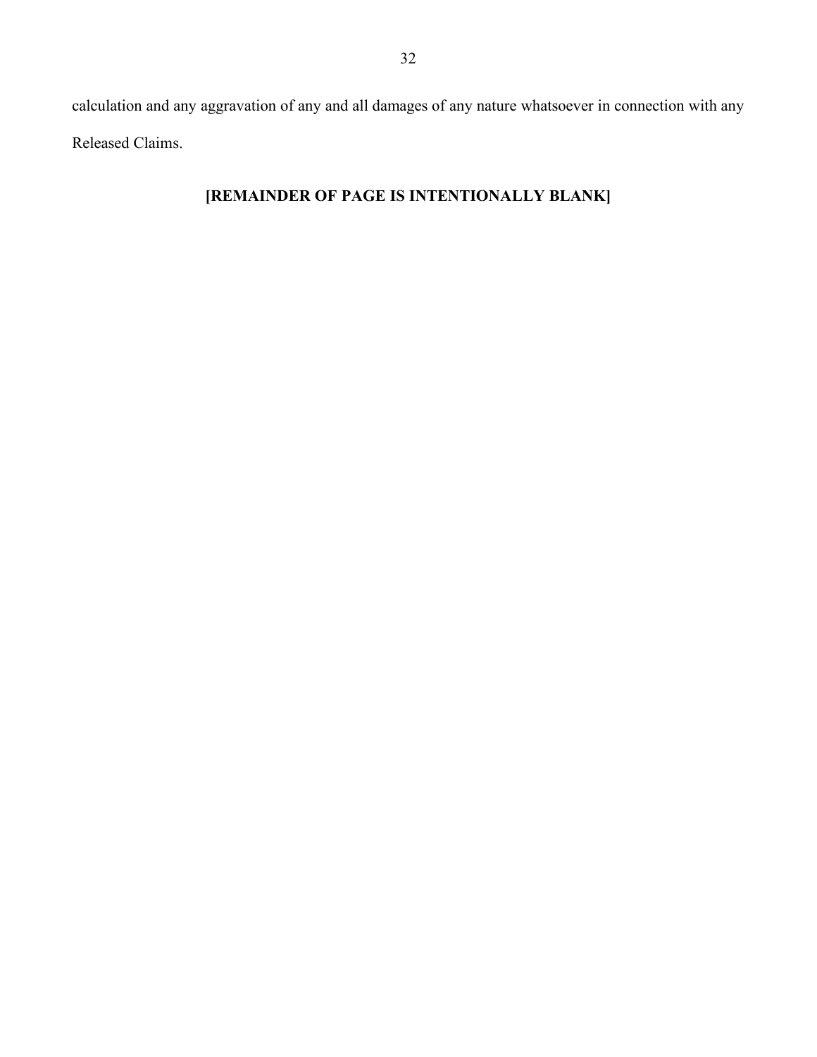calculation and any aggravation of any and all damages of any nature whatsoever in connection with any Released Claims.

**[REMAINDER OF PAGE IS INTENTIONALLY BLANK]**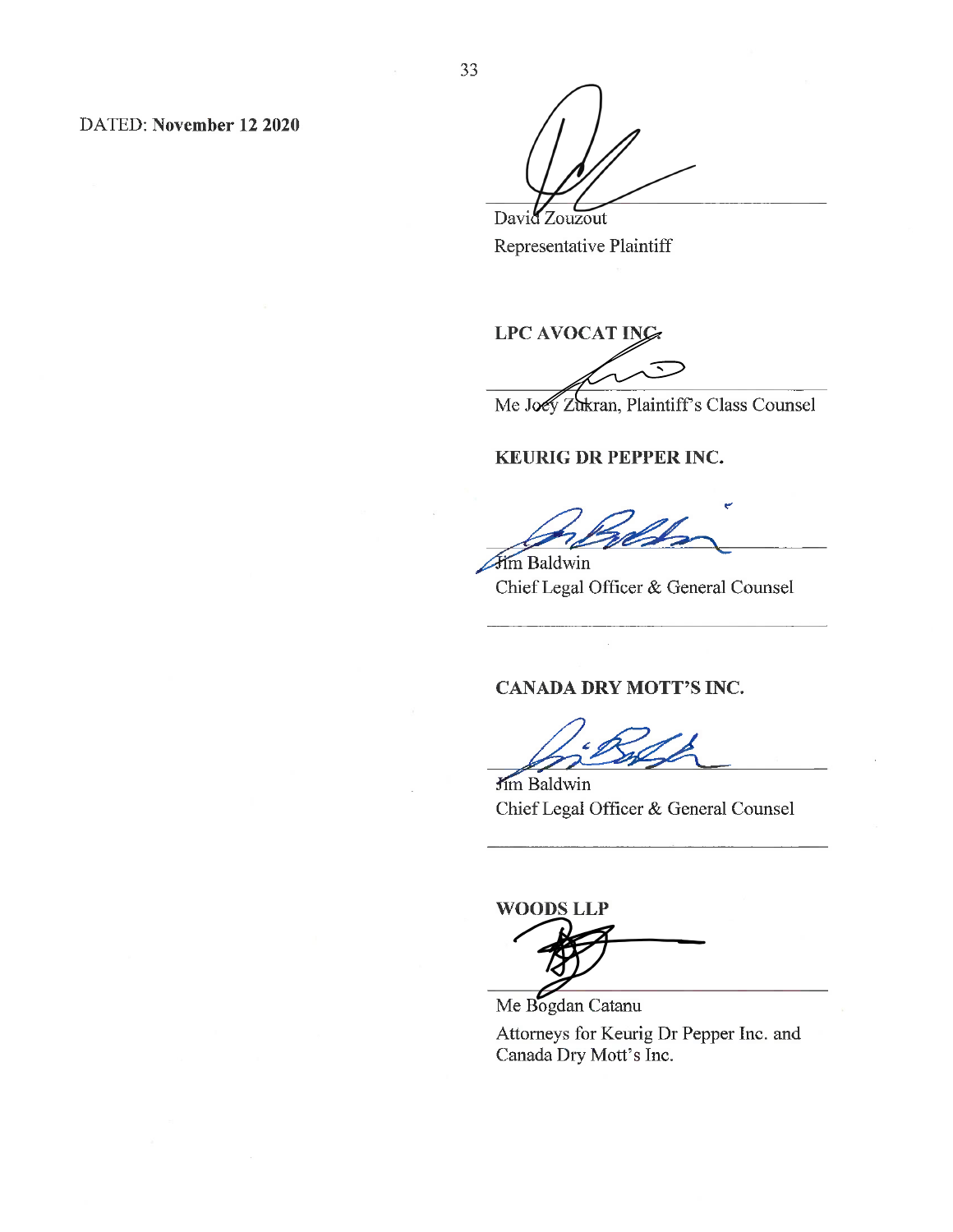DATED: **November 12 2020**

David Zouzout
Representative Plaintiff

**LPC AVOCAT INC.**

Me Joey Zukran, Plaintiff's Class Counsel

**KEURIG DR PEPPER INC.**

Jim Baldwin
Chief Legal Officer & General Counsel

**CANADA DRY MOTT'S INC.**

Jim Baldwin
Chief Legal Officer & General Counsel

**WOODS LLP**

Me Bogdan Catanu
Attorneys for Keurig Dr Pepper Inc. and Canada Dry Mott's Inc.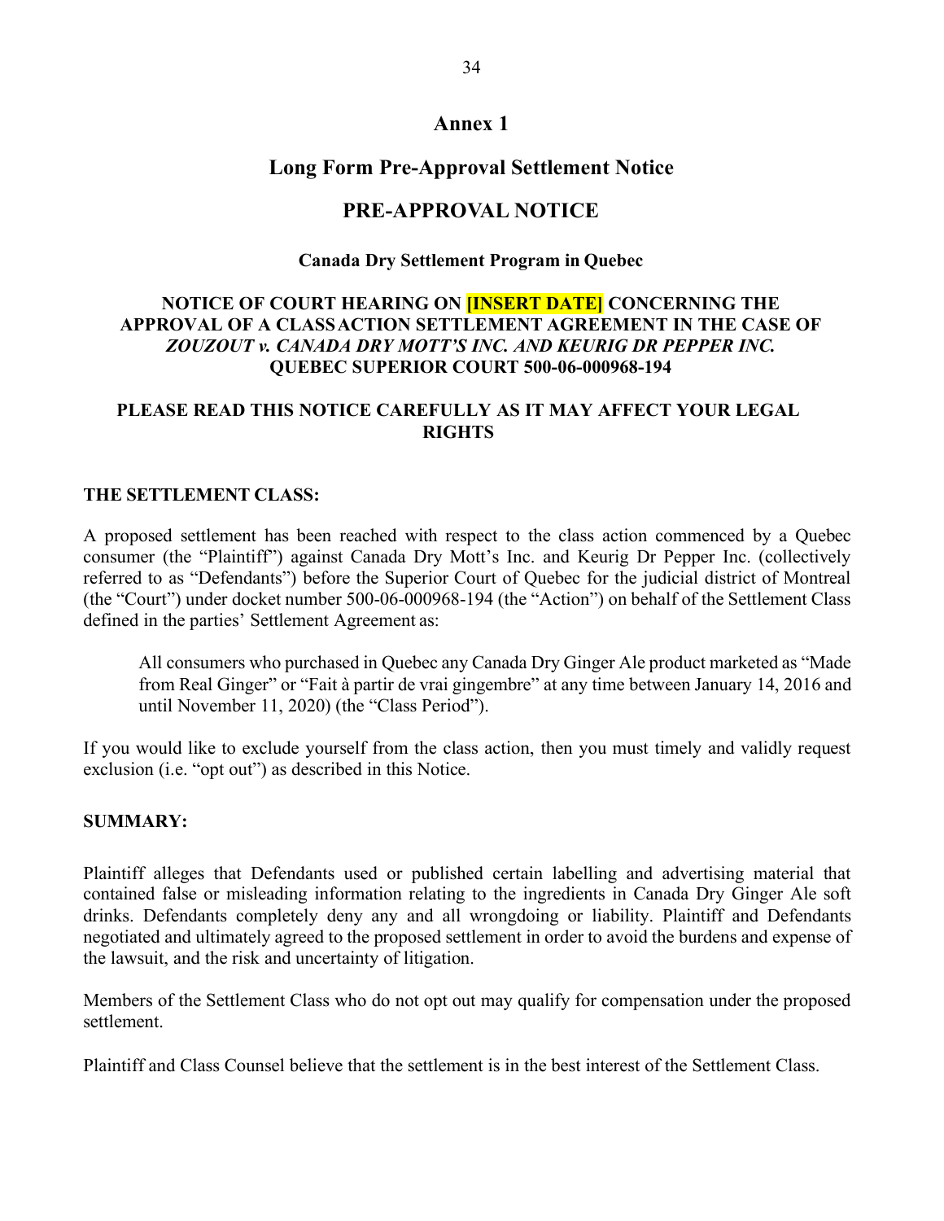# Annex 1

## Long Form Pre-Approval Settlement Notice

## PRE-APPROVAL NOTICE

### Canada Dry Settlement Program in Quebec

**NOTICE OF COURT HEARING ON [INSERT DATE] CONCERNING THE APPROVAL OF A CLASS ACTION SETTLEMENT AGREEMENT IN THE CASE OF *ZOUZOUT v. CANADA DRY MOTT'S INC. AND KEURIG DR PEPPER INC.* QUEBEC SUPERIOR COURT 500-06-000968-194**

**PLEASE READ THIS NOTICE CAREFULLY AS IT MAY AFFECT YOUR LEGAL RIGHTS**

**THE SETTLEMENT CLASS:**

A proposed settlement has been reached with respect to the class action commenced by a Quebec consumer (the "Plaintiff") against Canada Dry Mott's Inc. and Keurig Dr Pepper Inc. (collectively referred to as "Defendants") before the Superior Court of Quebec for the judicial district of Montreal (the "Court") under docket number 500-06-000968-194 (the "Action") on behalf of the Settlement Class defined in the parties' Settlement Agreement as:

> All consumers who purchased in Quebec any Canada Dry Ginger Ale product marketed as "Made from Real Ginger" or "Fait à partir de vrai gingembre" at any time between January 14, 2016 and until November 11, 2020) (the "Class Period").

If you would like to exclude yourself from the class action, then you must timely and validly request exclusion (i.e. "opt out") as described in this Notice.

**SUMMARY:**

Plaintiff alleges that Defendants used or published certain labelling and advertising material that contained false or misleading information relating to the ingredients in Canada Dry Ginger Ale soft drinks. Defendants completely deny any and all wrongdoing or liability. Plaintiff and Defendants negotiated and ultimately agreed to the proposed settlement in order to avoid the burdens and expense of the lawsuit, and the risk and uncertainty of litigation.

Members of the Settlement Class who do not opt out may qualify for compensation under the proposed settlement.

Plaintiff and Class Counsel believe that the settlement is in the best interest of the Settlement Class.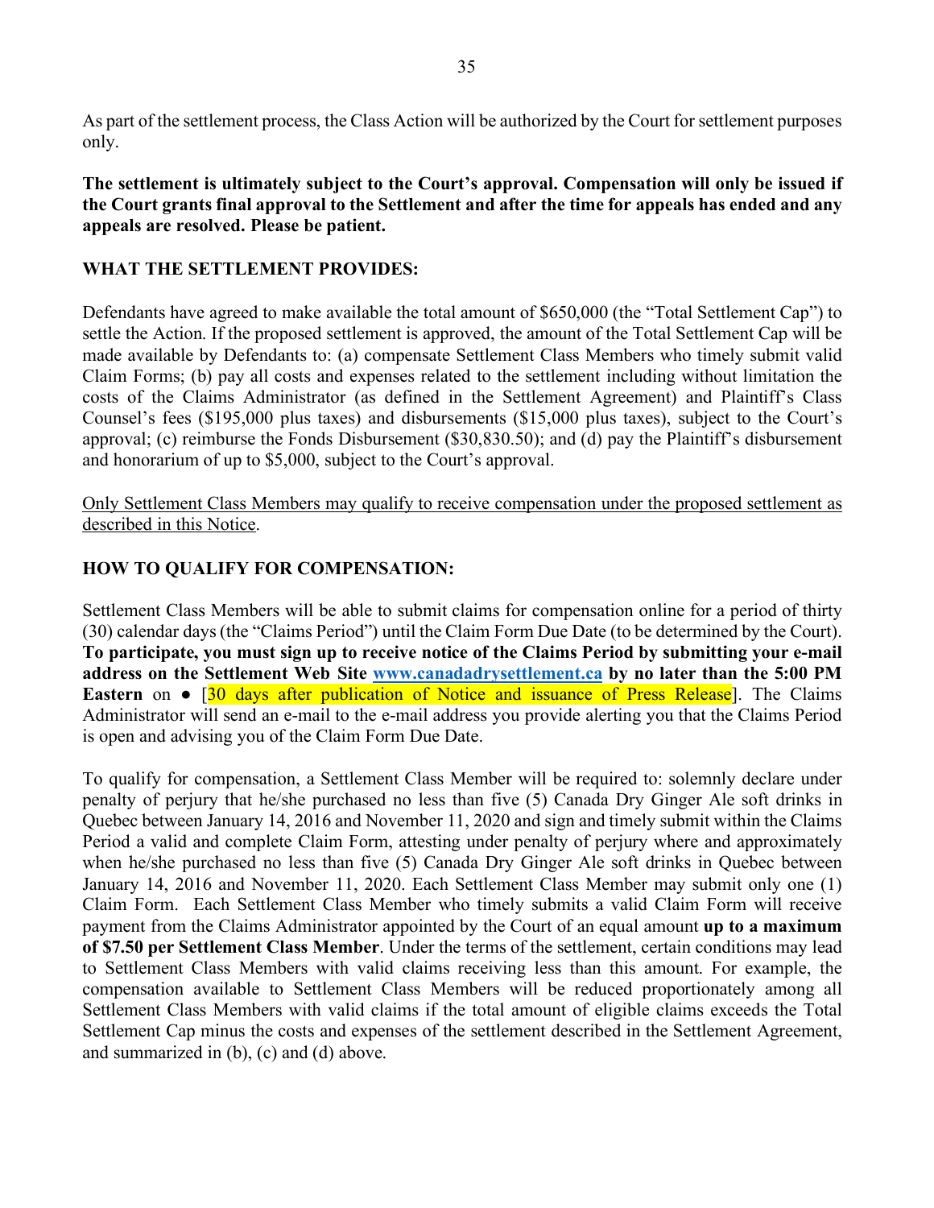As part of the settlement process, the Class Action will be authorized by the Court for settlement purposes only.

**The settlement is ultimately subject to the Court's approval. Compensation will only be issued if the Court grants final approval to the Settlement and after the time for appeals has ended and any appeals are resolved. Please be patient.**

**WHAT THE SETTLEMENT PROVIDES:**

Defendants have agreed to make available the total amount of $650,000 (the "Total Settlement Cap") to settle the Action. If the proposed settlement is approved, the amount of the Total Settlement Cap will be made available by Defendants to: (a) compensate Settlement Class Members who timely submit valid Claim Forms; (b) pay all costs and expenses related to the settlement including without limitation the costs of the Claims Administrator (as defined in the Settlement Agreement) and Plaintiff's Class Counsel's fees ($195,000 plus taxes) and disbursements ($15,000 plus taxes), subject to the Court's approval; (c) reimburse the Fonds Disbursement ($30,830.50); and (d) pay the Plaintiff's disbursement and honorarium of up to $5,000, subject to the Court's approval.

<u>Only Settlement Class Members may qualify to receive compensation under the proposed settlement as described in this Notice</u>.

**HOW TO QUALIFY FOR COMPENSATION:**

Settlement Class Members will be able to submit claims for compensation online for a period of thirty (30) calendar days (the "Claims Period") until the Claim Form Due Date (to be determined by the Court). **To participate, you must sign up to receive notice of the Claims Period by submitting your e-mail address on the Settlement Web Site [www.canadadrysettlement.ca](http://www.canadadrysettlement.ca) by no later than the 5:00 PM Eastern** on ● [30 days after publication of Notice and issuance of Press Release]. The Claims Administrator will send an e-mail to the e-mail address you provide alerting you that the Claims Period is open and advising you of the Claim Form Due Date.

To qualify for compensation, a Settlement Class Member will be required to: solemnly declare under penalty of perjury that he/she purchased no less than five (5) Canada Dry Ginger Ale soft drinks in Quebec between January 14, 2016 and November 11, 2020 and sign and timely submit within the Claims Period a valid and complete Claim Form, attesting under penalty of perjury where and approximately when he/she purchased no less than five (5) Canada Dry Ginger Ale soft drinks in Quebec between January 14, 2016 and November 11, 2020. Each Settlement Class Member may submit only one (1) Claim Form. Each Settlement Class Member who timely submits a valid Claim Form will receive payment from the Claims Administrator appointed by the Court of an equal amount **up to a maximum of $7.50 per Settlement Class Member**. Under the terms of the settlement, certain conditions may lead to Settlement Class Members with valid claims receiving less than this amount. For example, the compensation available to Settlement Class Members will be reduced proportionately among all Settlement Class Members with valid claims if the total amount of eligible claims exceeds the Total Settlement Cap minus the costs and expenses of the settlement described in the Settlement Agreement, and summarized in (b), (c) and (d) above.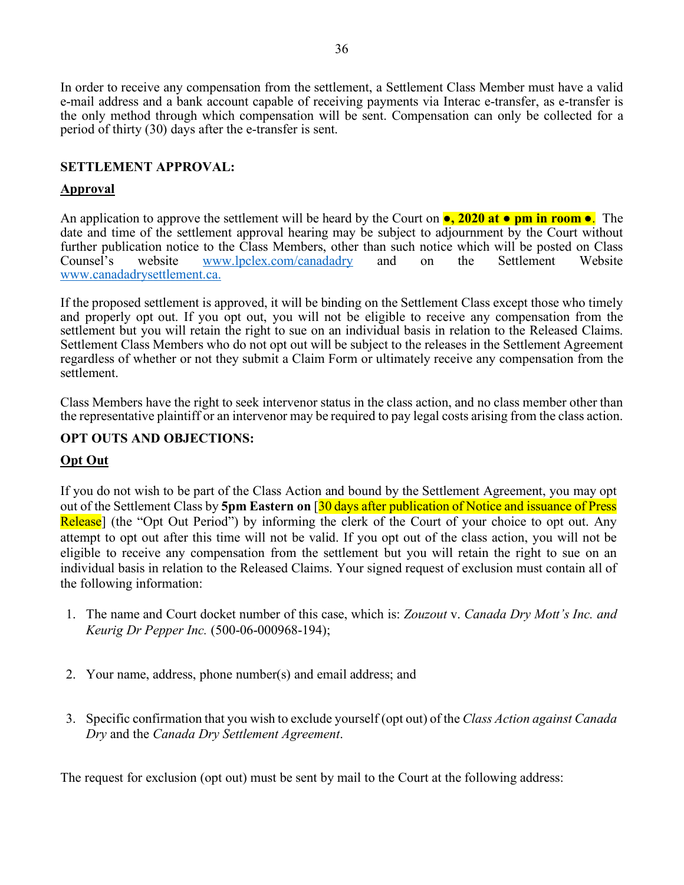In order to receive any compensation from the settlement, a Settlement Class Member must have a valid e-mail address and a bank account capable of receiving payments via Interac e-transfer, as e-transfer is the only method through which compensation will be sent. Compensation can only be collected for a period of thirty (30) days after the e-transfer is sent.

**SETTLEMENT APPROVAL:**

**Approval**

An application to approve the settlement will be heard by the Court on **●, 2020 at ● pm in room ●**. The date and time of the settlement approval hearing may be subject to adjournment by the Court without further publication notice to the Class Members, other than such notice which will be posted on Class Counsel's website www.lpclex.com/canadadry and on the Settlement Website www.canadadrysettlement.ca.

If the proposed settlement is approved, it will be binding on the Settlement Class except those who timely and properly opt out. If you opt out, you will not be eligible to receive any compensation from the settlement but you will retain the right to sue on an individual basis in relation to the Released Claims. Settlement Class Members who do not opt out will be subject to the releases in the Settlement Agreement regardless of whether or not they submit a Claim Form or ultimately receive any compensation from the settlement.

Class Members have the right to seek intervenor status in the class action, and no class member other than the representative plaintiff or an intervenor may be required to pay legal costs arising from the class action.

**OPT OUTS AND OBJECTIONS:**

**Opt Out**

If you do not wish to be part of the Class Action and bound by the Settlement Agreement, you may opt out of the Settlement Class by **5pm Eastern on** [30 days after publication of Notice and issuance of Press Release] (the "Opt Out Period") by informing the clerk of the Court of your choice to opt out. Any attempt to opt out after this time will not be valid. If you opt out of the class action, you will not be eligible to receive any compensation from the settlement but you will retain the right to sue on an individual basis in relation to the Released Claims. Your signed request of exclusion must contain all of the following information:

1. The name and Court docket number of this case, which is: *Zouzout* v. *Canada Dry Mott's Inc. and Keurig Dr Pepper Inc.* (500-06-000968-194);
2. Your name, address, phone number(s) and email address; and
3. Specific confirmation that you wish to exclude yourself (opt out) of the *Class Action against Canada Dry* and the *Canada Dry Settlement Agreement*.

The request for exclusion (opt out) must be sent by mail to the Court at the following address: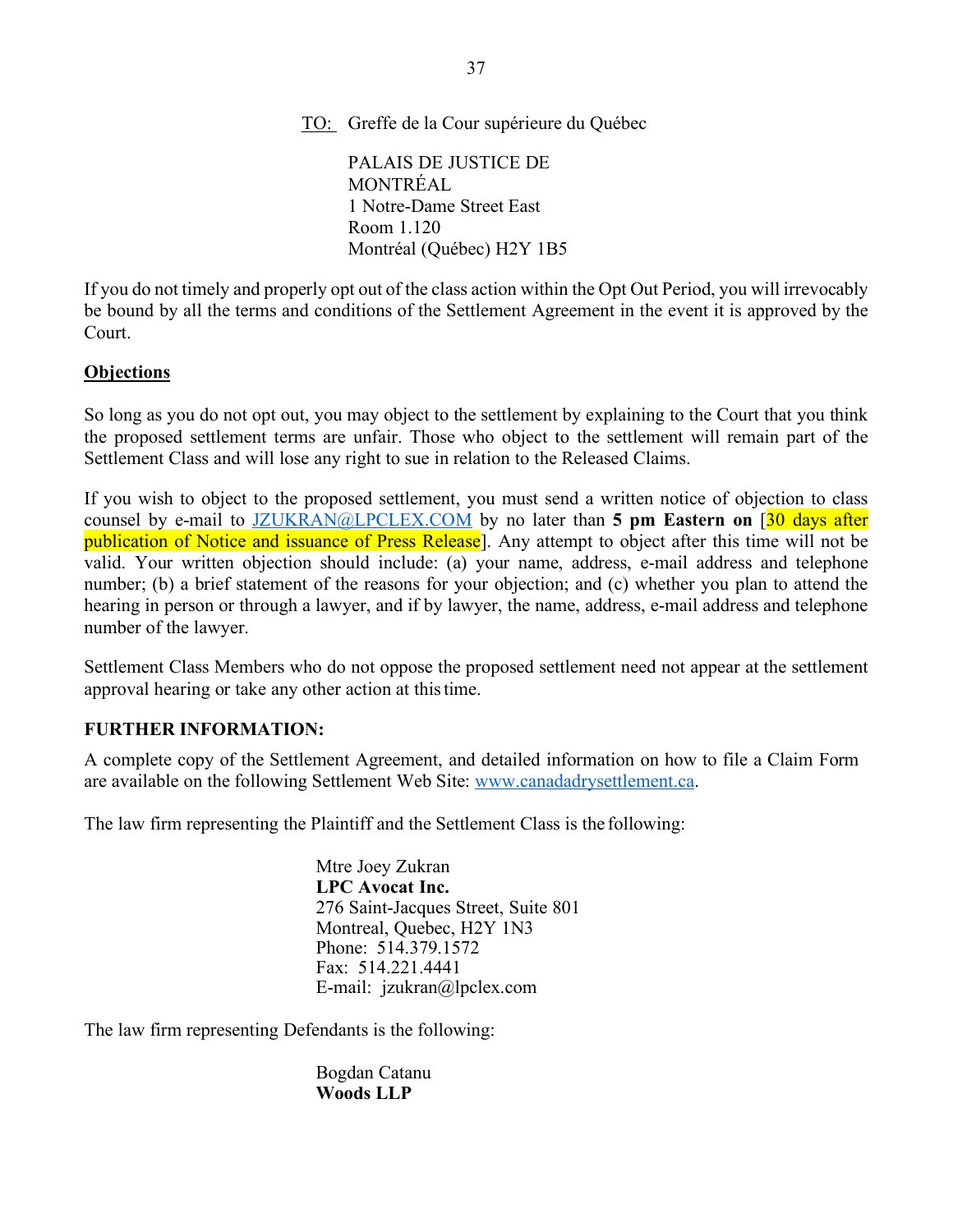TO: Greffe de la Cour supérieure du Québec

PALAIS DE JUSTICE DE
MONTRÉAL
1 Notre-Dame Street East
Room 1.120
Montréal (Québec) H2Y 1B5

If you do not timely and properly opt out of the class action within the Opt Out Period, you will irrevocably be bound by all the terms and conditions of the Settlement Agreement in the event it is approved by the Court.

**Objections**

So long as you do not opt out, you may object to the settlement by explaining to the Court that you think the proposed settlement terms are unfair. Those who object to the settlement will remain part of the Settlement Class and will lose any right to sue in relation to the Released Claims.

If you wish to object to the proposed settlement, you must send a written notice of objection to class counsel by e-mail to JZUKRAN@LPCLEX.COM by no later than **5 pm Eastern on** [30 days after publication of Notice and issuance of Press Release]. Any attempt to object after this time will not be valid. Your written objection should include: (a) your name, address, e-mail address and telephone number; (b) a brief statement of the reasons for your objection; and (c) whether you plan to attend the hearing in person or through a lawyer, and if by lawyer, the name, address, e-mail address and telephone number of the lawyer.

Settlement Class Members who do not oppose the proposed settlement need not appear at the settlement approval hearing or take any other action at this time.

**FURTHER INFORMATION:**

A complete copy of the Settlement Agreement, and detailed information on how to file a Claim Form are available on the following Settlement Web Site: www.canadadrysettlement.ca.

The law firm representing the Plaintiff and the Settlement Class is the following:

Mtre Joey Zukran
**LPC Avocat Inc.**
276 Saint-Jacques Street, Suite 801
Montreal, Quebec, H2Y 1N3
Phone: 514.379.1572
Fax: 514.221.4441
E-mail: jzukran@lpclex.com

The law firm representing Defendants is the following:

Bogdan Catanu
**Woods LLP**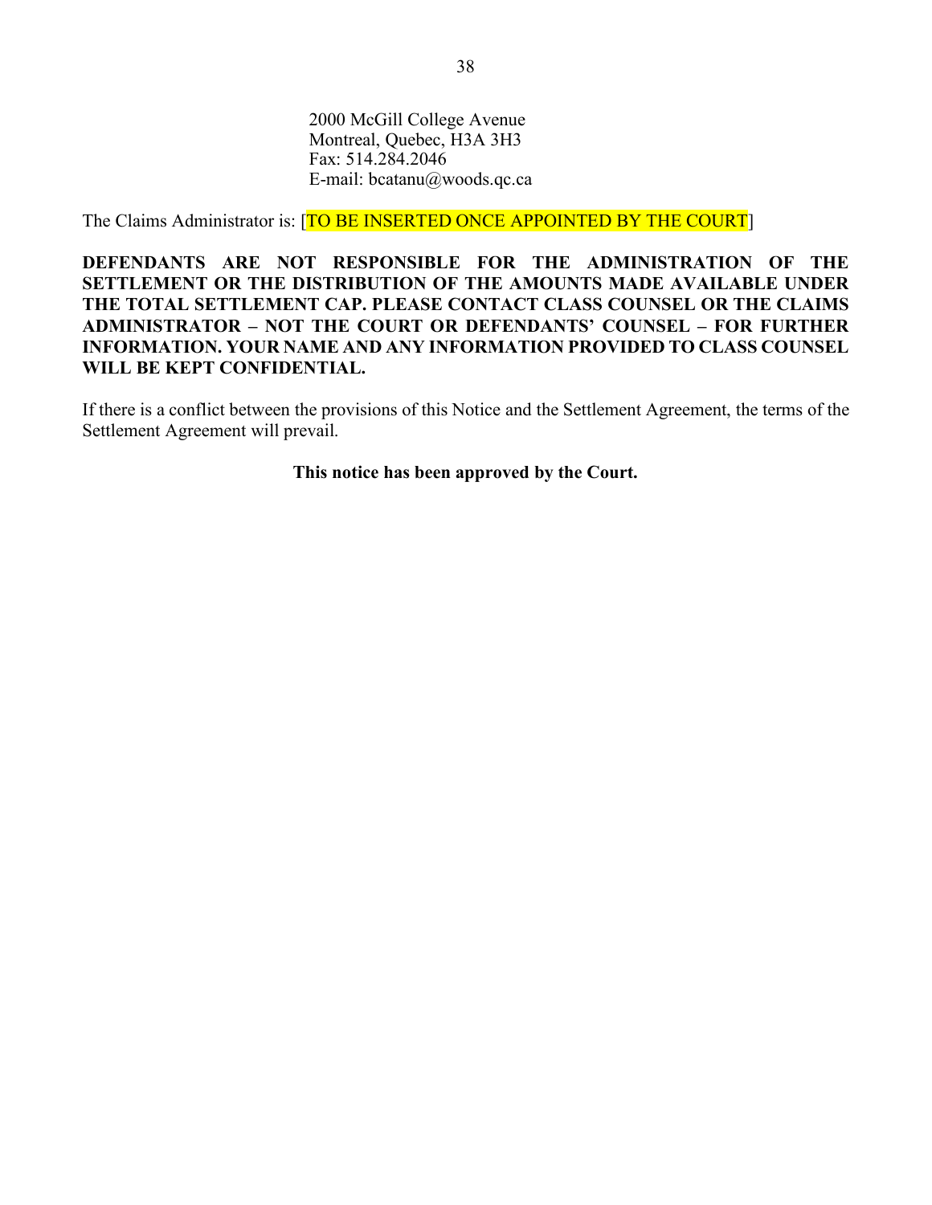2000 McGill College Avenue
Montreal, Quebec, H3A 3H3
Fax: 514.284.2046
E-mail: bcatanu@woods.qc.ca

The Claims Administrator is: [TO BE INSERTED ONCE APPOINTED BY THE COURT]

**DEFENDANTS ARE NOT RESPONSIBLE FOR THE ADMINISTRATION OF THE SETTLEMENT OR THE DISTRIBUTION OF THE AMOUNTS MADE AVAILABLE UNDER THE TOTAL SETTLEMENT CAP. PLEASE CONTACT CLASS COUNSEL OR THE CLAIMS ADMINISTRATOR – NOT THE COURT OR DEFENDANTS' COUNSEL – FOR FURTHER INFORMATION. YOUR NAME AND ANY INFORMATION PROVIDED TO CLASS COUNSEL WILL BE KEPT CONFIDENTIAL.**

If there is a conflict between the provisions of this Notice and the Settlement Agreement, the terms of the Settlement Agreement will prevail.

**This notice has been approved by the Court.**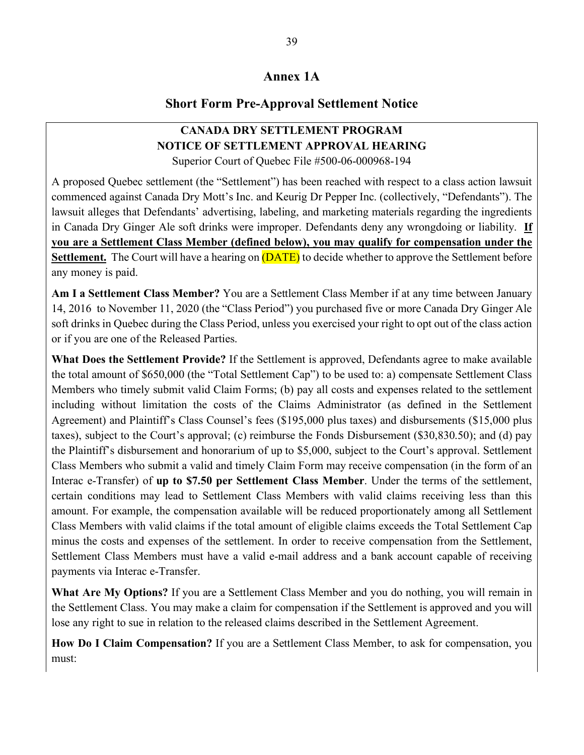# Annex 1A

## Short Form Pre-Approval Settlement Notice

**CANADA DRY SETTLEMENT PROGRAM**
**NOTICE OF SETTLEMENT APPROVAL HEARING**
Superior Court of Quebec File #500-06-000968-194

A proposed Quebec settlement (the "Settlement") has been reached with respect to a class action lawsuit commenced against Canada Dry Mott's Inc. and Keurig Dr Pepper Inc. (collectively, "Defendants"). The lawsuit alleges that Defendants' advertising, labeling, and marketing materials regarding the ingredients in Canada Dry Ginger Ale soft drinks were improper. Defendants deny any wrongdoing or liability. **If you are a Settlement Class Member (defined below), you may qualify for compensation under the Settlement.** The Court will have a hearing on (DATE) to decide whether to approve the Settlement before any money is paid.

**Am I a Settlement Class Member?** You are a Settlement Class Member if at any time between January 14, 2016 to November 11, 2020 (the "Class Period") you purchased five or more Canada Dry Ginger Ale soft drinks in Quebec during the Class Period, unless you exercised your right to opt out of the class action or if you are one of the Released Parties.

**What Does the Settlement Provide?** If the Settlement is approved, Defendants agree to make available the total amount of $650,000 (the "Total Settlement Cap") to be used to: a) compensate Settlement Class Members who timely submit valid Claim Forms; (b) pay all costs and expenses related to the settlement including without limitation the costs of the Claims Administrator (as defined in the Settlement Agreement) and Plaintiff's Class Counsel's fees ($195,000 plus taxes) and disbursements ($15,000 plus taxes), subject to the Court's approval; (c) reimburse the Fonds Disbursement ($30,830.50); and (d) pay the Plaintiff's disbursement and honorarium of up to $5,000, subject to the Court's approval. Settlement Class Members who submit a valid and timely Claim Form may receive compensation (in the form of an Interac e-Transfer) of **up to $7.50 per Settlement Class Member**. Under the terms of the settlement, certain conditions may lead to Settlement Class Members with valid claims receiving less than this amount. For example, the compensation available will be reduced proportionately among all Settlement Class Members with valid claims if the total amount of eligible claims exceeds the Total Settlement Cap minus the costs and expenses of the settlement. In order to receive compensation from the Settlement, Settlement Class Members must have a valid e-mail address and a bank account capable of receiving payments via Interac e-Transfer.

**What Are My Options?** If you are a Settlement Class Member and you do nothing, you will remain in the Settlement Class. You may make a claim for compensation if the Settlement is approved and you will lose any right to sue in relation to the released claims described in the Settlement Agreement.

**How Do I Claim Compensation?** If you are a Settlement Class Member, to ask for compensation, you must: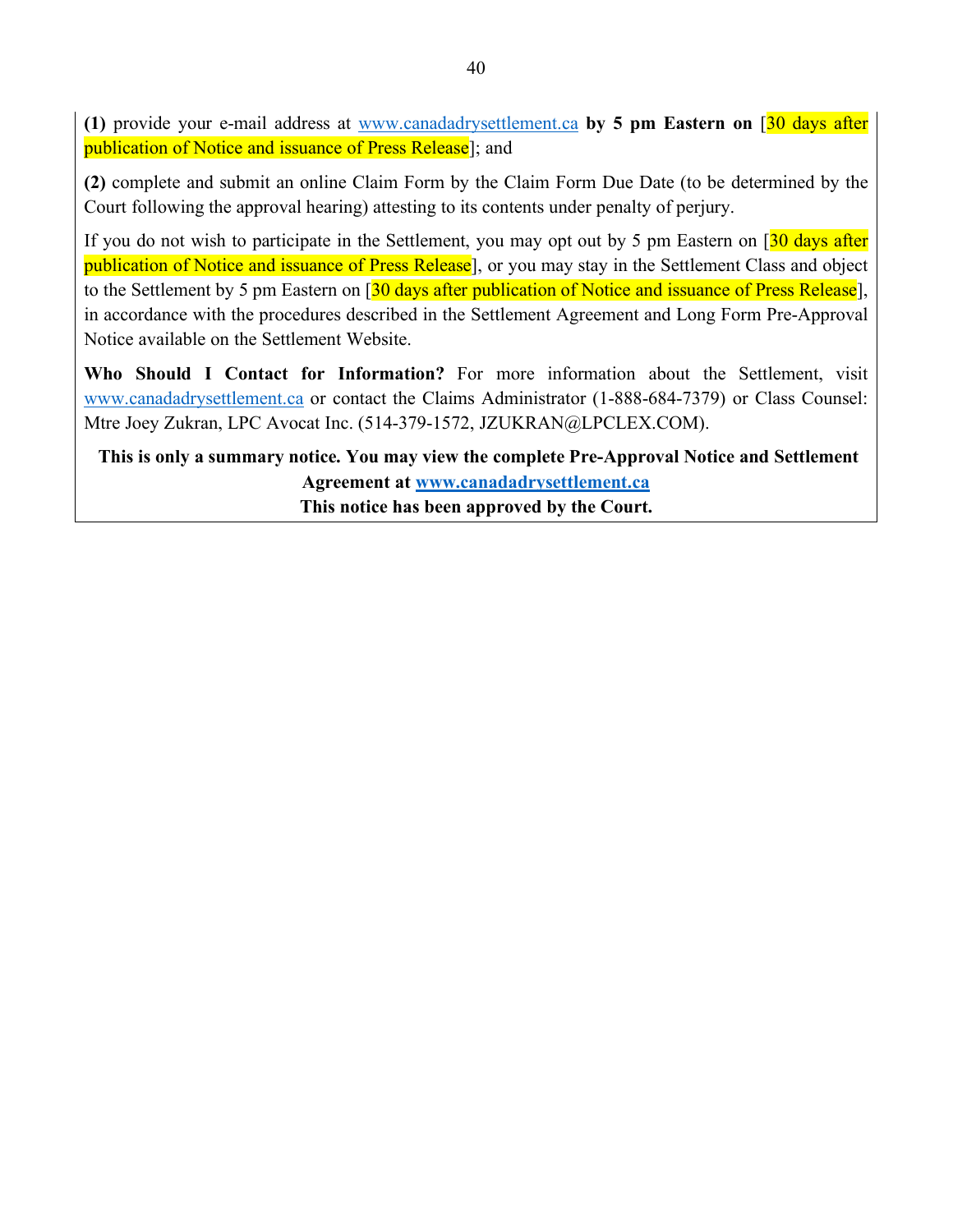**(1)** provide your e-mail address at www.canadadrysettlement.ca **by 5 pm Eastern on** [30 days after publication of Notice and issuance of Press Release]; and

**(2)** complete and submit an online Claim Form by the Claim Form Due Date (to be determined by the Court following the approval hearing) attesting to its contents under penalty of perjury.

If you do not wish to participate in the Settlement, you may opt out by 5 pm Eastern on [30 days after publication of Notice and issuance of Press Release], or you may stay in the Settlement Class and object to the Settlement by 5 pm Eastern on [30 days after publication of Notice and issuance of Press Release], in accordance with the procedures described in the Settlement Agreement and Long Form Pre-Approval Notice available on the Settlement Website.

**Who Should I Contact for Information?** For more information about the Settlement, visit www.canadadrysettlement.ca or contact the Claims Administrator (1-888-684-7379) or Class Counsel: Mtre Joey Zukran, LPC Avocat Inc. (514-379-1572, JZUKRAN@LPCLEX.COM).

**This is only a summary notice. You may view the complete Pre-Approval Notice and Settlement Agreement at www.canadadrysettlement.ca**
**This notice has been approved by the Court.**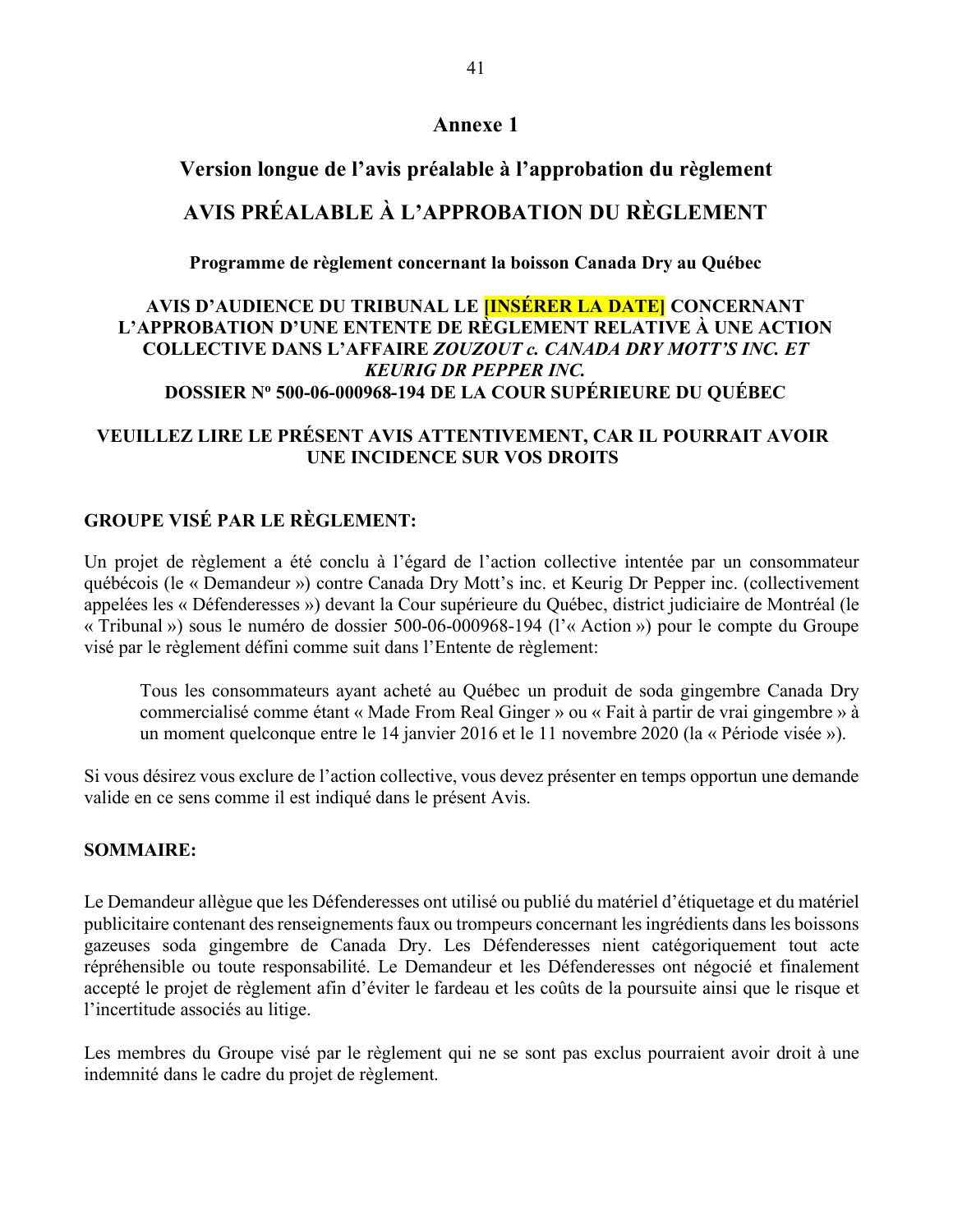# Annexe 1

## Version longue de l'avis préalable à l'approbation du règlement

## AVIS PRÉALABLE À L'APPROBATION DU RÈGLEMENT

**Programme de règlement concernant la boisson Canada Dry au Québec**

**AVIS D'AUDIENCE DU TRIBUNAL LE [INSÉRER LA DATE] CONCERNANT L'APPROBATION D'UNE ENTENTE DE RÈGLEMENT RELATIVE À UNE ACTION COLLECTIVE DANS L'AFFAIRE *ZOUZOUT c. CANADA DRY MOTT'S INC. ET KEURIG DR PEPPER INC.***
**DOSSIER Nº 500-06-000968-194 DE LA COUR SUPÉRIEURE DU QUÉBEC**

**VEUILLEZ LIRE LE PRÉSENT AVIS ATTENTIVEMENT, CAR IL POURRAIT AVOIR UNE INCIDENCE SUR VOS DROITS**

**GROUPE VISÉ PAR LE RÈGLEMENT:**

Un projet de règlement a été conclu à l'égard de l'action collective intentée par un consommateur québécois (le « Demandeur ») contre Canada Dry Mott's inc. et Keurig Dr Pepper inc. (collectivement appelées les « Défenderesses ») devant la Cour supérieure du Québec, district judiciaire de Montréal (le « Tribunal ») sous le numéro de dossier 500-06-000968-194 (l'« Action ») pour le compte du Groupe visé par le règlement défini comme suit dans l'Entente de règlement:

> Tous les consommateurs ayant acheté au Québec un produit de soda gingembre Canada Dry commercialisé comme étant « Made From Real Ginger » ou « Fait à partir de vrai gingembre » à un moment quelconque entre le 14 janvier 2016 et le 11 novembre 2020 (la « Période visée »).

Si vous désirez vous exclure de l'action collective, vous devez présenter en temps opportun une demande valide en ce sens comme il est indiqué dans le présent Avis.

**SOMMAIRE:**

Le Demandeur allègue que les Défenderesses ont utilisé ou publié du matériel d'étiquetage et du matériel publicitaire contenant des renseignements faux ou trompeurs concernant les ingrédients dans les boissons gazeuses soda gingembre de Canada Dry. Les Défenderesses nient catégoriquement tout acte répréhensible ou toute responsabilité. Le Demandeur et les Défenderesses ont négocié et finalement accepté le projet de règlement afin d'éviter le fardeau et les coûts de la poursuite ainsi que le risque et l'incertitude associés au litige.

Les membres du Groupe visé par le règlement qui ne se sont pas exclus pourraient avoir droit à une indemnité dans le cadre du projet de règlement.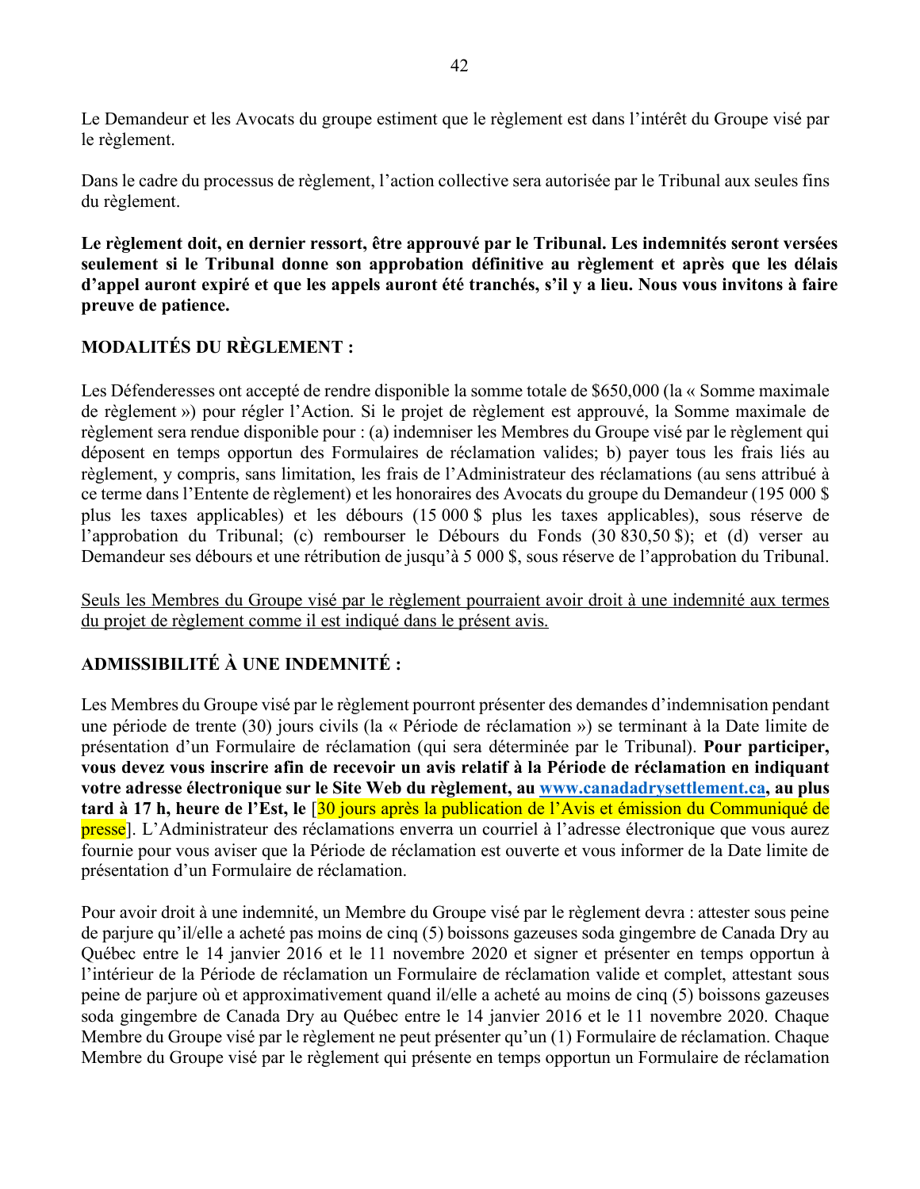Le Demandeur et les Avocats du groupe estiment que le règlement est dans l'intérêt du Groupe visé par le règlement.

Dans le cadre du processus de règlement, l'action collective sera autorisée par le Tribunal aux seules fins du règlement.

**Le règlement doit, en dernier ressort, être approuvé par le Tribunal. Les indemnités seront versées seulement si le Tribunal donne son approbation définitive au règlement et après que les délais d'appel auront expiré et que les appels auront été tranchés, s'il y a lieu. Nous vous invitons à faire preuve de patience.**

**MODALITÉS DU RÈGLEMENT :**

Les Défenderesses ont accepté de rendre disponible la somme totale de $650,000 (la « Somme maximale de règlement ») pour régler l'Action. Si le projet de règlement est approuvé, la Somme maximale de règlement sera rendue disponible pour : (a) indemniser les Membres du Groupe visé par le règlement qui déposent en temps opportun des Formulaires de réclamation valides; b) payer tous les frais liés au règlement, y compris, sans limitation, les frais de l'Administrateur des réclamations (au sens attribué à ce terme dans l'Entente de règlement) et les honoraires des Avocats du groupe du Demandeur (195 000 $ plus les taxes applicables) et les débours (15 000 $ plus les taxes applicables), sous réserve de l'approbation du Tribunal; (c) rembourser le Débours du Fonds (30 830,50 $); et (d) verser au Demandeur ses débours et une rétribution de jusqu'à 5 000 $, sous réserve de l'approbation du Tribunal.

<u>Seuls les Membres du Groupe visé par le règlement pourraient avoir droit à une indemnité aux termes du projet de règlement comme il est indiqué dans le présent avis.</u>

**ADMISSIBILITÉ À UNE INDEMNITÉ :**

Les Membres du Groupe visé par le règlement pourront présenter des demandes d'indemnisation pendant une période de trente (30) jours civils (la « Période de réclamation ») se terminant à la Date limite de présentation d'un Formulaire de réclamation (qui sera déterminée par le Tribunal). **Pour participer, vous devez vous inscrire afin de recevoir un avis relatif à la Période de réclamation en indiquant votre adresse électronique sur le Site Web du règlement, au www.canadadrysettlement.ca, au plus tard à 17 h, heure de l'Est, le** [30 jours après la publication de l'Avis et émission du Communiqué de presse]. L'Administrateur des réclamations enverra un courriel à l'adresse électronique que vous aurez fournie pour vous aviser que la Période de réclamation est ouverte et vous informer de la Date limite de présentation d'un Formulaire de réclamation.

Pour avoir droit à une indemnité, un Membre du Groupe visé par le règlement devra : attester sous peine de parjure qu'il/elle a acheté pas moins de cinq (5) boissons gazeuses soda gingembre de Canada Dry au Québec entre le 14 janvier 2016 et le 11 novembre 2020 et signer et présenter en temps opportun à l'intérieur de la Période de réclamation un Formulaire de réclamation valide et complet, attestant sous peine de parjure où et approximativement quand il/elle a acheté au moins de cinq (5) boissons gazeuses soda gingembre de Canada Dry au Québec entre le 14 janvier 2016 et le 11 novembre 2020. Chaque Membre du Groupe visé par le règlement ne peut présenter qu'un (1) Formulaire de réclamation. Chaque Membre du Groupe visé par le règlement qui présente en temps opportun un Formulaire de réclamation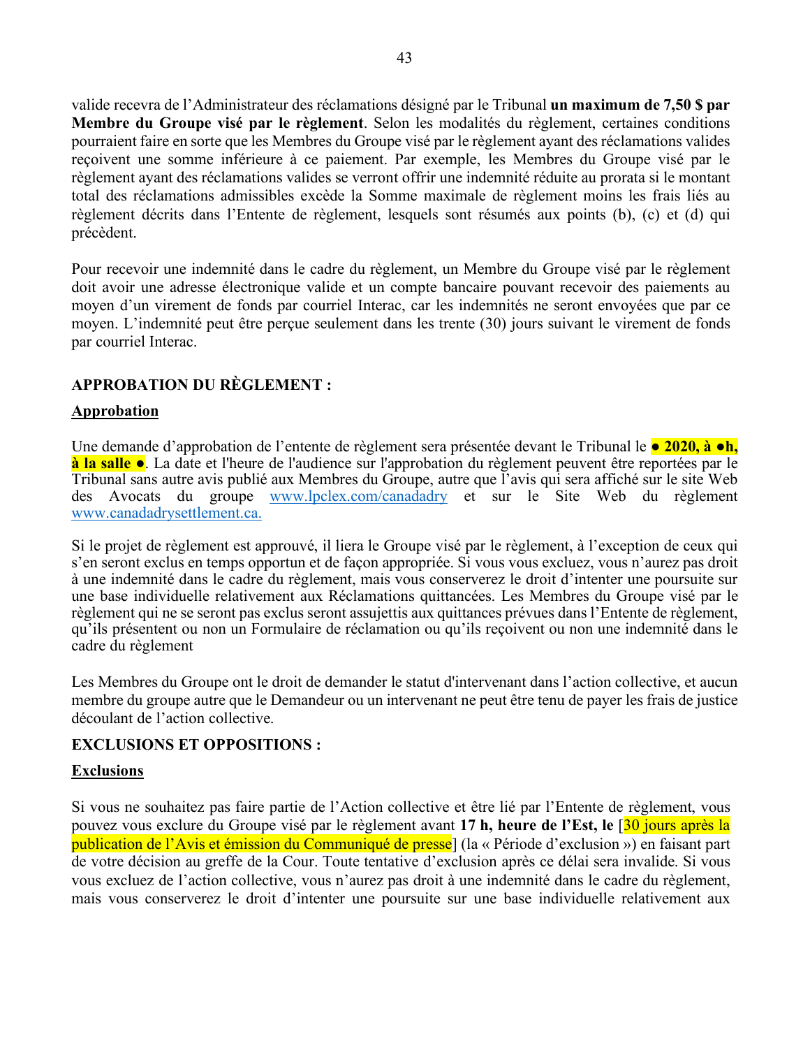valide recevra de l'Administrateur des réclamations désigné par le Tribunal **un maximum de 7,50 $ par Membre du Groupe visé par le règlement**. Selon les modalités du règlement, certaines conditions pourraient faire en sorte que les Membres du Groupe visé par le règlement ayant des réclamations valides reçoivent une somme inférieure à ce paiement. Par exemple, les Membres du Groupe visé par le règlement ayant des réclamations valides se verront offrir une indemnité réduite au prorata si le montant total des réclamations admissibles excède la Somme maximale de règlement moins les frais liés au règlement décrits dans l'Entente de règlement, lesquels sont résumés aux points (b), (c) et (d) qui précèdent.

Pour recevoir une indemnité dans le cadre du règlement, un Membre du Groupe visé par le règlement doit avoir une adresse électronique valide et un compte bancaire pouvant recevoir des paiements au moyen d'un virement de fonds par courriel Interac, car les indemnités ne seront envoyées que par ce moyen. L'indemnité peut être perçue seulement dans les trente (30) jours suivant le virement de fonds par courriel Interac.

## APPROBATION DU RÈGLEMENT :

### Approbation

Une demande d'approbation de l'entente de règlement sera présentée devant le Tribunal le **● 2020, à ●h, à la salle ●**. La date et l'heure de l'audience sur l'approbation du règlement peuvent être reportées par le Tribunal sans autre avis publié aux Membres du Groupe, autre que l'avis qui sera affiché sur le site Web des Avocats du groupe www.lpclex.com/canadadry et sur le Site Web du règlement www.canadadrysettlement.ca.

Si le projet de règlement est approuvé, il liera le Groupe visé par le règlement, à l'exception de ceux qui s'en seront exclus en temps opportun et de façon appropriée. Si vous vous excluez, vous n'aurez pas droit à une indemnité dans le cadre du règlement, mais vous conserverez le droit d'intenter une poursuite sur une base individuelle relativement aux Réclamations quittancées. Les Membres du Groupe visé par le règlement qui ne se seront pas exclus seront assujettis aux quittances prévues dans l'Entente de règlement, qu'ils présentent ou non un Formulaire de réclamation ou qu'ils reçoivent ou non une indemnité dans le cadre du règlement

Les Membres du Groupe ont le droit de demander le statut d'intervenant dans l'action collective, et aucun membre du groupe autre que le Demandeur ou un intervenant ne peut être tenu de payer les frais de justice découlant de l'action collective.

## EXCLUSIONS ET OPPOSITIONS :

### Exclusions

Si vous ne souhaitez pas faire partie de l'Action collective et être lié par l'Entente de règlement, vous pouvez vous exclure du Groupe visé par le règlement avant **17 h, heure de l'Est, le** [30 jours après la publication de l'Avis et émission du Communiqué de presse] (la « Période d'exclusion ») en faisant part de votre décision au greffe de la Cour. Toute tentative d'exclusion après ce délai sera invalide. Si vous vous excluez de l'action collective, vous n'aurez pas droit à une indemnité dans le cadre du règlement, mais vous conserverez le droit d'intenter une poursuite sur une base individuelle relativement aux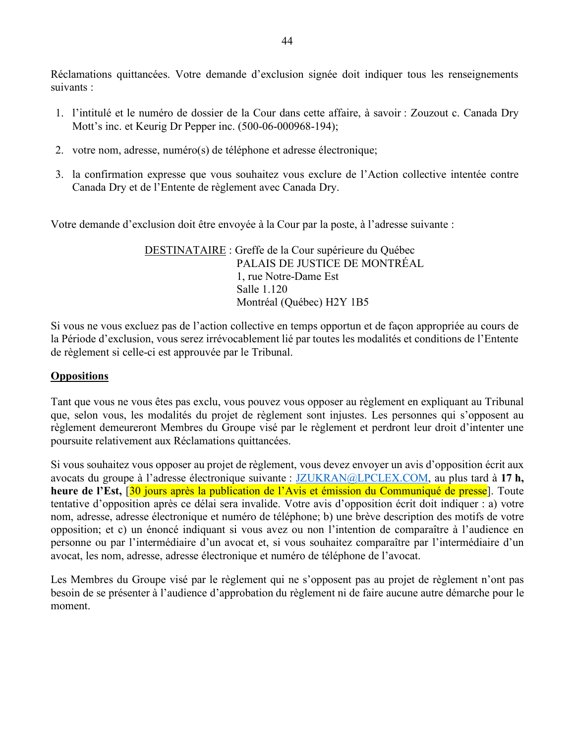Réclamations quittancées. Votre demande d'exclusion signée doit indiquer tous les renseignements suivants :

1. l'intitulé et le numéro de dossier de la Cour dans cette affaire, à savoir : Zouzout c. Canada Dry Mott's inc. et Keurig Dr Pepper inc. (500-06-000968-194);

2. votre nom, adresse, numéro(s) de téléphone et adresse électronique;

3. la confirmation expresse que vous souhaitez vous exclure de l'Action collective intentée contre Canada Dry et de l'Entente de règlement avec Canada Dry.

Votre demande d'exclusion doit être envoyée à la Cour par la poste, à l'adresse suivante :

DESTINATAIRE : Greffe de la Cour supérieure du Québec
PALAIS DE JUSTICE DE MONTRÉAL
1, rue Notre-Dame Est
Salle 1.120
Montréal (Québec) H2Y 1B5

Si vous ne vous excluez pas de l'action collective en temps opportun et de façon appropriée au cours de la Période d'exclusion, vous serez irrévocablement lié par toutes les modalités et conditions de l'Entente de règlement si celle-ci est approuvée par le Tribunal.

**Oppositions**

Tant que vous ne vous êtes pas exclu, vous pouvez vous opposer au règlement en expliquant au Tribunal que, selon vous, les modalités du projet de règlement sont injustes. Les personnes qui s'opposent au règlement demeureront Membres du Groupe visé par le règlement et perdront leur droit d'intenter une poursuite relativement aux Réclamations quittancées.

Si vous souhaitez vous opposer au projet de règlement, vous devez envoyer un avis d'opposition écrit aux avocats du groupe à l'adresse électronique suivante : JZUKRAN@LPCLEX.COM, au plus tard à **17 h, heure de l'Est,** [30 jours après la publication de l'Avis et émission du Communiqué de presse]. Toute tentative d'opposition après ce délai sera invalide. Votre avis d'opposition écrit doit indiquer : a) votre nom, adresse, adresse électronique et numéro de téléphone; b) une brève description des motifs de votre opposition; et c) un énoncé indiquant si vous avez ou non l'intention de comparaître à l'audience en personne ou par l'intermédiaire d'un avocat et, si vous souhaitez comparaître par l'intermédiaire d'un avocat, les nom, adresse, adresse électronique et numéro de téléphone de l'avocat.

Les Membres du Groupe visé par le règlement qui ne s'opposent pas au projet de règlement n'ont pas besoin de se présenter à l'audience d'approbation du règlement ni de faire aucune autre démarche pour le moment.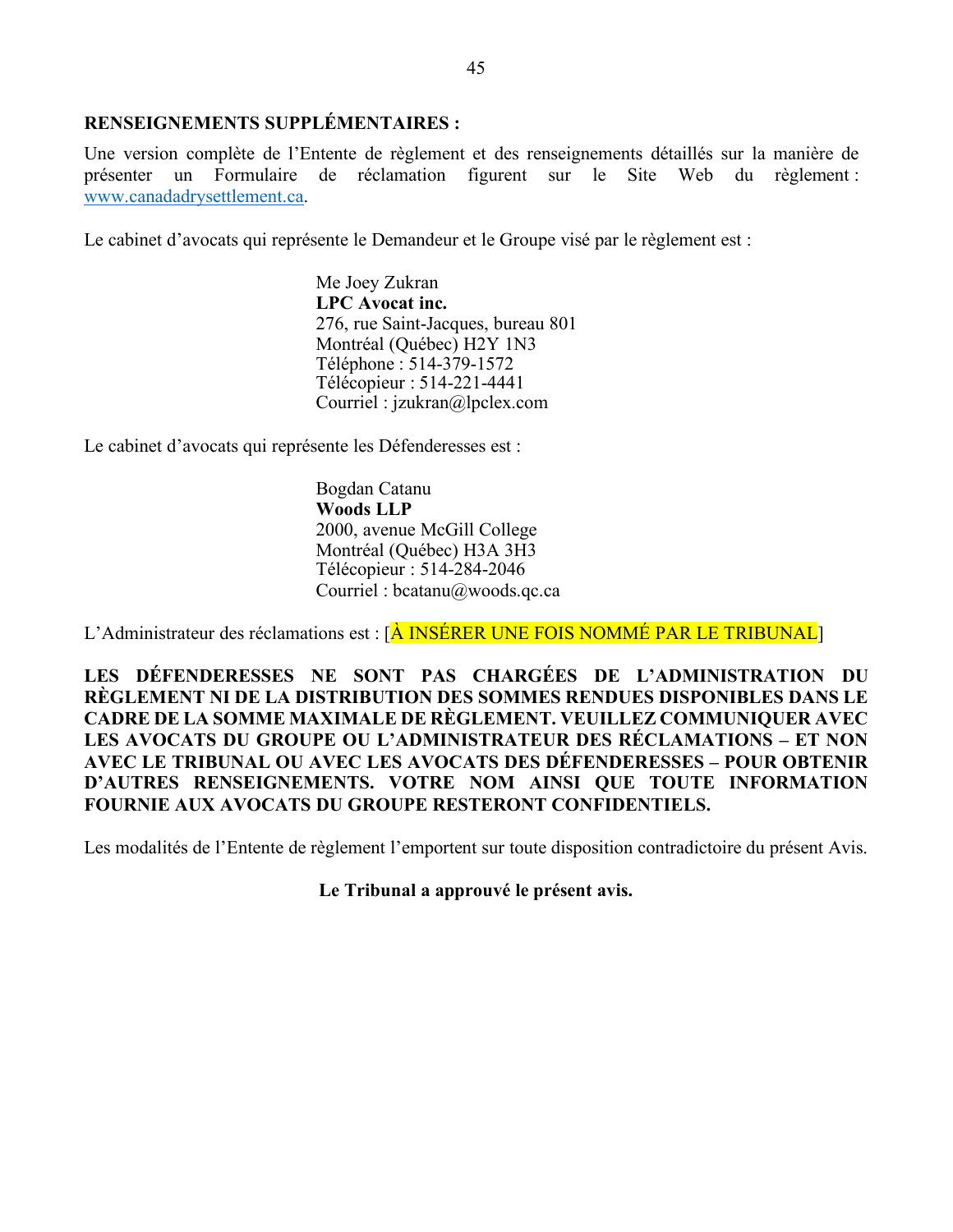**RENSEIGNEMENTS SUPPLÉMENTAIRES :**

Une version complète de l'Entente de règlement et des renseignements détaillés sur la manière de présenter un Formulaire de réclamation figurent sur le Site Web du règlement : www.canadadrysettlement.ca.

Le cabinet d'avocats qui représente le Demandeur et le Groupe visé par le règlement est :

> Me Joey Zukran
> **LPC Avocat inc.**
> 276, rue Saint-Jacques, bureau 801
> Montréal (Québec) H2Y 1N3
> Téléphone : 514-379-1572
> Télécopieur : 514-221-4441
> Courriel : jzukran@lpclex.com

Le cabinet d'avocats qui représente les Défenderesses est :

> Bogdan Catanu
> **Woods LLP**
> 2000, avenue McGill College
> Montréal (Québec) H3A 3H3
> Télécopieur : 514-284-2046
> Courriel : bcatanu@woods.qc.ca

L'Administrateur des réclamations est : [À INSÉRER UNE FOIS NOMMÉ PAR LE TRIBUNAL]

**LES DÉFENDERESSES NE SONT PAS CHARGÉES DE L'ADMINISTRATION DU RÈGLEMENT NI DE LA DISTRIBUTION DES SOMMES RENDUES DISPONIBLES DANS LE CADRE DE LA SOMME MAXIMALE DE RÈGLEMENT. VEUILLEZ COMMUNIQUER AVEC LES AVOCATS DU GROUPE OU L'ADMINISTRATEUR DES RÉCLAMATIONS – ET NON AVEC LE TRIBUNAL OU AVEC LES AVOCATS DES DÉFENDERESSES – POUR OBTENIR D'AUTRES RENSEIGNEMENTS. VOTRE NOM AINSI QUE TOUTE INFORMATION FOURNIE AUX AVOCATS DU GROUPE RESTERONT CONFIDENTIELS.**

Les modalités de l'Entente de règlement l'emportent sur toute disposition contradictoire du présent Avis.

**Le Tribunal a approuvé le présent avis.**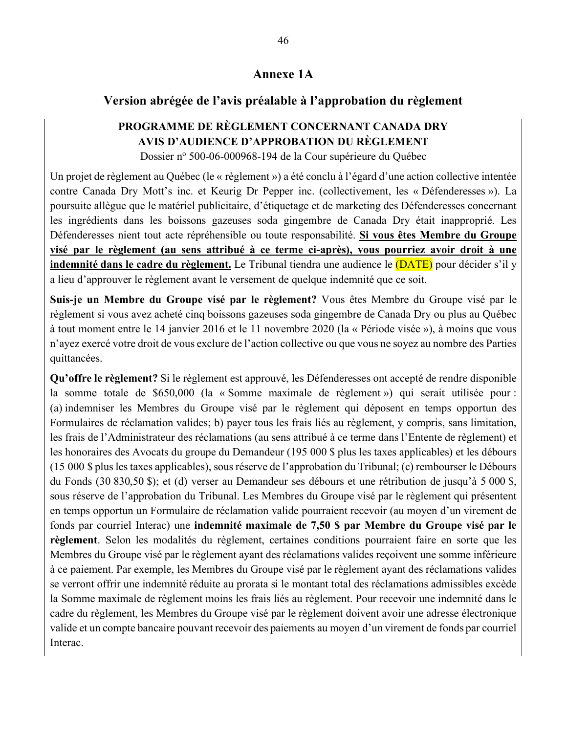## Annexe 1A

## Version abrégée de l'avis préalable à l'approbation du règlement

**PROGRAMME DE RÈGLEMENT CONCERNANT CANADA DRY**
**AVIS D'AUDIENCE D'APPROBATION DU RÈGLEMENT**
Dossier n[o] 500-06-000968-194 de la Cour supérieure du Québec

Un projet de règlement au Québec (le « règlement ») a été conclu à l'égard d'une action collective intentée contre Canada Dry Mott's inc. et Keurig Dr Pepper inc. (collectivement, les « Défenderesses »). La poursuite allègue que le matériel publicitaire, d'étiquetage et de marketing des Défenderesses concernant les ingrédients dans les boissons gazeuses soda gingembre de Canada Dry était inapproprié. Les Défenderesses nient tout acte répréhensible ou toute responsabilité. **Si vous êtes Membre du Groupe visé par le règlement (au sens attribué à ce terme ci-après), vous pourriez avoir droit à une indemnité dans le cadre du règlement.** Le Tribunal tiendra une audience le (DATE) pour décider s'il y a lieu d'approuver le règlement avant le versement de quelque indemnité que ce soit.

**Suis-je un Membre du Groupe visé par le règlement?** Vous êtes Membre du Groupe visé par le règlement si vous avez acheté cinq boissons gazeuses soda gingembre de Canada Dry ou plus au Québec à tout moment entre le 14 janvier 2016 et le 11 novembre 2020 (la « Période visée »), à moins que vous n'ayez exercé votre droit de vous exclure de l'action collective ou que vous ne soyez au nombre des Parties quittancées.

**Qu'offre le règlement?** Si le règlement est approuvé, les Défenderesses ont accepté de rendre disponible la somme totale de $650,000 (la « Somme maximale de règlement ») qui serait utilisée pour : (a) indemniser les Membres du Groupe visé par le règlement qui déposent en temps opportun des Formulaires de réclamation valides; b) payer tous les frais liés au règlement, y compris, sans limitation, les frais de l'Administrateur des réclamations (au sens attribué à ce terme dans l'Entente de règlement) et les honoraires des Avocats du groupe du Demandeur (195 000 $ plus les taxes applicables) et les débours (15 000 $ plus les taxes applicables), sous réserve de l'approbation du Tribunal; (c) rembourser le Débours du Fonds (30 830,50 $); et (d) verser au Demandeur ses débours et une rétribution de jusqu'à 5 000 $, sous réserve de l'approbation du Tribunal. Les Membres du Groupe visé par le règlement qui présentent en temps opportun un Formulaire de réclamation valide pourraient recevoir (au moyen d'un virement de fonds par courriel Interac) une **indemnité maximale de 7,50 $ par Membre du Groupe visé par le règlement**. Selon les modalités du règlement, certaines conditions pourraient faire en sorte que les Membres du Groupe visé par le règlement ayant des réclamations valides reçoivent une somme inférieure à ce paiement. Par exemple, les Membres du Groupe visé par le règlement ayant des réclamations valides se verront offrir une indemnité réduite au prorata si le montant total des réclamations admissibles excède la Somme maximale de règlement moins les frais liés au règlement. Pour recevoir une indemnité dans le cadre du règlement, les Membres du Groupe visé par le règlement doivent avoir une adresse électronique valide et un compte bancaire pouvant recevoir des paiements au moyen d'un virement de fonds par courriel Interac.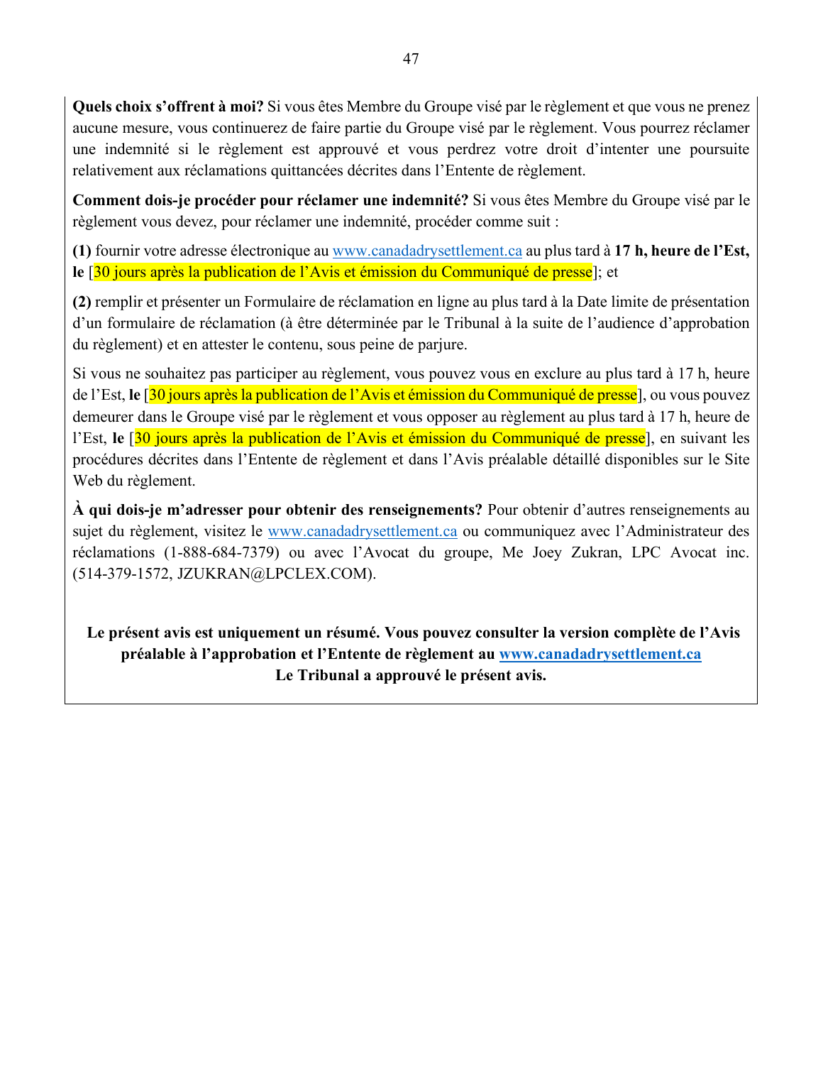**Quels choix s'offrent à moi?** Si vous êtes Membre du Groupe visé par le règlement et que vous ne prenez aucune mesure, vous continuerez de faire partie du Groupe visé par le règlement. Vous pourrez réclamer une indemnité si le règlement est approuvé et vous perdrez votre droit d'intenter une poursuite relativement aux réclamations quittancées décrites dans l'Entente de règlement.

**Comment dois-je procéder pour réclamer une indemnité?** Si vous êtes Membre du Groupe visé par le règlement vous devez, pour réclamer une indemnité, procéder comme suit :

**(1)** fournir votre adresse électronique au www.canadadrysettlement.ca au plus tard à **17 h, heure de l'Est, le** [30 jours après la publication de l'Avis et émission du Communiqué de presse]; et

**(2)** remplir et présenter un Formulaire de réclamation en ligne au plus tard à la Date limite de présentation d'un formulaire de réclamation (à être déterminée par le Tribunal à la suite de l'audience d'approbation du règlement) et en attester le contenu, sous peine de parjure.

Si vous ne souhaitez pas participer au règlement, vous pouvez vous en exclure au plus tard à 17 h, heure de l'Est, **le** [30 jours après la publication de l'Avis et émission du Communiqué de presse], ou vous pouvez demeurer dans le Groupe visé par le règlement et vous opposer au règlement au plus tard à 17 h, heure de l'Est, **le** [30 jours après la publication de l'Avis et émission du Communiqué de presse], en suivant les procédures décrites dans l'Entente de règlement et dans l'Avis préalable détaillé disponibles sur le Site Web du règlement.

**À qui dois-je m'adresser pour obtenir des renseignements?** Pour obtenir d'autres renseignements au sujet du règlement, visitez le www.canadadrysettlement.ca ou communiquez avec l'Administrateur des réclamations (1-888-684-7379) ou avec l'Avocat du groupe, Me Joey Zukran, LPC Avocat inc. (514-379-1572, JZUKRAN@LPCLEX.COM).

**Le présent avis est uniquement un résumé. Vous pouvez consulter la version complète de l'Avis préalable à l'approbation et l'Entente de règlement au www.canadadrysettlement.ca**
**Le Tribunal a approuvé le présent avis.**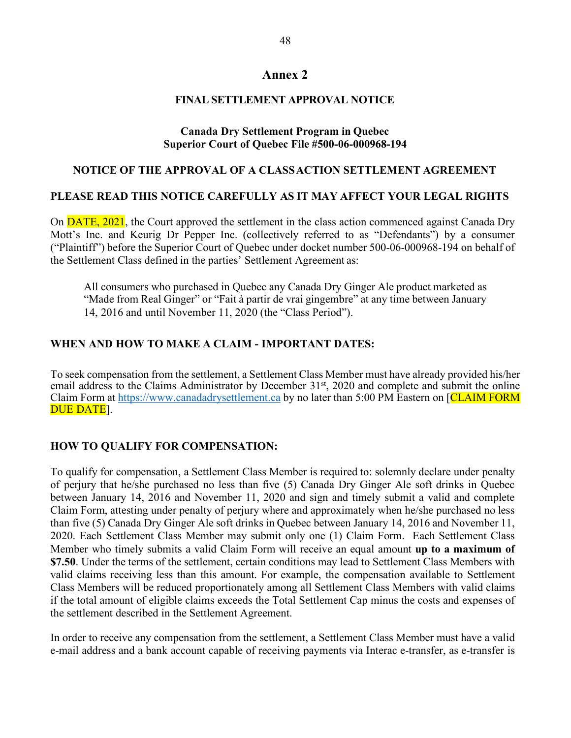# Annex 2

## FINAL SETTLEMENT APPROVAL NOTICE

### Canada Dry Settlement Program in Quebec
### Superior Court of Quebec File #500-06-000968-194

### NOTICE OF THE APPROVAL OF A CLASS ACTION SETTLEMENT AGREEMENT

### PLEASE READ THIS NOTICE CAREFULLY AS IT MAY AFFECT YOUR LEGAL RIGHTS

On DATE, 2021, the Court approved the settlement in the class action commenced against Canada Dry Mott's Inc. and Keurig Dr Pepper Inc. (collectively referred to as "Defendants") by a consumer ("Plaintiff") before the Superior Court of Quebec under docket number 500-06-000968-194 on behalf of the Settlement Class defined in the parties' Settlement Agreement as:

> All consumers who purchased in Quebec any Canada Dry Ginger Ale product marketed as "Made from Real Ginger" or "Fait à partir de vrai gingembre" at any time between January 14, 2016 and until November 11, 2020 (the "Class Period").

### WHEN AND HOW TO MAKE A CLAIM - IMPORTANT DATES:

To seek compensation from the settlement, a Settlement Class Member must have already provided his/her email address to the Claims Administrator by December 31st, 2020 and complete and submit the online Claim Form at https://www.canadadrysettlement.ca by no later than 5:00 PM Eastern on [CLAIM FORM DUE DATE].

### HOW TO QUALIFY FOR COMPENSATION:

To qualify for compensation, a Settlement Class Member is required to: solemnly declare under penalty of perjury that he/she purchased no less than five (5) Canada Dry Ginger Ale soft drinks in Quebec between January 14, 2016 and November 11, 2020 and sign and timely submit a valid and complete Claim Form, attesting under penalty of perjury where and approximately when he/she purchased no less than five (5) Canada Dry Ginger Ale soft drinks in Quebec between January 14, 2016 and November 11, 2020. Each Settlement Class Member may submit only one (1) Claim Form. Each Settlement Class Member who timely submits a valid Claim Form will receive an equal amount **up to a maximum of $7.50**. Under the terms of the settlement, certain conditions may lead to Settlement Class Members with valid claims receiving less than this amount. For example, the compensation available to Settlement Class Members will be reduced proportionately among all Settlement Class Members with valid claims if the total amount of eligible claims exceeds the Total Settlement Cap minus the costs and expenses of the settlement described in the Settlement Agreement.

In order to receive any compensation from the settlement, a Settlement Class Member must have a valid e-mail address and a bank account capable of receiving payments via Interac e-transfer, as e-transfer is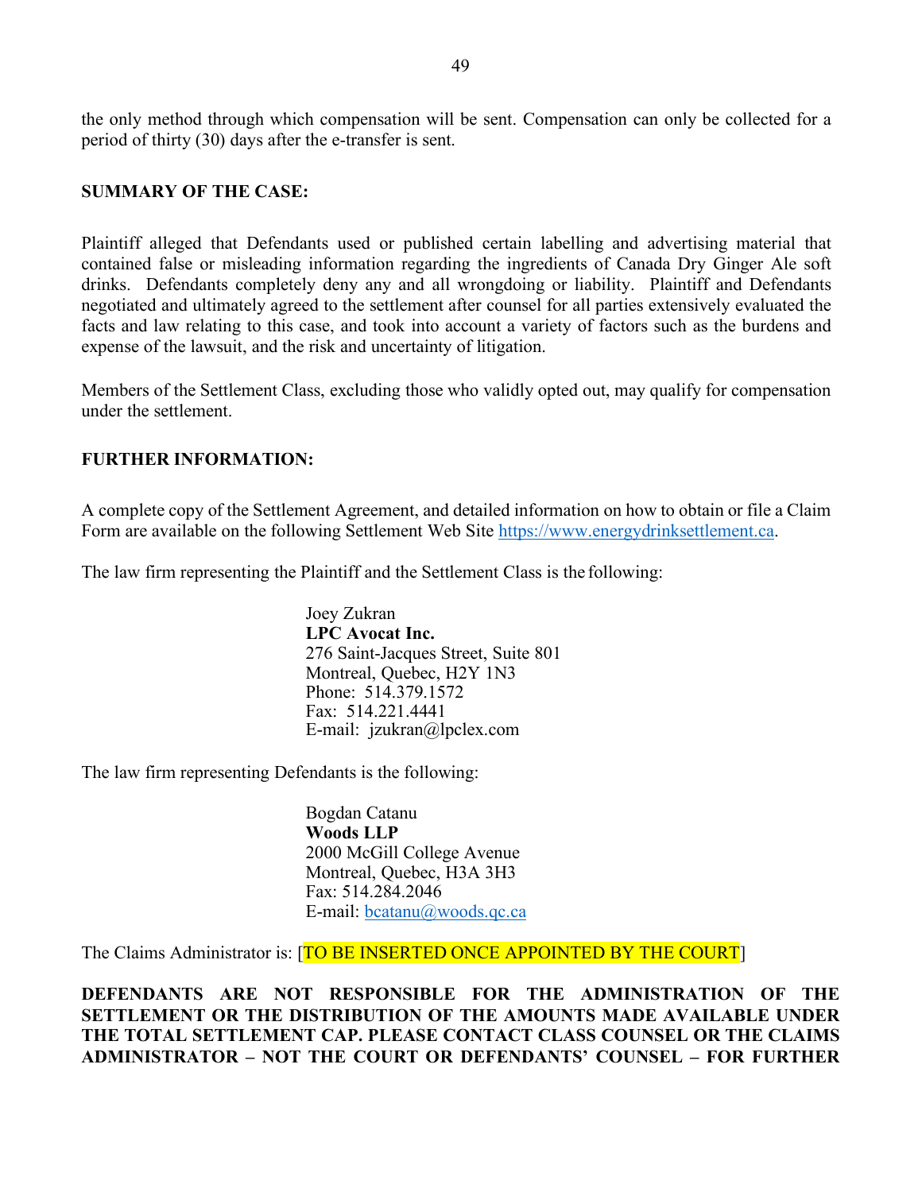the only method through which compensation will be sent. Compensation can only be collected for a period of thirty (30) days after the e-transfer is sent.

**SUMMARY OF THE CASE:**

Plaintiff alleged that Defendants used or published certain labelling and advertising material that contained false or misleading information regarding the ingredients of Canada Dry Ginger Ale soft drinks. Defendants completely deny any and all wrongdoing or liability. Plaintiff and Defendants negotiated and ultimately agreed to the settlement after counsel for all parties extensively evaluated the facts and law relating to this case, and took into account a variety of factors such as the burdens and expense of the lawsuit, and the risk and uncertainty of litigation.

Members of the Settlement Class, excluding those who validly opted out, may qualify for compensation under the settlement.

**FURTHER INFORMATION:**

A complete copy of the Settlement Agreement, and detailed information on how to obtain or file a Claim Form are available on the following Settlement Web Site https://www.energydrinksettlement.ca.

The law firm representing the Plaintiff and the Settlement Class is the following:

Joey Zukran
**LPC Avocat Inc.**
276 Saint-Jacques Street, Suite 801
Montreal, Quebec, H2Y 1N3
Phone: 514.379.1572
Fax: 514.221.4441
E-mail: jzukran@lpclex.com

The law firm representing Defendants is the following:

Bogdan Catanu
**Woods LLP**
2000 McGill College Avenue
Montreal, Quebec, H3A 3H3
Fax: 514.284.2046
E-mail: bcatanu@woods.qc.ca

The Claims Administrator is: [TO BE INSERTED ONCE APPOINTED BY THE COURT]

**DEFENDANTS ARE NOT RESPONSIBLE FOR THE ADMINISTRATION OF THE SETTLEMENT OR THE DISTRIBUTION OF THE AMOUNTS MADE AVAILABLE UNDER THE TOTAL SETTLEMENT CAP. PLEASE CONTACT CLASS COUNSEL OR THE CLAIMS ADMINISTRATOR – NOT THE COURT OR DEFENDANTS' COUNSEL – FOR FURTHER**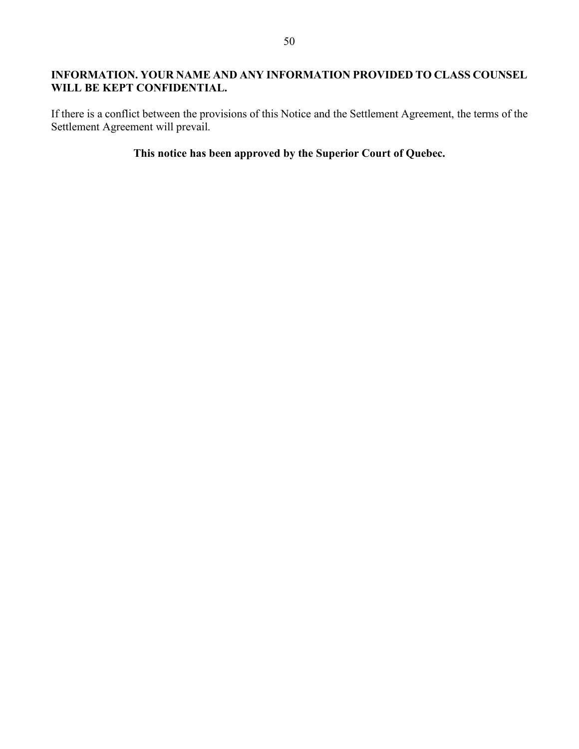**INFORMATION. YOUR NAME AND ANY INFORMATION PROVIDED TO CLASS COUNSEL WILL BE KEPT CONFIDENTIAL.**

If there is a conflict between the provisions of this Notice and the Settlement Agreement, the terms of the Settlement Agreement will prevail.

**This notice has been approved by the Superior Court of Quebec.**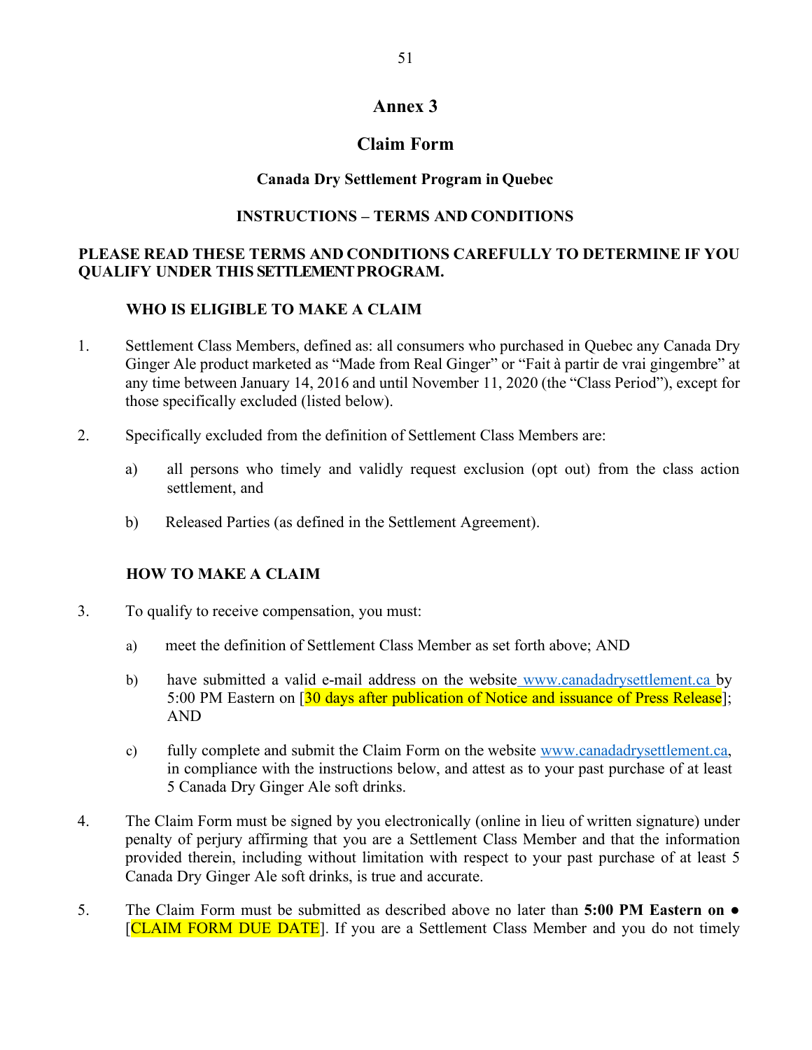# Annex 3

## Claim Form

### Canada Dry Settlement Program in Quebec

### INSTRUCTIONS – TERMS AND CONDITIONS

**PLEASE READ THESE TERMS AND CONDITIONS CAREFULLY TO DETERMINE IF YOU QUALIFY UNDER THIS SETTLEMENT PROGRAM.**

**WHO IS ELIGIBLE TO MAKE A CLAIM**

1. Settlement Class Members, defined as: all consumers who purchased in Quebec any Canada Dry Ginger Ale product marketed as "Made from Real Ginger" or "Fait à partir de vrai gingembre" at any time between January 14, 2016 and until November 11, 2020 (the "Class Period"), except for those specifically excluded (listed below).

2. Specifically excluded from the definition of Settlement Class Members are:

   a) all persons who timely and validly request exclusion (opt out) from the class action settlement, and

   b) Released Parties (as defined in the Settlement Agreement).

**HOW TO MAKE A CLAIM**

3. To qualify to receive compensation, you must:

   a) meet the definition of Settlement Class Member as set forth above; AND

   b) have submitted a valid e-mail address on the website www.canadadrysettlement.ca by 5:00 PM Eastern on [30 days after publication of Notice and issuance of Press Release]; AND

   c) fully complete and submit the Claim Form on the website www.canadadrysettlement.ca, in compliance with the instructions below, and attest as to your past purchase of at least 5 Canada Dry Ginger Ale soft drinks.

4. The Claim Form must be signed by you electronically (online in lieu of written signature) under penalty of perjury affirming that you are a Settlement Class Member and that the information provided therein, including without limitation with respect to your past purchase of at least 5 Canada Dry Ginger Ale soft drinks, is true and accurate.

5. The Claim Form must be submitted as described above no later than **5:00 PM Eastern on ●** [CLAIM FORM DUE DATE]. If you are a Settlement Class Member and you do not timely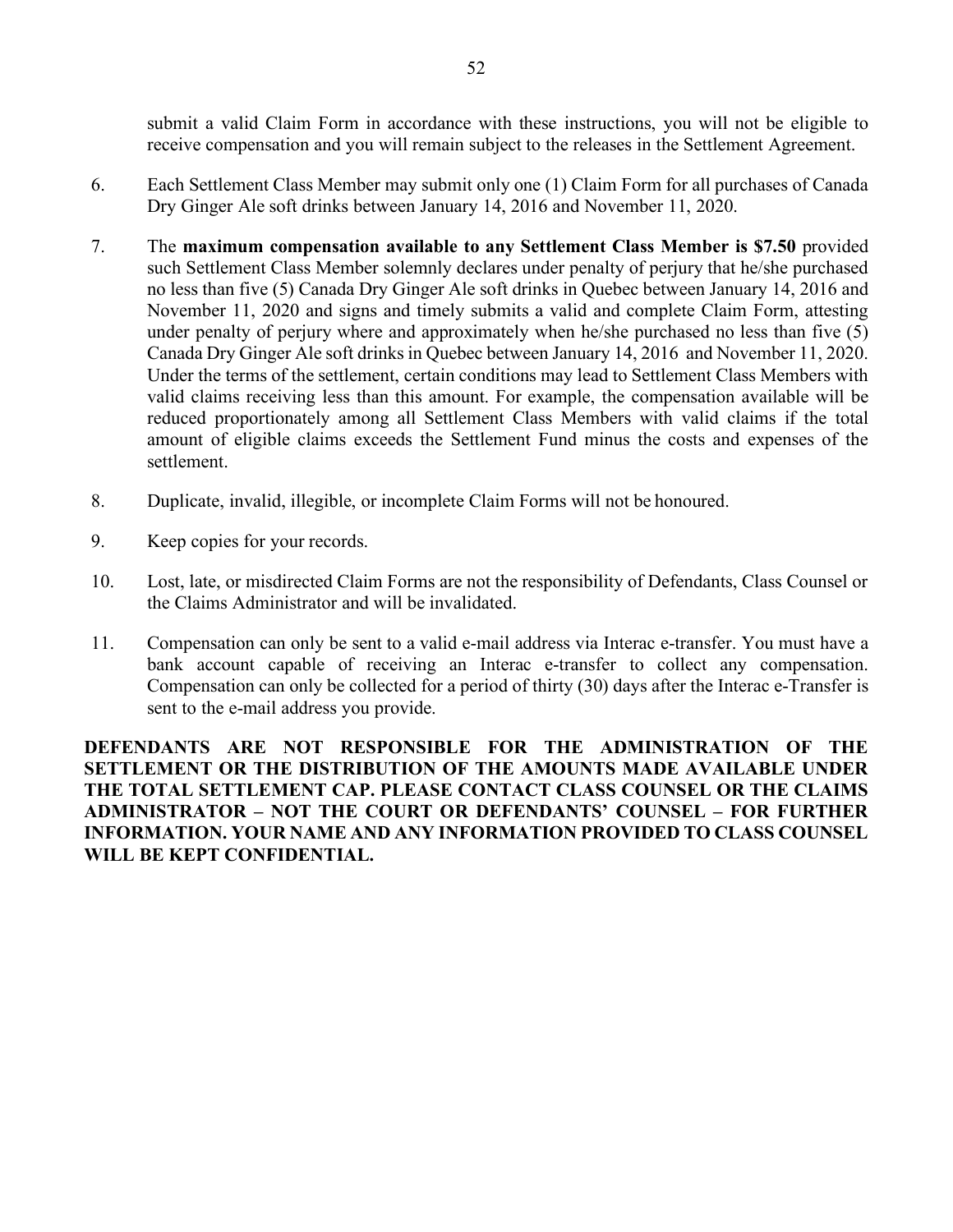submit a valid Claim Form in accordance with these instructions, you will not be eligible to receive compensation and you will remain subject to the releases in the Settlement Agreement.

6. Each Settlement Class Member may submit only one (1) Claim Form for all purchases of Canada Dry Ginger Ale soft drinks between January 14, 2016 and November 11, 2020.

7. The **maximum compensation available to any Settlement Class Member is $7.50** provided such Settlement Class Member solemnly declares under penalty of perjury that he/she purchased no less than five (5) Canada Dry Ginger Ale soft drinks in Quebec between January 14, 2016 and November 11, 2020 and signs and timely submits a valid and complete Claim Form, attesting under penalty of perjury where and approximately when he/she purchased no less than five (5) Canada Dry Ginger Ale soft drinks in Quebec between January 14, 2016 and November 11, 2020. Under the terms of the settlement, certain conditions may lead to Settlement Class Members with valid claims receiving less than this amount. For example, the compensation available will be reduced proportionately among all Settlement Class Members with valid claims if the total amount of eligible claims exceeds the Settlement Fund minus the costs and expenses of the settlement.

8. Duplicate, invalid, illegible, or incomplete Claim Forms will not be honoured.

9. Keep copies for your records.

10. Lost, late, or misdirected Claim Forms are not the responsibility of Defendants, Class Counsel or the Claims Administrator and will be invalidated.

11. Compensation can only be sent to a valid e-mail address via Interac e-transfer. You must have a bank account capable of receiving an Interac e-transfer to collect any compensation. Compensation can only be collected for a period of thirty (30) days after the Interac e-Transfer is sent to the e-mail address you provide.

**DEFENDANTS ARE NOT RESPONSIBLE FOR THE ADMINISTRATION OF THE SETTLEMENT OR THE DISTRIBUTION OF THE AMOUNTS MADE AVAILABLE UNDER THE TOTAL SETTLEMENT CAP. PLEASE CONTACT CLASS COUNSEL OR THE CLAIMS ADMINISTRATOR – NOT THE COURT OR DEFENDANTS' COUNSEL – FOR FURTHER INFORMATION. YOUR NAME AND ANY INFORMATION PROVIDED TO CLASS COUNSEL WILL BE KEPT CONFIDENTIAL.**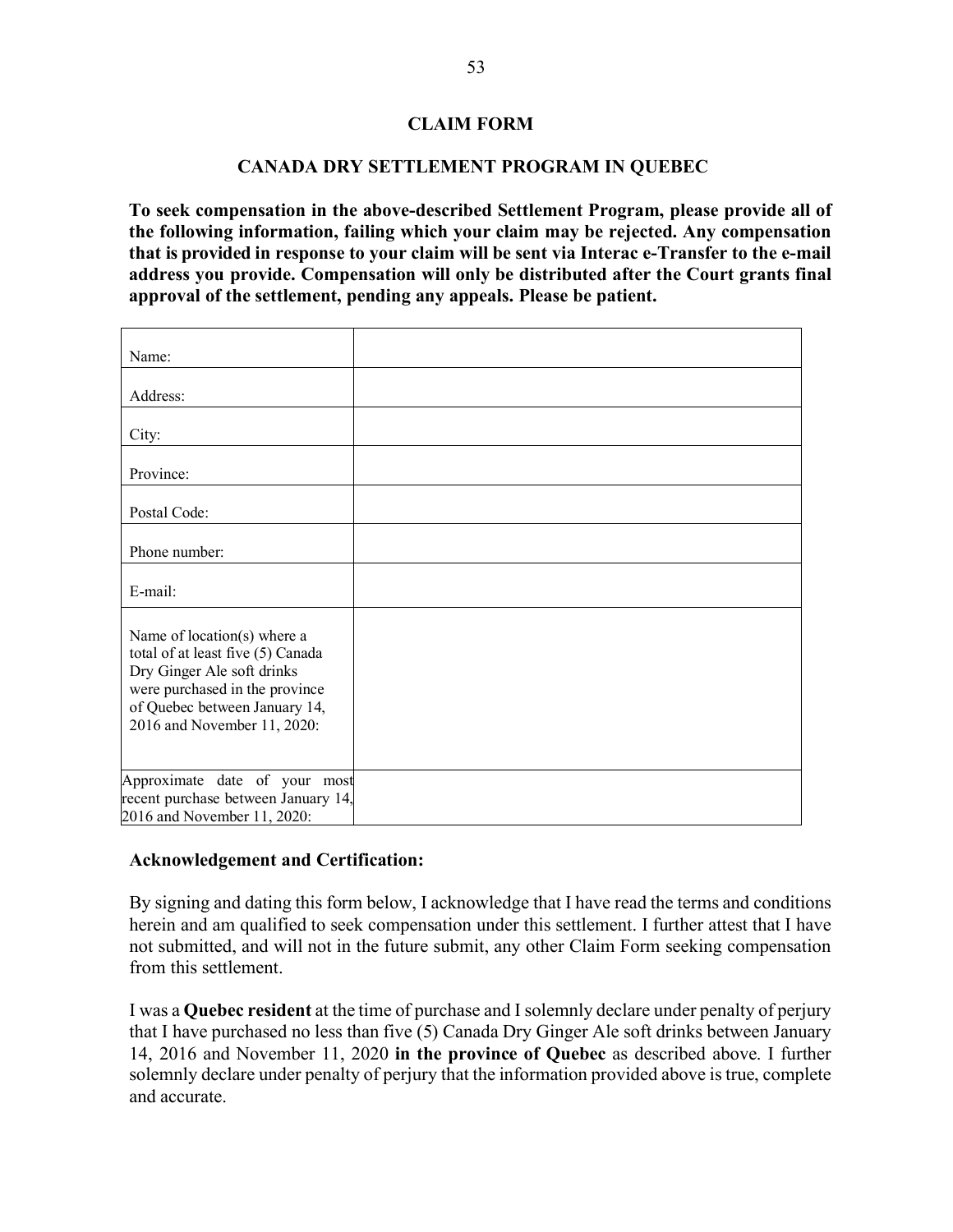# CLAIM FORM

## CANADA DRY SETTLEMENT PROGRAM IN QUEBEC

**To seek compensation in the above-described Settlement Program, please provide all of the following information, failing which your claim may be rejected. Any compensation that is provided in response to your claim will be sent via Interac e-Transfer to the e-mail address you provide. Compensation will only be distributed after the Court grants final approval of the settlement, pending any appeals. Please be patient.**

| | |
|---|---|
| Name: | |
| Address: | |
| City: | |
| Province: | |
| Postal Code: | |
| Phone number: | |
| E-mail: | |
| Name of location(s) where a total of at least five (5) Canada Dry Ginger Ale soft drinks were purchased in the province of Quebec between January 14, 2016 and November 11, 2020: | |
| Approximate date of your most recent purchase between January 14, 2016 and November 11, 2020: | |

**Acknowledgement and Certification:**

By signing and dating this form below, I acknowledge that I have read the terms and conditions herein and am qualified to seek compensation under this settlement. I further attest that I have not submitted, and will not in the future submit, any other Claim Form seeking compensation from this settlement.

I was a **Quebec resident** at the time of purchase and I solemnly declare under penalty of perjury that I have purchased no less than five (5) Canada Dry Ginger Ale soft drinks between January 14, 2016 and November 11, 2020 **in the province of Quebec** as described above. I further solemnly declare under penalty of perjury that the information provided above is true, complete and accurate.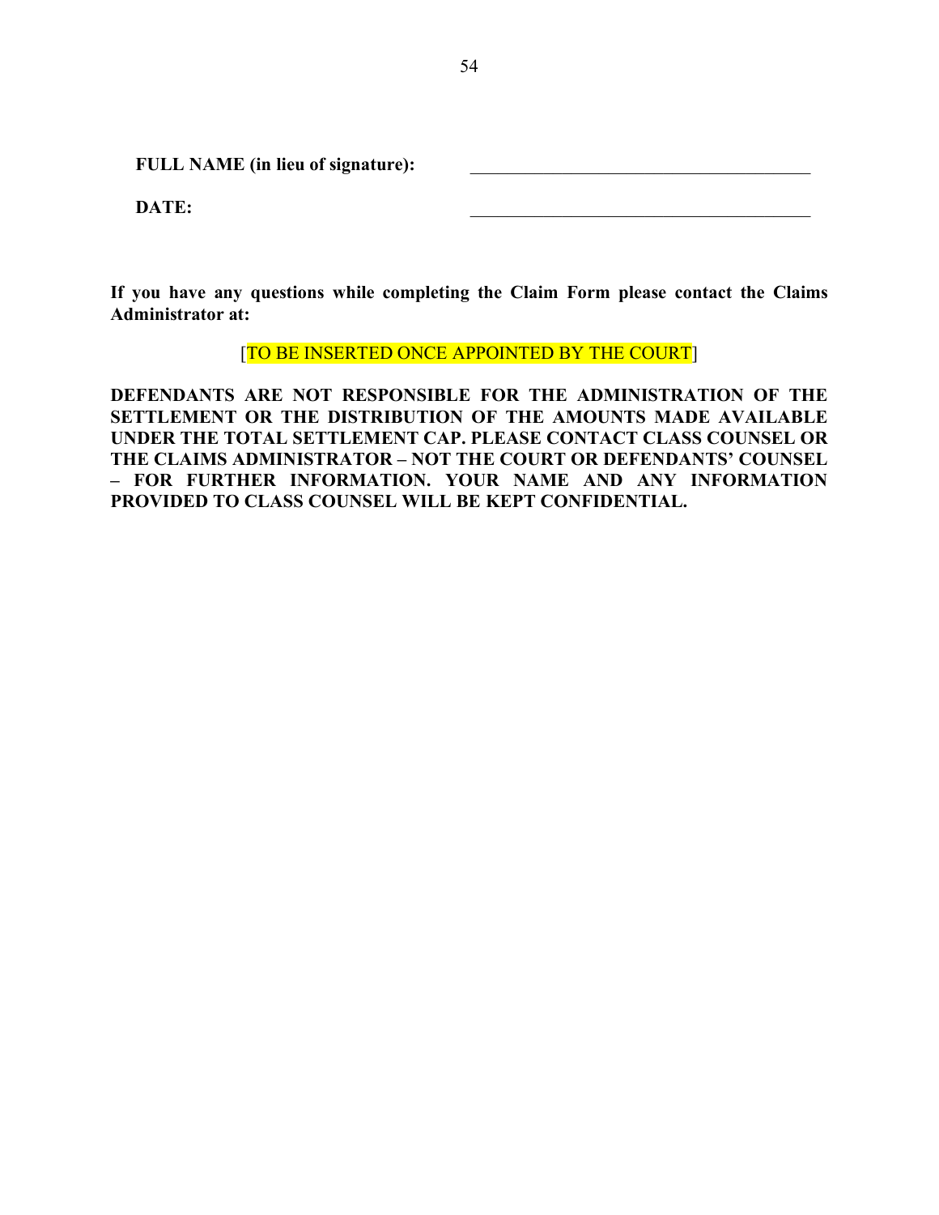**FULL NAME (in lieu of signature):** \_\_\_\_\_\_\_\_\_\_\_\_\_\_\_\_\_\_\_\_\_\_\_\_\_\_\_\_\_\_\_\_\_\_\_\_\_\_\_\_

**DATE:** \_\_\_\_\_\_\_\_\_\_\_\_\_\_\_\_\_\_\_\_\_\_\_\_\_\_\_\_\_\_\_\_\_\_\_\_\_\_\_\_

**If you have any questions while completing the Claim Form please contact the Claims Administrator at:**

[TO BE INSERTED ONCE APPOINTED BY THE COURT]

**DEFENDANTS ARE NOT RESPONSIBLE FOR THE ADMINISTRATION OF THE SETTLEMENT OR THE DISTRIBUTION OF THE AMOUNTS MADE AVAILABLE UNDER THE TOTAL SETTLEMENT CAP. PLEASE CONTACT CLASS COUNSEL OR THE CLAIMS ADMINISTRATOR – NOT THE COURT OR DEFENDANTS' COUNSEL – FOR FURTHER INFORMATION. YOUR NAME AND ANY INFORMATION PROVIDED TO CLASS COUNSEL WILL BE KEPT CONFIDENTIAL.**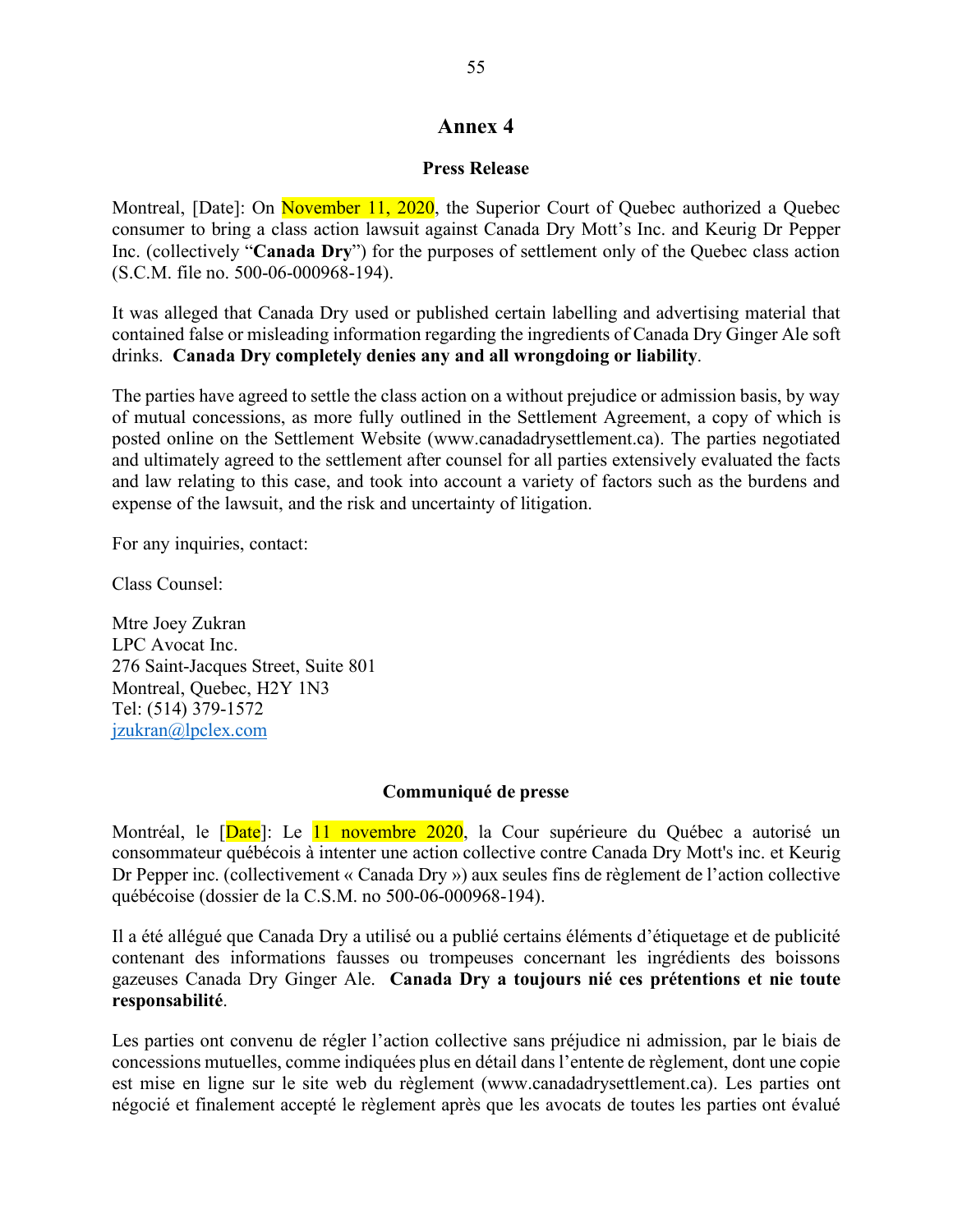# Annex 4

## Press Release

Montreal, [Date]: On November 11, 2020, the Superior Court of Quebec authorized a Quebec consumer to bring a class action lawsuit against Canada Dry Mott's Inc. and Keurig Dr Pepper Inc. (collectively "**Canada Dry**") for the purposes of settlement only of the Quebec class action (S.C.M. file no. 500-06-000968-194).

It was alleged that Canada Dry used or published certain labelling and advertising material that contained false or misleading information regarding the ingredients of Canada Dry Ginger Ale soft drinks. **Canada Dry completely denies any and all wrongdoing or liability**.

The parties have agreed to settle the class action on a without prejudice or admission basis, by way of mutual concessions, as more fully outlined in the Settlement Agreement, a copy of which is posted online on the Settlement Website (www.canadadrysettlement.ca). The parties negotiated and ultimately agreed to the settlement after counsel for all parties extensively evaluated the facts and law relating to this case, and took into account a variety of factors such as the burdens and expense of the lawsuit, and the risk and uncertainty of litigation.

For any inquiries, contact:

Class Counsel:

Mtre Joey Zukran
LPC Avocat Inc.
276 Saint-Jacques Street, Suite 801
Montreal, Quebec, H2Y 1N3
Tel: (514) 379-1572
jzukran@lpclex.com

## Communiqué de presse

Montréal, le [Date]: Le 11 novembre 2020, la Cour supérieure du Québec a autorisé un consommateur québécois à intenter une action collective contre Canada Dry Mott's inc. et Keurig Dr Pepper inc. (collectivement « Canada Dry ») aux seules fins de règlement de l'action collective québécoise (dossier de la C.S.M. no 500-06-000968-194).

Il a été allégué que Canada Dry a utilisé ou a publié certains éléments d'étiquetage et de publicité contenant des informations fausses ou trompeuses concernant les ingrédients des boissons gazeuses Canada Dry Ginger Ale. **Canada Dry a toujours nié ces prétentions et nie toute responsabilité**.

Les parties ont convenu de régler l'action collective sans préjudice ni admission, par le biais de concessions mutuelles, comme indiquées plus en détail dans l'entente de règlement, dont une copie est mise en ligne sur le site web du règlement (www.canadadrysettlement.ca). Les parties ont négocié et finalement accepté le règlement après que les avocats de toutes les parties ont évalué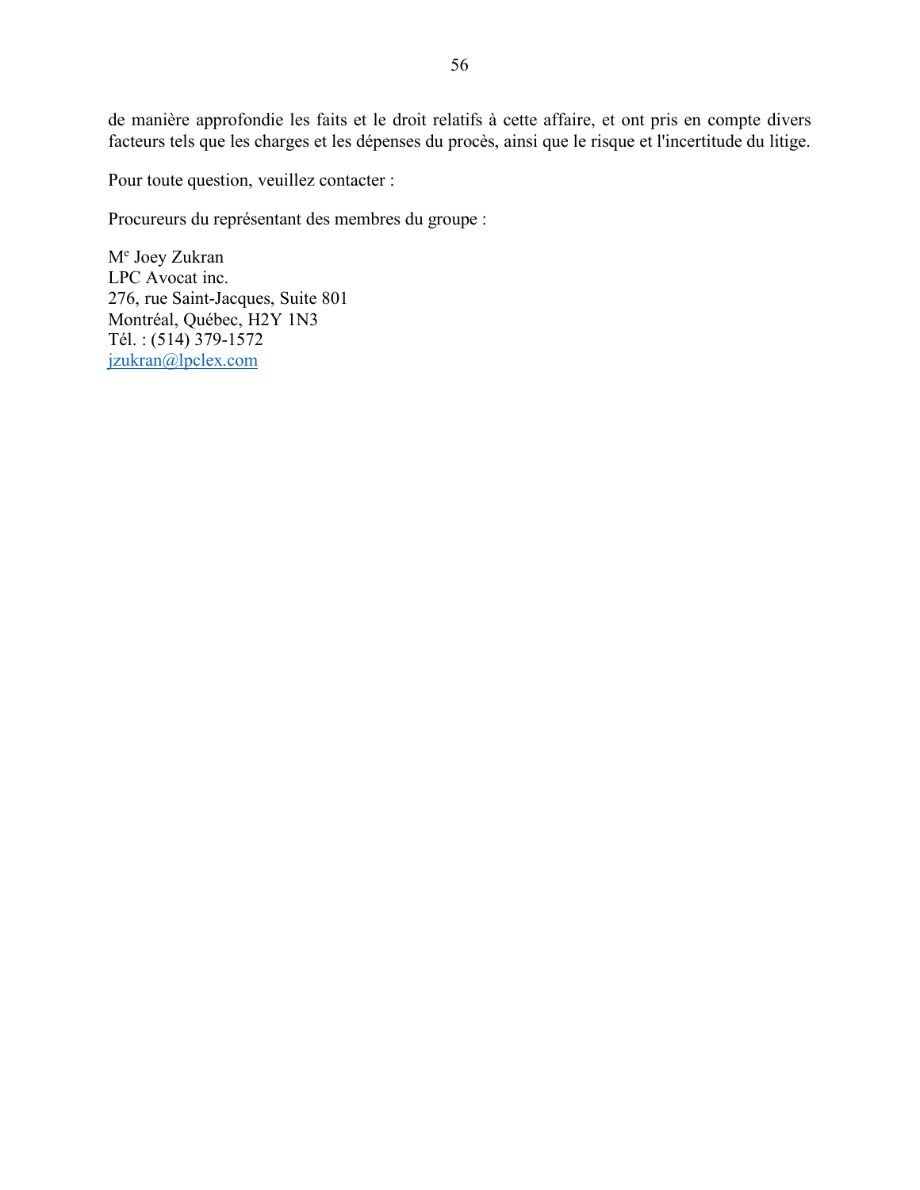de manière approfondie les faits et le droit relatifs à cette affaire, et ont pris en compte divers facteurs tels que les charges et les dépenses du procès, ainsi que le risque et l'incertitude du litige.

Pour toute question, veuillez contacter :

Procureurs du représentant des membres du groupe :

M[e] Joey Zukran
LPC Avocat inc.
276, rue Saint-Jacques, Suite 801
Montréal, Québec, H2Y 1N3
Tél. : (514) 379-1572
jzukran@lpclex.com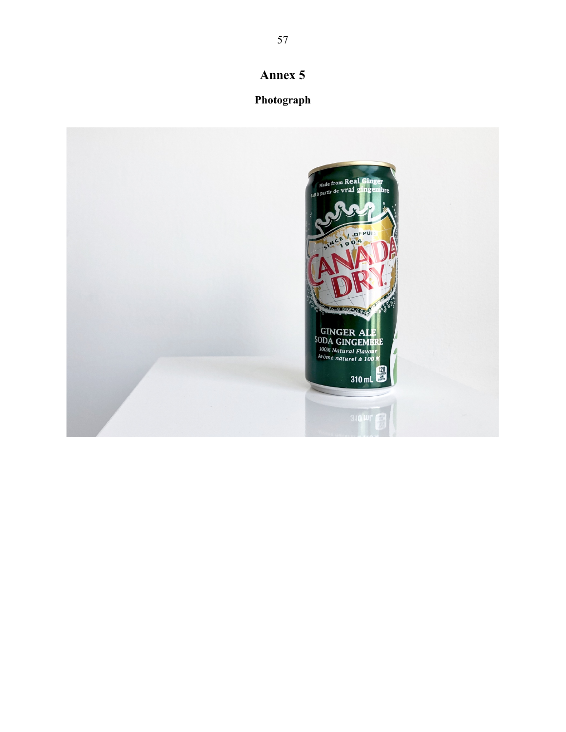# Annex 5

## Photograph